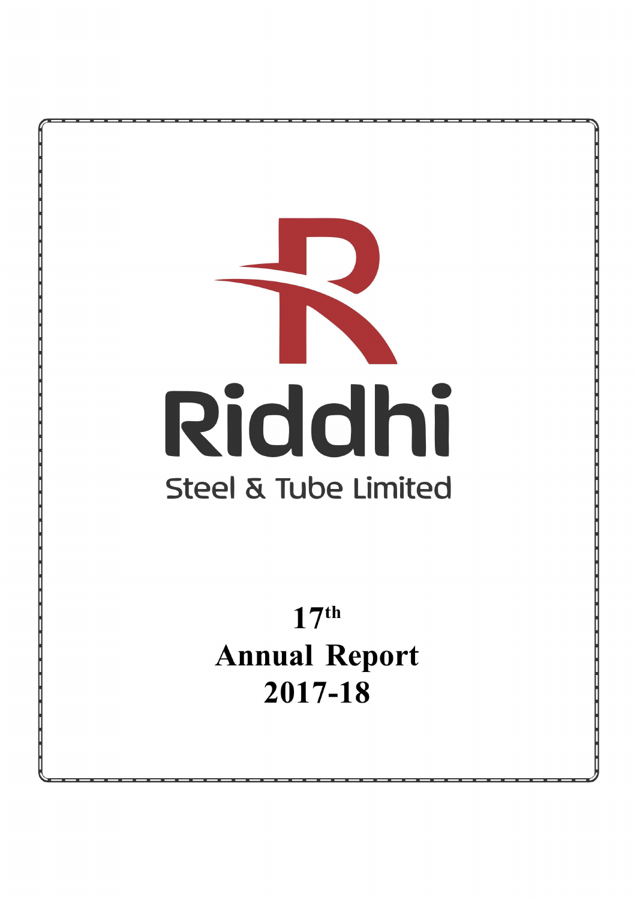# Riddhi

## Steel & Tube Limited

**17th**
**Annual Report**
**2017-18**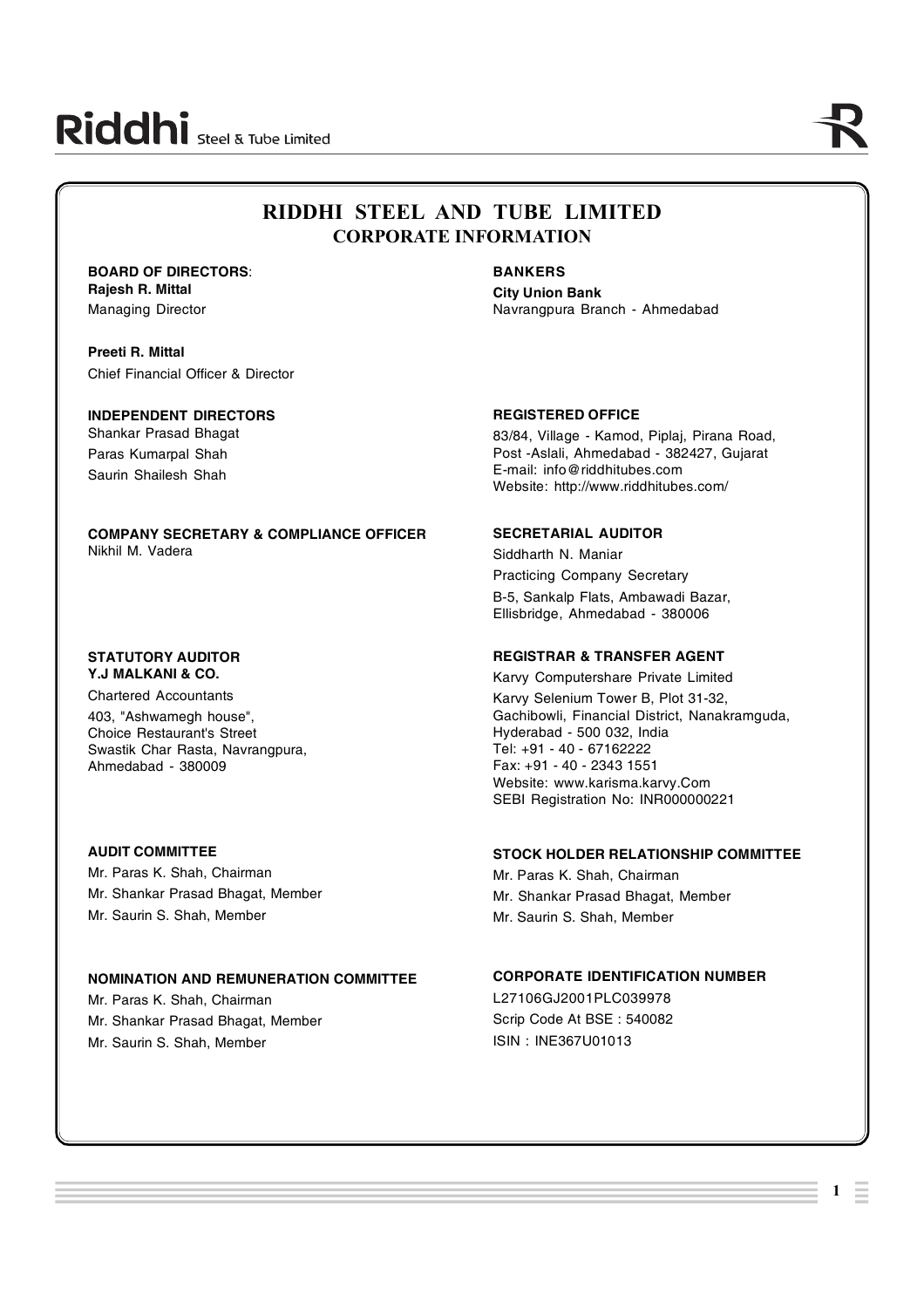# RIDDHI STEEL AND TUBE LIMITED

## CORPORATE INFORMATION

**BOARD OF DIRECTORS**:

**Rajesh R. Mittal**
Managing Director

**Preeti R. Mittal**
Chief Financial Officer & Director

**INDEPENDENT DIRECTORS**

Shankar Prasad Bhagat
Paras Kumarpal Shah
Saurin Shailesh Shah

**COMPANY SECRETARY & COMPLIANCE OFFICER**

Nikhil M. Vadera

**STATUTORY AUDITOR**

**Y.J MALKANI & CO.**
Chartered Accountants
403, "Ashwamegh house",
Choice Restaurant's Street
Swastik Char Rasta, Navrangpura,
Ahmedabad - 380009

**AUDIT COMMITTEE**

Mr. Paras K. Shah, Chairman
Mr. Shankar Prasad Bhagat, Member
Mr. Saurin S. Shah, Member

**NOMINATION AND REMUNERATION COMMITTEE**

Mr. Paras K. Shah, Chairman
Mr. Shankar Prasad Bhagat, Member
Mr. Saurin S. Shah, Member

**BANKERS**

**City Union Bank**
Navrangpura Branch - Ahmedabad

**REGISTERED OFFICE**

83/84, Village - Kamod, Piplaj, Pirana Road,
Post -Aslali, Ahmedabad - 382427, Gujarat
E-mail: info@riddhitubes.com
Website: http://www.riddhitubes.com/

**SECRETARIAL AUDITOR**

Siddharth N. Maniar
Practicing Company Secretary
B-5, Sankalp Flats, Ambawadi Bazar,
Ellisbridge, Ahmedabad - 380006

**REGISTRAR & TRANSFER AGENT**

Karvy Computershare Private Limited
Karvy Selenium Tower B, Plot 31-32,
Gachibowli, Financial District, Nanakramguda,
Hyderabad - 500 032, India
Tel: +91 - 40 - 67162222
Fax: +91 - 40 - 2343 1551
Website: www.karisma.karvy.Com
SEBI Registration No: INR000000221

**STOCK HOLDER RELATIONSHIP COMMITTEE**

Mr. Paras K. Shah, Chairman
Mr. Shankar Prasad Bhagat, Member
Mr. Saurin S. Shah, Member

**CORPORATE IDENTIFICATION NUMBER**

L27106GJ2001PLC039978
Scrip Code At BSE : 540082
ISIN : INE367U01013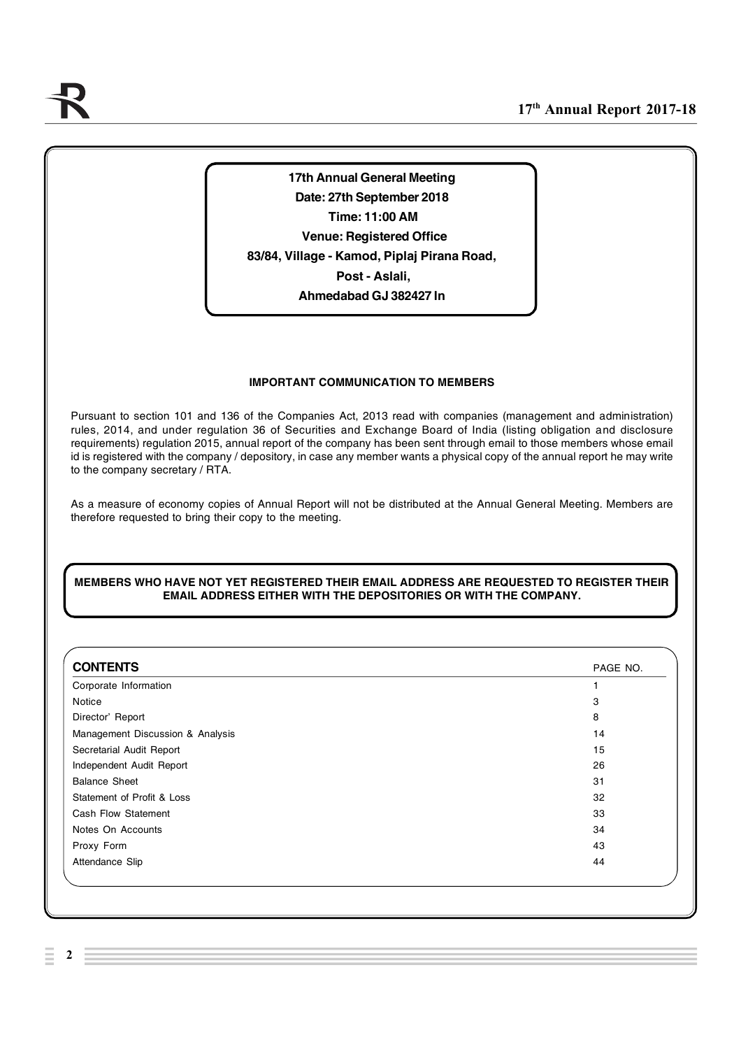**17th Annual General Meeting**
**Date: 27th September 2018**
**Time: 11:00 AM**
**Venue: Registered Office**
**83/84, Village - Kamod, Piplaj Pirana Road,**
**Post - Aslali,**
**Ahmedabad GJ 382427 In**

### IMPORTANT COMMUNICATION TO MEMBERS

Pursuant to section 101 and 136 of the Companies Act, 2013 read with companies (management and administration) rules, 2014, and under regulation 36 of Securities and Exchange Board of India (listing obligation and disclosure requirements) regulation 2015, annual report of the company has been sent through email to those members whose email id is registered with the company / depository, in case any member wants a physical copy of the annual report he may write to the company secretary / RTA.

As a measure of economy copies of Annual Report will not be distributed at the Annual General Meeting. Members are therefore requested to bring their copy to the meeting.

**MEMBERS WHO HAVE NOT YET REGISTERED THEIR EMAIL ADDRESS ARE REQUESTED TO REGISTER THEIR EMAIL ADDRESS EITHER WITH THE DEPOSITORIES OR WITH THE COMPANY.**

| **CONTENTS** | PAGE NO. |
|---|---|
| Corporate Information | 1 |
| Notice | 3 |
| Director' Report | 8 |
| Management Discussion & Analysis | 14 |
| Secretarial Audit Report | 15 |
| Independent Audit Report | 26 |
| Balance Sheet | 31 |
| Statement of Profit & Loss | 32 |
| Cash Flow Statement | 33 |
| Notes On Accounts | 34 |
| Proxy Form | 43 |
| Attendance Slip | 44 |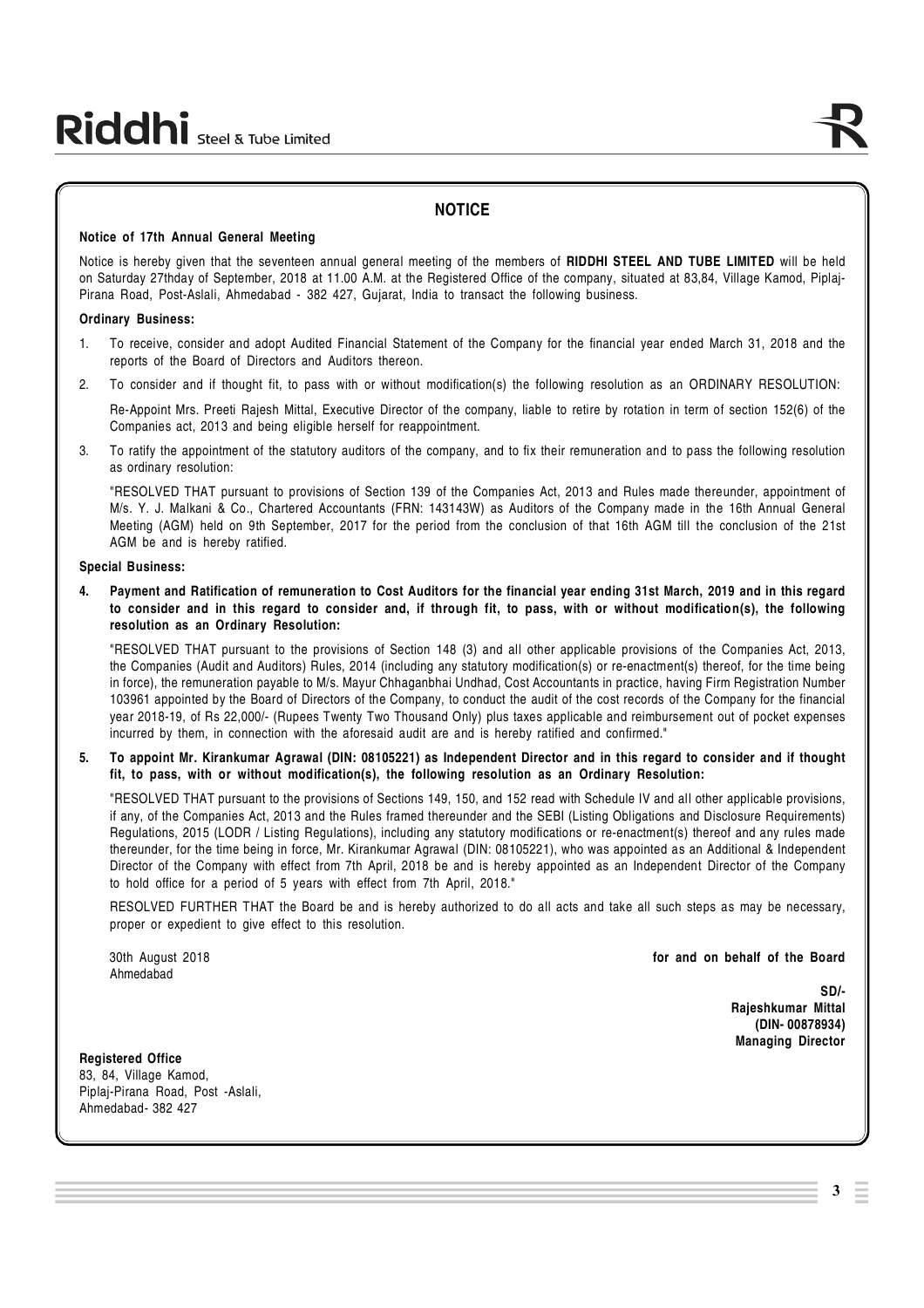## NOTICE

**Notice of 17th Annual General Meeting**

Notice is hereby given that the seventeen annual general meeting of the members of **RIDDHI STEEL AND TUBE LIMITED** will be held on Saturday 27thday of September, 2018 at 11.00 A.M. at the Registered Office of the company, situated at 83,84, Village Kamod, Piplaj-Pirana Road, Post-Aslali, Ahmedabad - 382 427, Gujarat, India to transact the following business.

**Ordinary Business:**

1. To receive, consider and adopt Audited Financial Statement of the Company for the financial year ended March 31, 2018 and the reports of the Board of Directors and Auditors thereon.

2. To consider and if thought fit, to pass with or without modification(s) the following resolution as an ORDINARY RESOLUTION:

   Re-Appoint Mrs. Preeti Rajesh Mittal, Executive Director of the company, liable to retire by rotation in term of section 152(6) of the Companies act, 2013 and being eligible herself for reappointment.

3. To ratify the appointment of the statutory auditors of the company, and to fix their remuneration and to pass the following resolution as ordinary resolution:

   "RESOLVED THAT pursuant to provisions of Section 139 of the Companies Act, 2013 and Rules made thereunder, appointment of M/s. Y. J. Malkani & Co., Chartered Accountants (FRN: 143143W) as Auditors of the Company made in the 16th Annual General Meeting (AGM) held on 9th September, 2017 for the period from the conclusion of that 16th AGM till the conclusion of the 21st AGM be and is hereby ratified.

**Special Business:**

4. **Payment and Ratification of remuneration to Cost Auditors for the financial year ending 31st March, 2019 and in this regard to consider and in this regard to consider and, if through fit, to pass, with or without modification(s), the following resolution as an Ordinary Resolution:**

   "RESOLVED THAT pursuant to the provisions of Section 148 (3) and all other applicable provisions of the Companies Act, 2013, the Companies (Audit and Auditors) Rules, 2014 (including any statutory modification(s) or re-enactment(s) thereof, for the time being in force), the remuneration payable to M/s. Mayur Chhaganbhai Undhad, Cost Accountants in practice, having Firm Registration Number 103961 appointed by the Board of Directors of the Company, to conduct the audit of the cost records of the Company for the financial year 2018-19, of Rs 22,000/- (Rupees Twenty Two Thousand Only) plus taxes applicable and reimbursement out of pocket expenses incurred by them, in connection with the aforesaid audit are and is hereby ratified and confirmed."

5. **To appoint Mr. Kirankumar Agrawal (DIN: 08105221) as Independent Director and in this regard to consider and if thought fit, to pass, with or without modification(s), the following resolution as an Ordinary Resolution:**

   "RESOLVED THAT pursuant to the provisions of Sections 149, 150, and 152 read with Schedule IV and all other applicable provisions, if any, of the Companies Act, 2013 and the Rules framed thereunder and the SEBI (Listing Obligations and Disclosure Requirements) Regulations, 2015 (LODR / Listing Regulations), including any statutory modifications or re-enactment(s) thereof and any rules made thereunder, for the time being in force, Mr. Kirankumar Agrawal (DIN: 08105221), who was appointed as an Additional & Independent Director of the Company with effect from 7th April, 2018 be and is hereby appointed as an Independent Director of the Company to hold office for a period of 5 years with effect from 7th April, 2018."

   RESOLVED FURTHER THAT the Board be and is hereby authorized to do all acts and take all such steps as may be necessary, proper or expedient to give effect to this resolution.

30th August 2018
Ahmedabad

**for and on behalf of the Board**

**SD/-**
**Rajeshkumar Mittal**
**(DIN- 00878934)**
**Managing Director**

**Registered Office**
83, 84, Village Kamod,
Piplaj-Pirana Road, Post -Aslali,
Ahmedabad- 382 427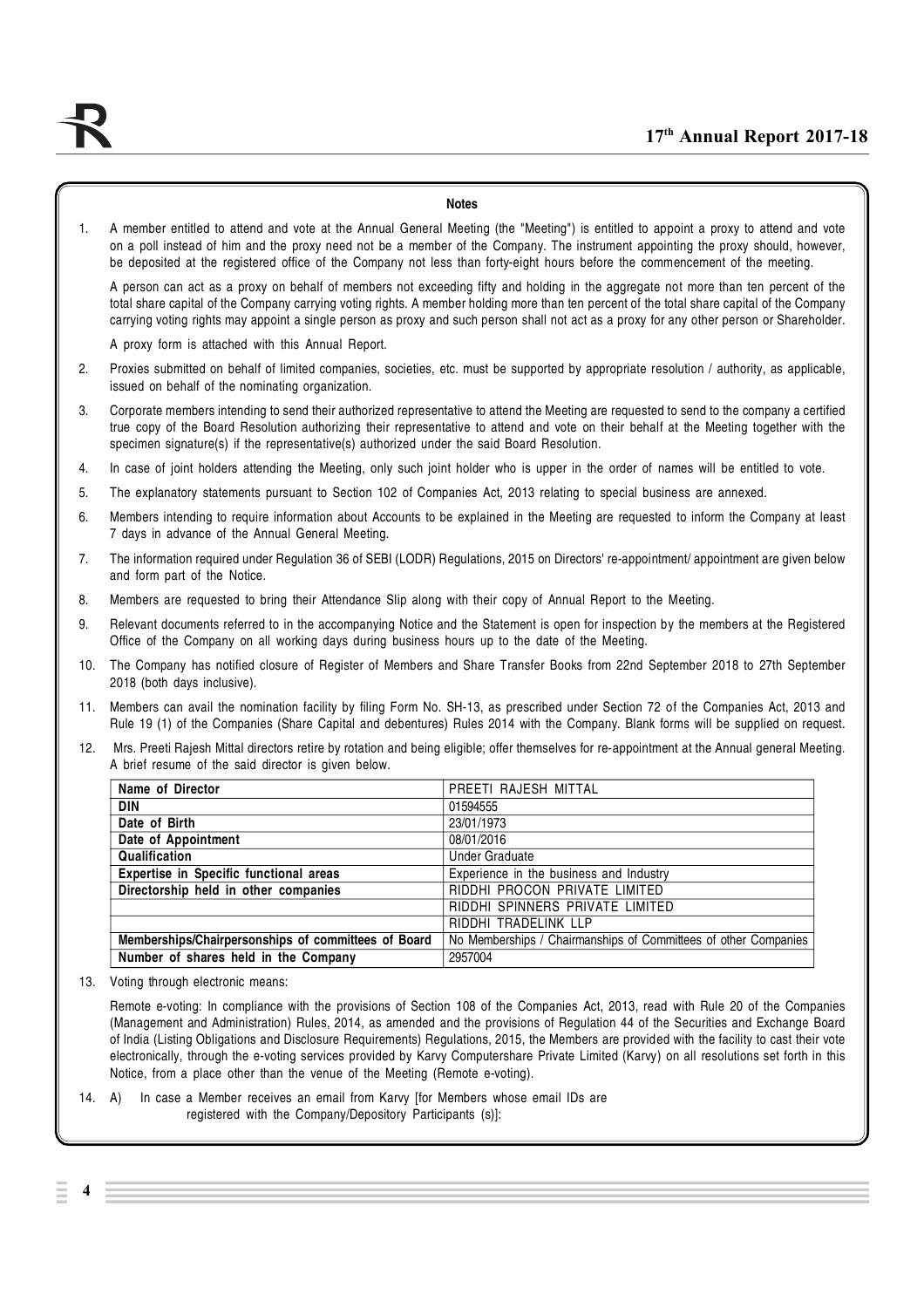## Notes

1. A member entitled to attend and vote at the Annual General Meeting (the "Meeting") is entitled to appoint a proxy to attend and vote on a poll instead of him and the proxy need not be a member of the Company. The instrument appointing the proxy should, however, be deposited at the registered office of the Company not less than forty-eight hours before the commencement of the meeting.

   A person can act as a proxy on behalf of members not exceeding fifty and holding in the aggregate not more than ten percent of the total share capital of the Company carrying voting rights. A member holding more than ten percent of the total share capital of the Company carrying voting rights may appoint a single person as proxy and such person shall not act as a proxy for any other person or Shareholder.

   A proxy form is attached with this Annual Report.

2. Proxies submitted on behalf of limited companies, societies, etc. must be supported by appropriate resolution / authority, as applicable, issued on behalf of the nominating organization.

3. Corporate members intending to send their authorized representative to attend the Meeting are requested to send to the company a certified true copy of the Board Resolution authorizing their representative to attend and vote on their behalf at the Meeting together with the specimen signature(s) if the representative(s) authorized under the said Board Resolution.

4. In case of joint holders attending the Meeting, only such joint holder who is upper in the order of names will be entitled to vote.

5. The explanatory statements pursuant to Section 102 of Companies Act, 2013 relating to special business are annexed.

6. Members intending to require information about Accounts to be explained in the Meeting are requested to inform the Company at least 7 days in advance of the Annual General Meeting.

7. The information required under Regulation 36 of SEBI (LODR) Regulations, 2015 on Directors' re-appointment/ appointment are given below and form part of the Notice.

8. Members are requested to bring their Attendance Slip along with their copy of Annual Report to the Meeting.

9. Relevant documents referred to in the accompanying Notice and the Statement is open for inspection by the members at the Registered Office of the Company on all working days during business hours up to the date of the Meeting.

10. The Company has notified closure of Register of Members and Share Transfer Books from 22nd September 2018 to 27th September 2018 (both days inclusive).

11. Members can avail the nomination facility by filing Form No. SH-13, as prescribed under Section 72 of the Companies Act, 2013 and Rule 19 (1) of the Companies (Share Capital and debentures) Rules 2014 with the Company. Blank forms will be supplied on request.

12. Mrs. Preeti Rajesh Mittal directors retire by rotation and being eligible; offer themselves for re-appointment at the Annual general Meeting. A brief resume of the said director is given below.

| Name of Director | PREETI RAJESH MITTAL |
|---|---|
| DIN | 01594555 |
| Date of Birth | 23/01/1973 |
| Date of Appointment | 08/01/2016 |
| Qualification | Under Graduate |
| Expertise in Specific functional areas | Experience in the business and Industry |
| Directorship held in other companies | RIDDHI PROCON PRIVATE LIMITED |
| | RIDDHI SPINNERS PRIVATE LIMITED |
| | RIDDHI TRADELINK LLP |
| Memberships/Chairpersonships of committees of Board | No Memberships / Chairmanships of Committees of other Companies |
| Number of shares held in the Company | 2957004 |

13. Voting through electronic means:

    Remote e-voting: In compliance with the provisions of Section 108 of the Companies Act, 2013, read with Rule 20 of the Companies (Management and Administration) Rules, 2014, as amended and the provisions of Regulation 44 of the Securities and Exchange Board of India (Listing Obligations and Disclosure Requirements) Regulations, 2015, the Members are provided with the facility to cast their vote electronically, through the e-voting services provided by Karvy Computershare Private Limited (Karvy) on all resolutions set forth in this Notice, from a place other than the venue of the Meeting (Remote e-voting).

14. A) In case a Member receives an email from Karvy [for Members whose email IDs are registered with the Company/Depository Participants (s)]: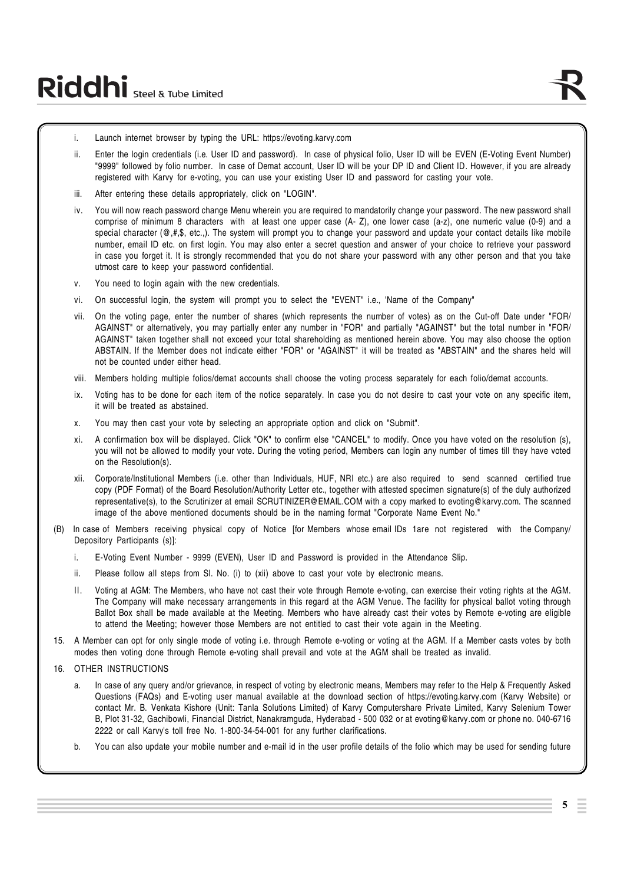i. Launch internet browser by typing the URL: https://evoting.karvy.com

ii. Enter the login credentials (i.e. User ID and password). In case of physical folio, User ID will be EVEN (E-Voting Event Number) "9999" followed by folio number. In case of Demat account, User ID will be your DP ID and Client ID. However, if you are already registered with Karvy for e-voting, you can use your existing User ID and password for casting your vote.

iii. After entering these details appropriately, click on "LOGIN".

iv. You will now reach password change Menu wherein you are required to mandatorily change your password. The new password shall comprise of minimum 8 characters with at least one upper case (A- Z), one lower case (a-z), one numeric value (0-9) and a special character (@,#,$, etc.,). The system will prompt you to change your password and update your contact details like mobile number, email ID etc. on first login. You may also enter a secret question and answer of your choice to retrieve your password in case you forget it. It is strongly recommended that you do not share your password with any other person and that you take utmost care to keep your password confidential.

v. You need to login again with the new credentials.

vi. On successful login, the system will prompt you to select the "EVENT" i.e., 'Name of the Company"

vii. On the voting page, enter the number of shares (which represents the number of votes) as on the Cut-off Date under "FOR/ AGAINST" or alternatively, you may partially enter any number in "FOR" and partially "AGAINST" but the total number in "FOR/ AGAINST" taken together shall not exceed your total shareholding as mentioned herein above. You may also choose the option ABSTAIN. If the Member does not indicate either "FOR" or "AGAINST" it will be treated as "ABSTAIN" and the shares held will not be counted under either head.

viii. Members holding multiple folios/demat accounts shall choose the voting process separately for each folio/demat accounts.

ix. Voting has to be done for each item of the notice separately. In case you do not desire to cast your vote on any specific item, it will be treated as abstained.

x. You may then cast your vote by selecting an appropriate option and click on "Submit".

xi. A confirmation box will be displayed. Click "OK" to confirm else "CANCEL" to modify. Once you have voted on the resolution (s), you will not be allowed to modify your vote. During the voting period, Members can login any number of times till they have voted on the Resolution(s).

xii. Corporate/Institutional Members (i.e. other than Individuals, HUF, NRI etc.) are also required to send scanned certified true copy (PDF Format) of the Board Resolution/Authority Letter etc., together with attested specimen signature(s) of the duly authorized representative(s), to the Scrutinizer at email SCRUTINIZER@EMAIL.COM with a copy marked to evoting@karvy.com. The scanned image of the above mentioned documents should be in the naming format "Corporate Name Event No."

(B) In case of Members receiving physical copy of Notice [for Members whose email IDs 1are not registered with the Company/ Depository Participants (s)]:

i. E-Voting Event Number - 9999 (EVEN), User ID and Password is provided in the Attendance Slip.

ii. Please follow all steps from Sl. No. (i) to (xii) above to cast your vote by electronic means.

II. Voting at AGM: The Members, who have not cast their vote through Remote e-voting, can exercise their voting rights at the AGM. The Company will make necessary arrangements in this regard at the AGM Venue. The facility for physical ballot voting through Ballot Box shall be made available at the Meeting. Members who have already cast their votes by Remote e-voting are eligible to attend the Meeting; however those Members are not entitled to cast their vote again in the Meeting.

15. A Member can opt for only single mode of voting i.e. through Remote e-voting or voting at the AGM. If a Member casts votes by both modes then voting done through Remote e-voting shall prevail and vote at the AGM shall be treated as invalid.

16. OTHER INSTRUCTIONS

a. In case of any query and/or grievance, in respect of voting by electronic means, Members may refer to the Help & Frequently Asked Questions (FAQs) and E-voting user manual available at the download section of https://evoting.karvy.com (Karvy Website) or contact Mr. B. Venkata Kishore (Unit: Tanla Solutions Limited) of Karvy Computershare Private Limited, Karvy Selenium Tower B, Plot 31-32, Gachibowli, Financial District, Nanakramguda, Hyderabad - 500 032 or at evoting@karvy.com or phone no. 040-6716 2222 or call Karvy's toll free No. 1-800-34-54-001 for any further clarifications.

b. You can also update your mobile number and e-mail id in the user profile details of the folio which may be used for sending future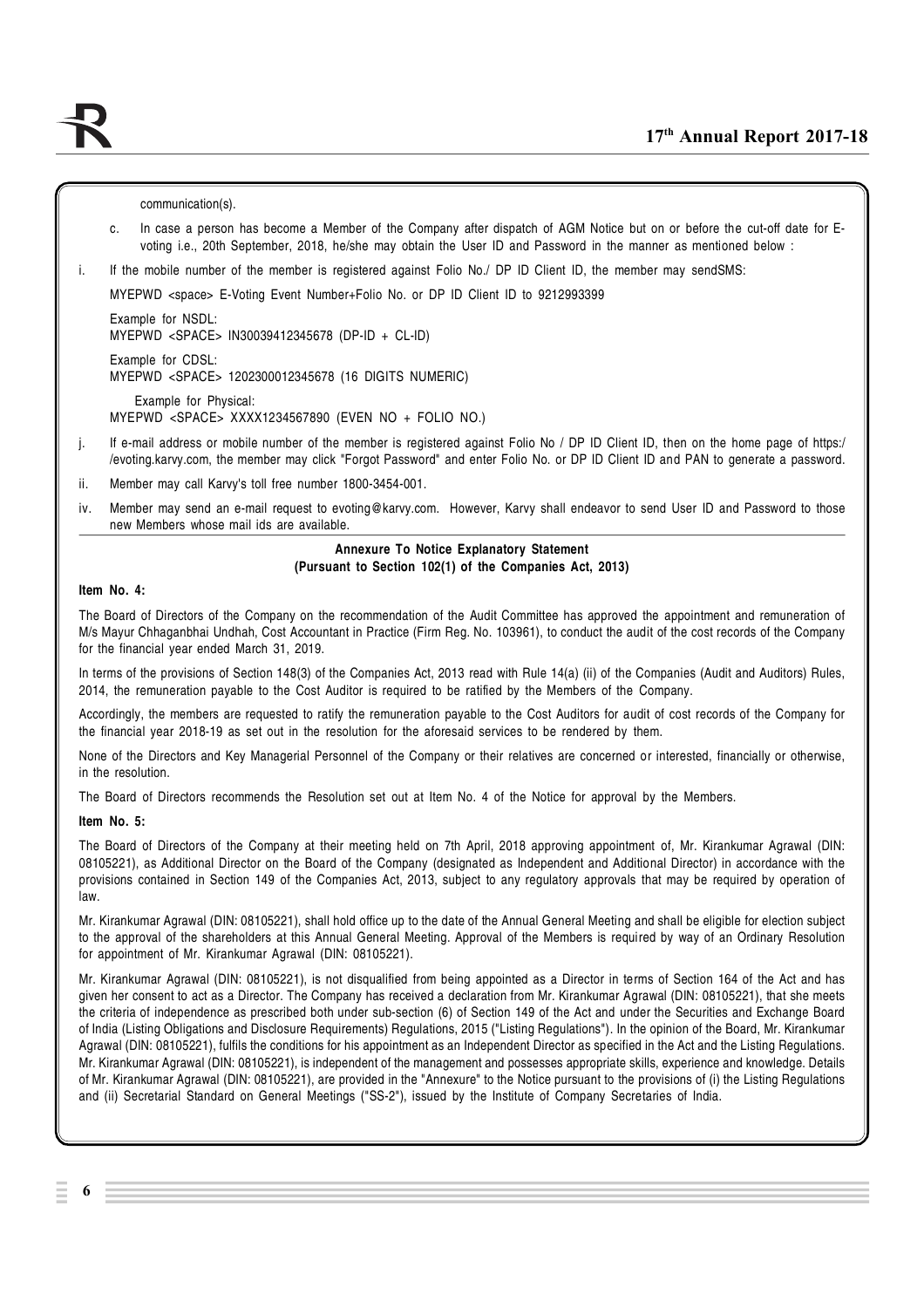communication(s).

c. In case a person has become a Member of the Company after dispatch of AGM Notice but on or before the cut-off date for E-voting i.e., 20th September, 2018, he/she may obtain the User ID and Password in the manner as mentioned below :

i. If the mobile number of the member is registered against Folio No./ DP ID Client ID, the member may sendSMS:

MYEPWD <space> E-Voting Event Number+Folio No. or DP ID Client ID to 9212993399

Example for NSDL:
MYEPWD <SPACE> IN30039412345678 (DP-ID + CL-ID)

Example for CDSL:
MYEPWD <SPACE> 1202300012345678 (16 DIGITS NUMERIC)

Example for Physical:
MYEPWD <SPACE> XXXX1234567890 (EVEN NO + FOLIO NO.)

j. If e-mail address or mobile number of the member is registered against Folio No / DP ID Client ID, then on the home page of https://evoting.karvy.com, the member may click "Forgot Password" and enter Folio No. or DP ID Client ID and PAN to generate a password.

ii. Member may call Karvy's toll free number 1800-3454-001.

iv. Member may send an e-mail request to evoting@karvy.com. However, Karvy shall endeavor to send User ID and Password to those new Members whose mail ids are available.

## Annexure To Notice Explanatory Statement
### (Pursuant to Section 102(1) of the Companies Act, 2013)

**Item No. 4:**

The Board of Directors of the Company on the recommendation of the Audit Committee has approved the appointment and remuneration of M/s Mayur Chhaganbhai Undhah, Cost Accountant in Practice (Firm Reg. No. 103961), to conduct the audit of the cost records of the Company for the financial year ended March 31, 2019.

In terms of the provisions of Section 148(3) of the Companies Act, 2013 read with Rule 14(a) (ii) of the Companies (Audit and Auditors) Rules, 2014, the remuneration payable to the Cost Auditor is required to be ratified by the Members of the Company.

Accordingly, the members are requested to ratify the remuneration payable to the Cost Auditors for audit of cost records of the Company for the financial year 2018-19 as set out in the resolution for the aforesaid services to be rendered by them.

None of the Directors and Key Managerial Personnel of the Company or their relatives are concerned or interested, financially or otherwise, in the resolution.

The Board of Directors recommends the Resolution set out at Item No. 4 of the Notice for approval by the Members.

**Item No. 5:**

The Board of Directors of the Company at their meeting held on 7th April, 2018 approving appointment of, Mr. Kirankumar Agrawal (DIN: 08105221), as Additional Director on the Board of the Company (designated as Independent and Additional Director) in accordance with the provisions contained in Section 149 of the Companies Act, 2013, subject to any regulatory approvals that may be required by operation of law.

Mr. Kirankumar Agrawal (DIN: 08105221), shall hold office up to the date of the Annual General Meeting and shall be eligible for election subject to the approval of the shareholders at this Annual General Meeting. Approval of the Members is required by way of an Ordinary Resolution for appointment of Mr. Kirankumar Agrawal (DIN: 08105221).

Mr. Kirankumar Agrawal (DIN: 08105221), is not disqualified from being appointed as a Director in terms of Section 164 of the Act and has given her consent to act as a Director. The Company has received a declaration from Mr. Kirankumar Agrawal (DIN: 08105221), that she meets the criteria of independence as prescribed both under sub-section (6) of Section 149 of the Act and under the Securities and Exchange Board of India (Listing Obligations and Disclosure Requirements) Regulations, 2015 ("Listing Regulations"). In the opinion of the Board, Mr. Kirankumar Agrawal (DIN: 08105221), fulfils the conditions for his appointment as an Independent Director as specified in the Act and the Listing Regulations. Mr. Kirankumar Agrawal (DIN: 08105221), is independent of the management and possesses appropriate skills, experience and knowledge. Details of Mr. Kirankumar Agrawal (DIN: 08105221), are provided in the "Annexure" to the Notice pursuant to the provisions of (i) the Listing Regulations and (ii) Secretarial Standard on General Meetings ("SS-2"), issued by the Institute of Company Secretaries of India.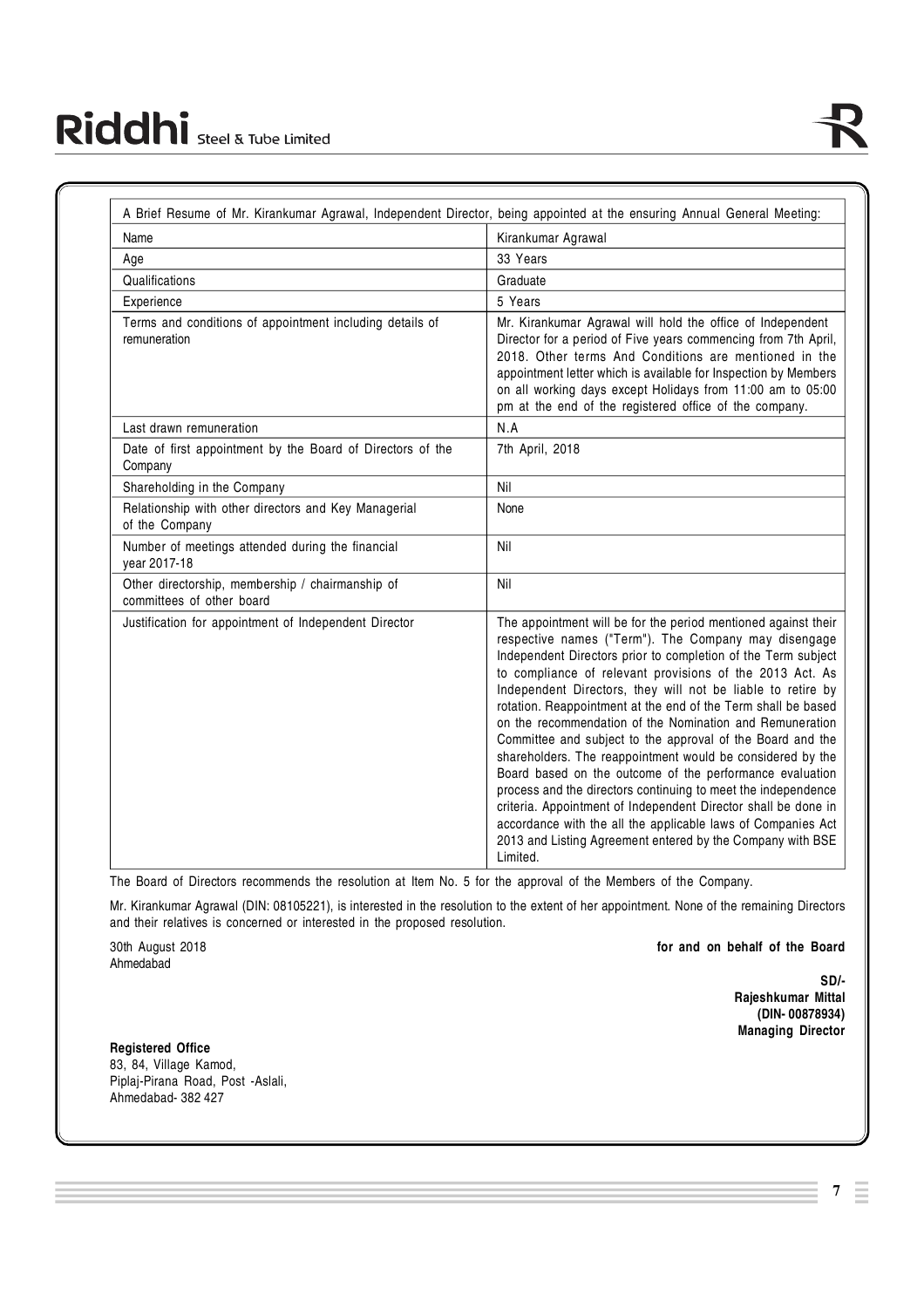| A Brief Resume of Mr. Kirankumar Agrawal, Independent Director, being appointed at the ensuring Annual General Meeting: | |
|---|---|
| Name | Kirankumar Agrawal |
| Age | 33 Years |
| Qualifications | Graduate |
| Experience | 5 Years |
| Terms and conditions of appointment including details of remuneration | Mr. Kirankumar Agrawal will hold the office of Independent Director for a period of Five years commencing from 7th April, 2018. Other terms And Conditions are mentioned in the appointment letter which is available for Inspection by Members on all working days except Holidays from 11:00 am to 05:00 pm at the end of the registered office of the company. |
| Last drawn remuneration | N.A |
| Date of first appointment by the Board of Directors of the Company | 7th April, 2018 |
| Shareholding in the Company | Nil |
| Relationship with other directors and Key Managerial of the Company | None |
| Number of meetings attended during the financial year 2017-18 | Nil |
| Other directorship, membership / chairmanship of committees of other board | Nil |
| Justification for appointment of Independent Director | The appointment will be for the period mentioned against their respective names ("Term"). The Company may disengage Independent Directors prior to completion of the Term subject to compliance of relevant provisions of the 2013 Act. As Independent Directors, they will not be liable to retire by rotation. Reappointment at the end of the Term shall be based on the recommendation of the Nomination and Remuneration Committee and subject to the approval of the Board and the shareholders. The reappointment would be considered by the Board based on the outcome of the performance evaluation process and the directors continuing to meet the independence criteria. Appointment of Independent Director shall be done in accordance with the all the applicable laws of Companies Act 2013 and Listing Agreement entered by the Company with BSE Limited. |

The Board of Directors recommends the resolution at Item No. 5 for the approval of the Members of the Company.

Mr. Kirankumar Agrawal (DIN: 08105221), is interested in the resolution to the extent of her appointment. None of the remaining Directors and their relatives is concerned or interested in the proposed resolution.

30th August 2018
Ahmedabad

**for and on behalf of the Board**

**SD/-**
**Rajeshkumar Mittal**
**(DIN- 00878934)**
**Managing Director**

**Registered Office**
83, 84, Village Kamod,
Piplaj-Pirana Road, Post -Aslali,
Ahmedabad- 382 427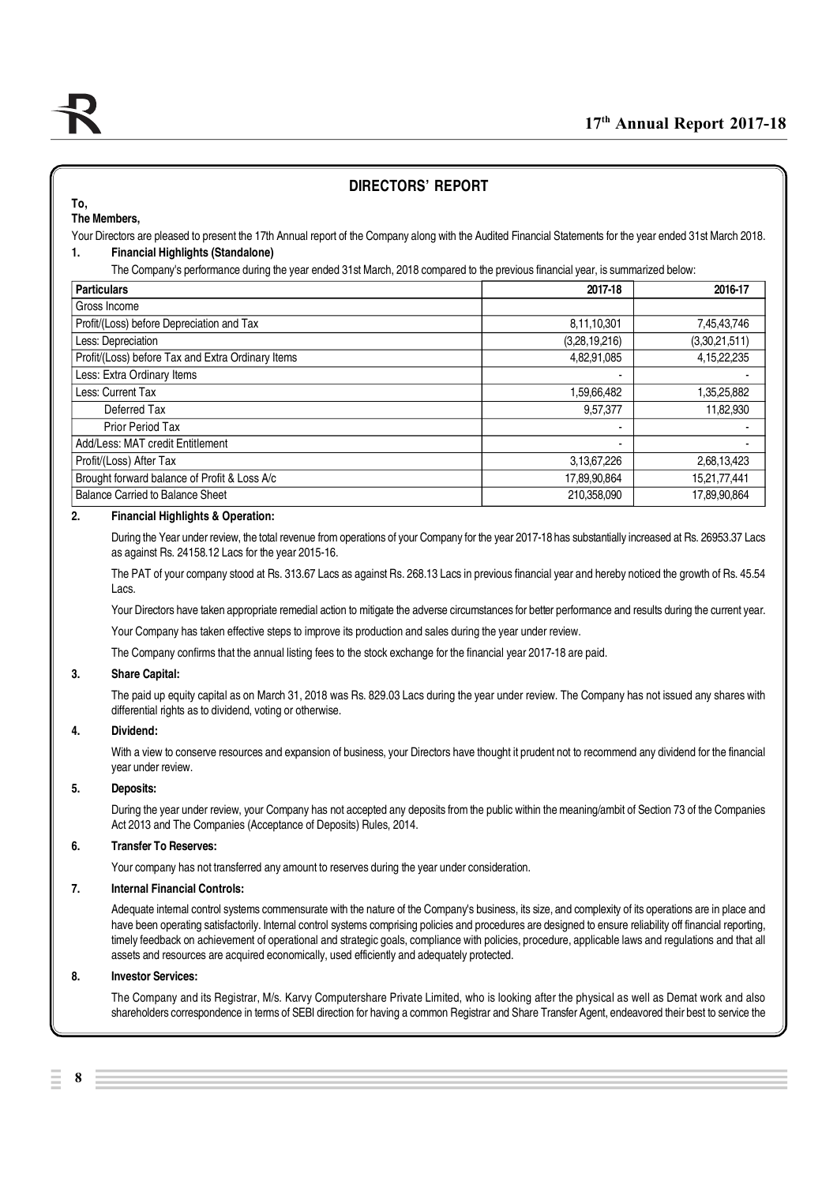## DIRECTORS' REPORT

**To,**

**The Members,**

Your Directors are pleased to present the 17th Annual report of the Company along with the Audited Financial Statements for the year ended 31st March 2018.

**1. Financial Highlights (Standalone)**

The Company's performance during the year ended 31st March, 2018 compared to the previous financial year, is summarized below:

| Particulars | 2017-18 | 2016-17 |
|---|---|---|
| Gross Income | | |
| Profit/(Loss) before Depreciation and Tax | 8,11,10,301 | 7,45,43,746 |
| Less: Depreciation | (3,28,19,216) | (3,30,21,511) |
| Profit/(Loss) before Tax and Extra Ordinary Items | 4,82,91,085 | 4,15,22,235 |
| Less: Extra Ordinary Items | - | - |
| Less: Current Tax | 1,59,66,482 | 1,35,25,882 |
| Deferred Tax | 9,57,377 | 11,82,930 |
| Prior Period Tax | - | - |
| Add/Less: MAT credit Entitlement | - | - |
| Profit/(Loss) After Tax | 3,13,67,226 | 2,68,13,423 |
| Brought forward balance of Profit & Loss A/c | 17,89,90,864 | 15,21,77,441 |
| Balance Carried to Balance Sheet | 210,358,090 | 17,89,90,864 |

**2. Financial Highlights & Operation:**

During the Year under review, the total revenue from operations of your Company for the year 2017-18 has substantially increased at Rs. 26953.37 Lacs as against Rs. 24158.12 Lacs for the year 2015-16.

The PAT of your company stood at Rs. 313.67 Lacs as against Rs. 268.13 Lacs in previous financial year and hereby noticed the growth of Rs. 45.54 Lacs.

Your Directors have taken appropriate remedial action to mitigate the adverse circumstances for better performance and results during the current year.

Your Company has taken effective steps to improve its production and sales during the year under review.

The Company confirms that the annual listing fees to the stock exchange for the financial year 2017-18 are paid.

**3. Share Capital:**

The paid up equity capital as on March 31, 2018 was Rs. 829.03 Lacs during the year under review. The Company has not issued any shares with differential rights as to dividend, voting or otherwise.

**4. Dividend:**

With a view to conserve resources and expansion of business, your Directors have thought it prudent not to recommend any dividend for the financial year under review.

**5. Deposits:**

During the year under review, your Company has not accepted any deposits from the public within the meaning/ambit of Section 73 of the Companies Act 2013 and The Companies (Acceptance of Deposits) Rules, 2014.

**6. Transfer To Reserves:**

Your company has not transferred any amount to reserves during the year under consideration.

**7. Internal Financial Controls:**

Adequate internal control systems commensurate with the nature of the Company's business, its size, and complexity of its operations are in place and have been operating satisfactorily. Internal control systems comprising policies and procedures are designed to ensure reliability off financial reporting, timely feedback on achievement of operational and strategic goals, compliance with policies, procedure, applicable laws and regulations and that all assets and resources are acquired economically, used efficiently and adequately protected.

**8. Investor Services:**

The Company and its Registrar, M/s. Karvy Computershare Private Limited, who is looking after the physical as well as Demat work and also shareholders correspondence in terms of SEBI direction for having a common Registrar and Share Transfer Agent, endeavored their best to service the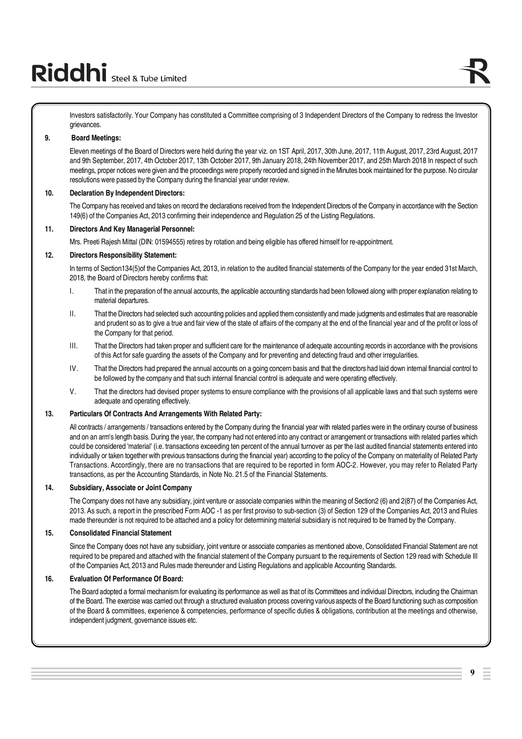Investors satisfactorily. Your Company has constituted a Committee comprising of 3 Independent Directors of the Company to redress the Investor grievances.

**9. Board Meetings:**

Eleven meetings of the Board of Directors were held during the year viz. on 1ST April, 2017, 30th June, 2017, 11th August, 2017, 23rd August, 2017 and 9th September, 2017, 4th October 2017, 13th October 2017, 9th January 2018, 24th November 2017, and 25th March 2018 In respect of such meetings, proper notices were given and the proceedings were properly recorded and signed in the Minutes book maintained for the purpose. No circular resolutions were passed by the Company during the financial year under review.

**10. Declaration By Independent Directors:**

The Company has received and takes on record the declarations received from the Independent Directors of the Company in accordance with the Section 149(6) of the Companies Act, 2013 confirming their independence and Regulation 25 of the Listing Regulations.

**11. Directors And Key Managerial Personnel:**

Mrs. Preeti Rajesh Mittal (DIN: 01594555) retires by rotation and being eligible has offered himself for re-appointment.

**12. Directors Responsibility Statement:**

In terms of Section134(5)of the Companies Act, 2013, in relation to the audited financial statements of the Company for the year ended 31st March, 2018, the Board of Directors hereby confirms that:

I. That in the preparation of the annual accounts, the applicable accounting standards had been followed along with proper explanation relating to material departures.

II. That the Directors had selected such accounting policies and applied them consistently and made judgments and estimates that are reasonable and prudent so as to give a true and fair view of the state of affairs of the company at the end of the financial year and of the profit or loss of the Company for that period.

III. That the Directors had taken proper and sufficient care for the maintenance of adequate accounting records in accordance with the provisions of this Act for safe guarding the assets of the Company and for preventing and detecting fraud and other irregularities.

IV. That the Directors had prepared the annual accounts on a going concern basis and that the directors had laid down internal financial control to be followed by the company and that such internal financial control is adequate and were operating effectively.

V. That the directors had devised proper systems to ensure compliance with the provisions of all applicable laws and that such systems were adequate and operating effectively.

**13. Particulars Of Contracts And Arrangements With Related Party:**

All contracts / arrangements / transactions entered by the Company during the financial year with related parties were in the ordinary course of business and on an arm's length basis. During the year, the company had not entered into any contract or arrangement or transactions with related parties which could be considered 'material' (i.e. transactions exceeding ten percent of the annual turnover as per the last audited financial statements entered into individually or taken together with previous transactions during the financial year) according to the policy of the Company on materiality of Related Party Transactions. Accordingly, there are no transactions that are required to be reported in form AOC-2. However, you may refer to Related Party transactions, as per the Accounting Standards, in Note No. 21.5 of the Financial Statements.

**14. Subsidiary, Associate or Joint Company**

The Company does not have any subsidiary, joint venture or associate companies within the meaning of Section2 (6) and 2(87) of the Companies Act, 2013. As such, a report in the prescribed Form AOC -1 as per first proviso to sub-section (3) of Section 129 of the Companies Act, 2013 and Rules made thereunder is not required to be attached and a policy for determining material subsidiary is not required to be framed by the Company.

**15. Consolidated Financial Statement**

Since the Company does not have any subsidiary, joint venture or associate companies as mentioned above, Consolidated Financial Statement are not required to be prepared and attached with the financial statement of the Company pursuant to the requirements of Section 129 read with Schedule III of the Companies Act, 2013 and Rules made thereunder and Listing Regulations and applicable Accounting Standards.

**16. Evaluation Of Performance Of Board:**

The Board adopted a formal mechanism for evaluating its performance as well as that of its Committees and individual Directors, including the Chairman of the Board. The exercise was carried out through a structured evaluation process covering various aspects of the Board functioning such as composition of the Board & committees, experience & competencies, performance of specific duties & obligations, contribution at the meetings and otherwise, independent judgment, governance issues etc.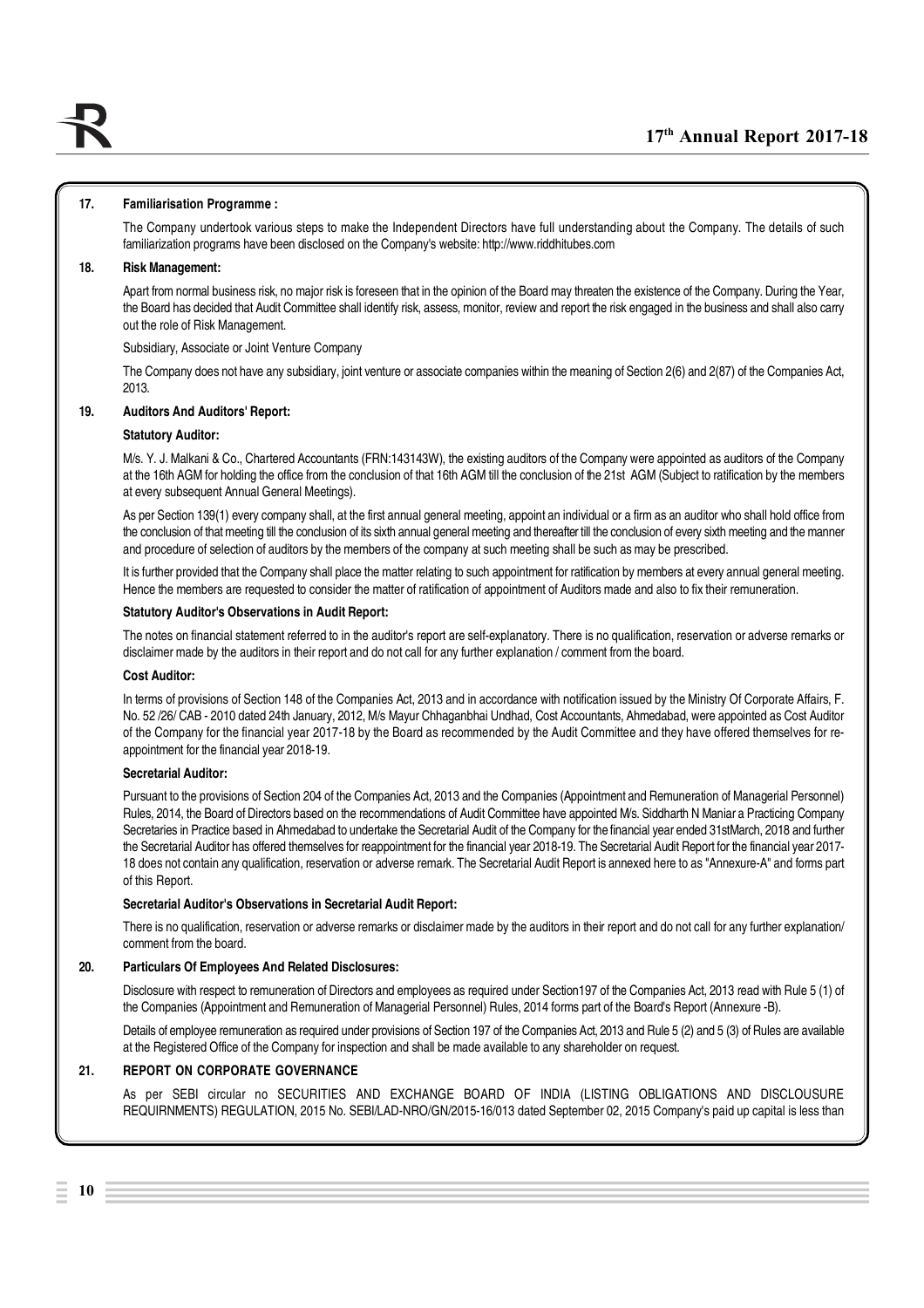### 17. Familiarisation Programme :

The Company undertook various steps to make the Independent Directors have full understanding about the Company. The details of such familiarization programs have been disclosed on the Company's website: http://www.riddhitubes.com

### 18. Risk Management:

Apart from normal business risk, no major risk is foreseen that in the opinion of the Board may threaten the existence of the Company. During the Year, the Board has decided that Audit Committee shall identify risk, assess, monitor, review and report the risk engaged in the business and shall also carry out the role of Risk Management.

Subsidiary, Associate or Joint Venture Company

The Company does not have any subsidiary, joint venture or associate companies within the meaning of Section 2(6) and 2(87) of the Companies Act, 2013.

### 19. Auditors And Auditors' Report:

**Statutory Auditor:**

M/s. Y. J. Malkani & Co., Chartered Accountants (FRN:143143W), the existing auditors of the Company were appointed as auditors of the Company at the 16th AGM for holding the office from the conclusion of that 16th AGM till the conclusion of the 21st AGM (Subject to ratification by the members at every subsequent Annual General Meetings).

As per Section 139(1) every company shall, at the first annual general meeting, appoint an individual or a firm as an auditor who shall hold office from the conclusion of that meeting till the conclusion of its sixth annual general meeting and thereafter till the conclusion of every sixth meeting and the manner and procedure of selection of auditors by the members of the company at such meeting shall be such as may be prescribed.

It is further provided that the Company shall place the matter relating to such appointment for ratification by members at every annual general meeting. Hence the members are requested to consider the matter of ratification of appointment of Auditors made and also to fix their remuneration.

**Statutory Auditor's Observations in Audit Report:**

The notes on financial statement referred to in the auditor's report are self-explanatory. There is no qualification, reservation or adverse remarks or disclaimer made by the auditors in their report and do not call for any further explanation / comment from the board.

**Cost Auditor:**

In terms of provisions of Section 148 of the Companies Act, 2013 and in accordance with notification issued by the Ministry Of Corporate Affairs, F. No. 52 /26/ CAB - 2010 dated 24th January, 2012, M/s Mayur Chhaganbhai Undhad, Cost Accountants, Ahmedabad, were appointed as Cost Auditor of the Company for the financial year 2017-18 by the Board as recommended by the Audit Committee and they have offered themselves for re-appointment for the financial year 2018-19.

**Secretarial Auditor:**

Pursuant to the provisions of Section 204 of the Companies Act, 2013 and the Companies (Appointment and Remuneration of Managerial Personnel) Rules, 2014, the Board of Directors based on the recommendations of Audit Committee have appointed M/s. Siddharth N Maniar a Practicing Company Secretaries in Practice based in Ahmedabad to undertake the Secretarial Audit of the Company for the financial year ended 31stMarch, 2018 and further the Secretarial Auditor has offered themselves for reappointment for the financial year 2018-19. The Secretarial Audit Report for the financial year 2017-18 does not contain any qualification, reservation or adverse remark. The Secretarial Audit Report is annexed here to as "Annexure-A" and forms part of this Report.

**Secretarial Auditor's Observations in Secretarial Audit Report:**

There is no qualification, reservation or adverse remarks or disclaimer made by the auditors in their report and do not call for any further explanation/ comment from the board.

### 20. Particulars Of Employees And Related Disclosures:

Disclosure with respect to remuneration of Directors and employees as required under Section197 of the Companies Act, 2013 read with Rule 5 (1) of the Companies (Appointment and Remuneration of Managerial Personnel) Rules, 2014 forms part of the Board's Report (Annexure -B).

Details of employee remuneration as required under provisions of Section 197 of the Companies Act, 2013 and Rule 5 (2) and 5 (3) of Rules are available at the Registered Office of the Company for inspection and shall be made available to any shareholder on request.

### 21. REPORT ON CORPORATE GOVERNANCE

As per SEBI circular no SECURITIES AND EXCHANGE BOARD OF INDIA (LISTING OBLIGATIONS AND DISCLOUSURE REQUIRNMENTS) REGULATION, 2015 No. SEBI/LAD-NRO/GN/2015-16/013 dated September 02, 2015 Company's paid up capital is less than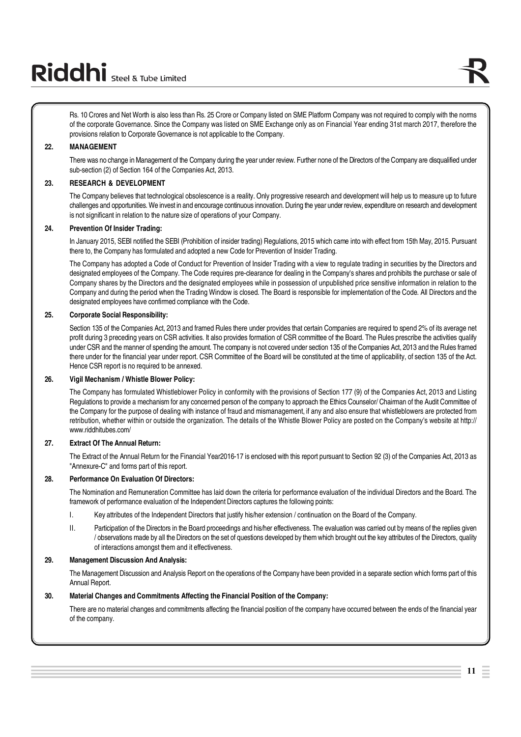Rs. 10 Crores and Net Worth is also less than Rs. 25 Crore or Company listed on SME Platform Company was not required to comply with the norms of the corporate Governance. Since the Company was listed on SME Exchange only as on Financial Year ending 31st march 2017, therefore the provisions relation to Corporate Governance is not applicable to the Company.

### 22. MANAGEMENT

There was no change in Management of the Company during the year under review. Further none of the Directors of the Company are disqualified under sub-section (2) of Section 164 of the Companies Act, 2013.

### 23. RESEARCH & DEVELOPMENT

The Company believes that technological obsolescence is a reality. Only progressive research and development will help us to measure up to future challenges and opportunities. We invest in and encourage continuous innovation. During the year under review, expenditure on research and development is not significant in relation to the nature size of operations of your Company.

### 24. Prevention Of Insider Trading:

In January 2015, SEBI notified the SEBI (Prohibition of insider trading) Regulations, 2015 which came into with effect from 15th May, 2015. Pursuant there to, the Company has formulated and adopted a new Code for Prevention of Insider Trading.

The Company has adopted a Code of Conduct for Prevention of Insider Trading with a view to regulate trading in securities by the Directors and designated employees of the Company. The Code requires pre-clearance for dealing in the Company's shares and prohibits the purchase or sale of Company shares by the Directors and the designated employees while in possession of unpublished price sensitive information in relation to the Company and during the period when the Trading Window is closed. The Board is responsible for implementation of the Code. All Directors and the designated employees have confirmed compliance with the Code.

### 25. Corporate Social Responsibility:

Section 135 of the Companies Act, 2013 and framed Rules there under provides that certain Companies are required to spend 2% of its average net profit during 3 preceding years on CSR activities. It also provides formation of CSR committee of the Board. The Rules prescribe the activities qualify under CSR and the manner of spending the amount. The company is not covered under section 135 of the Companies Act, 2013 and the Rules framed there under for the financial year under report. CSR Committee of the Board will be constituted at the time of applicability, of section 135 of the Act. Hence CSR report is no required to be annexed.

### 26. Vigil Mechanism / Whistle Blower Policy:

The Company has formulated Whistleblower Policy in conformity with the provisions of Section 177 (9) of the Companies Act, 2013 and Listing Regulations to provide a mechanism for any concerned person of the company to approach the Ethics Counselor/ Chairman of the Audit Committee of the Company for the purpose of dealing with instance of fraud and mismanagement, if any and also ensure that whistleblowers are protected from retribution, whether within or outside the organization. The details of the Whistle Blower Policy are posted on the Company's website at http://www.riddhitubes.com/

### 27. Extract Of The Annual Return:

The Extract of the Annual Return for the Financial Year2016-17 is enclosed with this report pursuant to Section 92 (3) of the Companies Act, 2013 as "Annexure-C" and forms part of this report.

### 28. Performance On Evaluation Of Directors:

The Nomination and Remuneration Committee has laid down the criteria for performance evaluation of the individual Directors and the Board. The framework of performance evaluation of the Independent Directors captures the following points:

I. Key attributes of the Independent Directors that justify his/her extension / continuation on the Board of the Company.

II. Participation of the Directors in the Board proceedings and his/her effectiveness. The evaluation was carried out by means of the replies given / observations made by all the Directors on the set of questions developed by them which brought out the key attributes of the Directors, quality of interactions amongst them and it effectiveness.

### 29. Management Discussion And Analysis:

The Management Discussion and Analysis Report on the operations of the Company have been provided in a separate section which forms part of this Annual Report.

### 30. Material Changes and Commitments Affecting the Financial Position of the Company:

There are no material changes and commitments affecting the financial position of the company have occurred between the ends of the financial year of the company.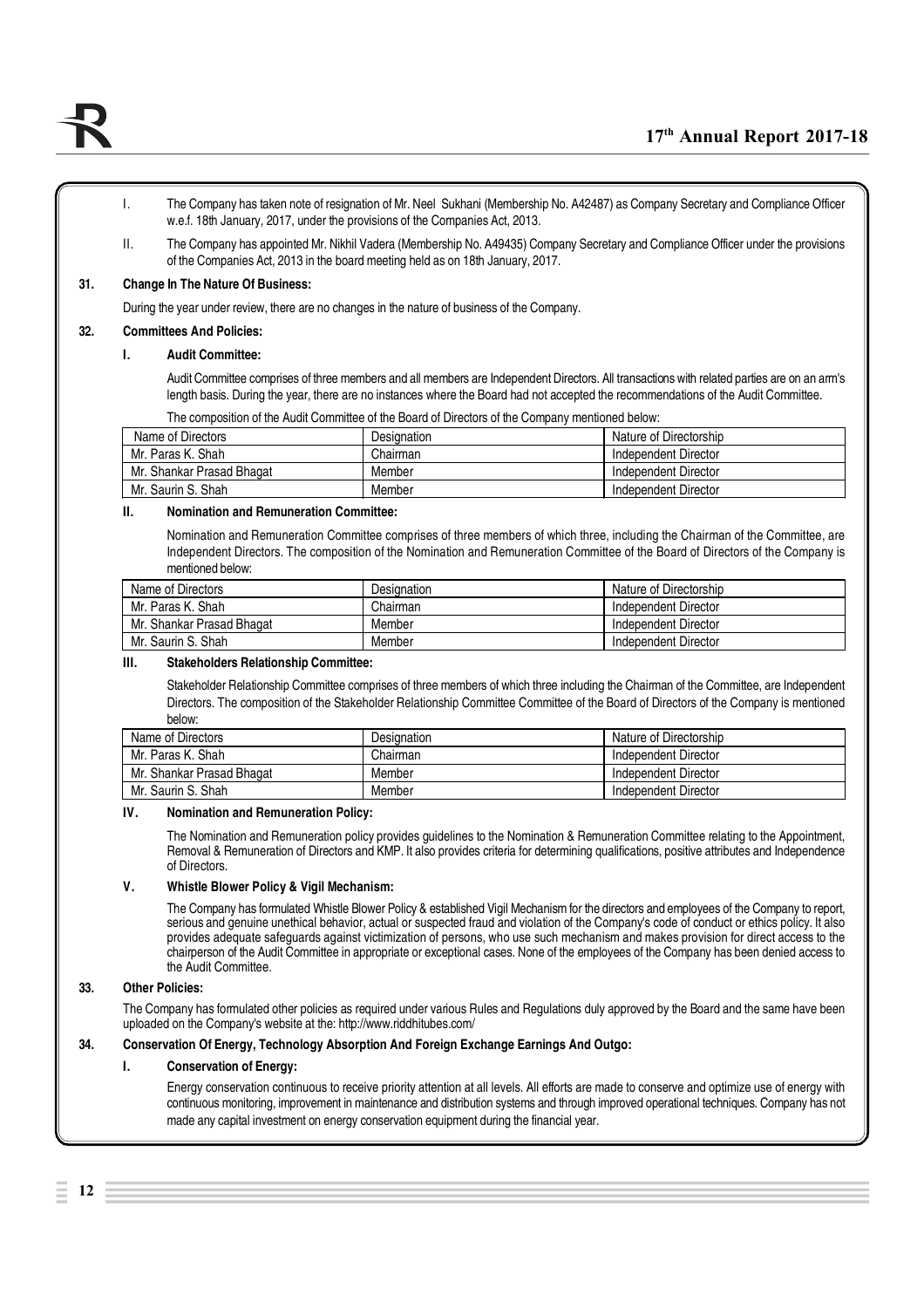I. The Company has taken note of resignation of Mr. Neel Sukhani (Membership No. A42487) as Company Secretary and Compliance Officer w.e.f. 18th January, 2017, under the provisions of the Companies Act, 2013.

II. The Company has appointed Mr. Nikhil Vadera (Membership No. A49435) Company Secretary and Compliance Officer under the provisions of the Companies Act, 2013 in the board meeting held as on 18th January, 2017.

**31. Change In The Nature Of Business:**

During the year under review, there are no changes in the nature of business of the Company.

**32. Committees And Policies:**

**I. Audit Committee:**

Audit Committee comprises of three members and all members are Independent Directors. All transactions with related parties are on an arm's length basis. During the year, there are no instances where the Board had not accepted the recommendations of the Audit Committee.

The composition of the Audit Committee of the Board of Directors of the Company mentioned below:

| Name of Directors | Designation | Nature of Directorship |
|---|---|---|
| Mr. Paras K. Shah | Chairman | Independent Director |
| Mr. Shankar Prasad Bhagat | Member | Independent Director |
| Mr. Saurin S. Shah | Member | Independent Director |

**II. Nomination and Remuneration Committee:**

Nomination and Remuneration Committee comprises of three members of which three, including the Chairman of the Committee, are Independent Directors. The composition of the Nomination and Remuneration Committee of the Board of Directors of the Company is mentioned below:

| Name of Directors | Designation | Nature of Directorship |
|---|---|---|
| Mr. Paras K. Shah | Chairman | Independent Director |
| Mr. Shankar Prasad Bhagat | Member | Independent Director |
| Mr. Saurin S. Shah | Member | Independent Director |

**III. Stakeholders Relationship Committee:**

Stakeholder Relationship Committee comprises of three members of which three including the Chairman of the Committee, are Independent Directors. The composition of the Stakeholder Relationship Committee Committee of the Board of Directors of the Company is mentioned below:

| Name of Directors | Designation | Nature of Directorship |
|---|---|---|
| Mr. Paras K. Shah | Chairman | Independent Director |
| Mr. Shankar Prasad Bhagat | Member | Independent Director |
| Mr. Saurin S. Shah | Member | Independent Director |

**IV. Nomination and Remuneration Policy:**

The Nomination and Remuneration policy provides guidelines to the Nomination & Remuneration Committee relating to the Appointment, Removal & Remuneration of Directors and KMP. It also provides criteria for determining qualifications, positive attributes and Independence of Directors.

**V. Whistle Blower Policy & Vigil Mechanism:**

The Company has formulated Whistle Blower Policy & established Vigil Mechanism for the directors and employees of the Company to report, serious and genuine unethical behavior, actual or suspected fraud and violation of the Company's code of conduct or ethics policy. It also provides adequate safeguards against victimization of persons, who use such mechanism and makes provision for direct access to the chairperson of the Audit Committee in appropriate or exceptional cases. None of the employees of the Company has been denied access to the Audit Committee.

**33. Other Policies:**

The Company has formulated other policies as required under various Rules and Regulations duly approved by the Board and the same have been uploaded on the Company's website at the: http://www.riddhitubes.com/

**34. Conservation Of Energy, Technology Absorption And Foreign Exchange Earnings And Outgo:**

**I. Conservation of Energy:**

Energy conservation continuous to receive priority attention at all levels. All efforts are made to conserve and optimize use of energy with continuous monitoring, improvement in maintenance and distribution systems and through improved operational techniques. Company has not made any capital investment on energy conservation equipment during the financial year.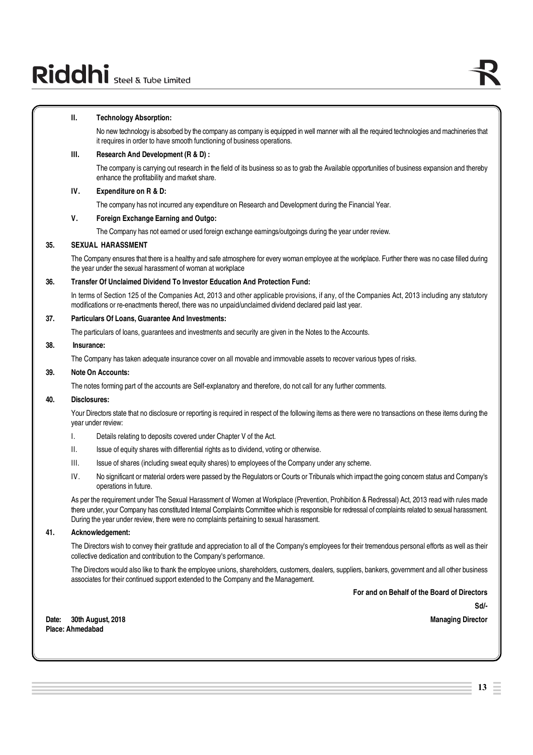**II. Technology Absorption:**

No new technology is absorbed by the company as company is equipped in well manner with all the required technologies and machineries that it requires in order to have smooth functioning of business operations.

**III. Research And Development (R & D) :**

The company is carrying out research in the field of its business so as to grab the Available opportunities of business expansion and thereby enhance the profitability and market share.

**IV. Expenditure on R & D:**

The company has not incurred any expenditure on Research and Development during the Financial Year.

**V. Foreign Exchange Earning and Outgo:**

The Company has not earned or used foreign exchange earnings/outgoings during the year under review.

## 35. SEXUAL HARASSMENT

The Company ensures that there is a healthy and safe atmosphere for every woman employee at the workplace. Further there was no case filled during the year under the sexual harassment of woman at workplace

## 36. Transfer Of Unclaimed Dividend To Investor Education And Protection Fund:

In terms of Section 125 of the Companies Act, 2013 and other applicable provisions, if any, of the Companies Act, 2013 including any statutory modifications or re-enactments thereof, there was no unpaid/unclaimed dividend declared paid last year.

## 37. Particulars Of Loans, Guarantee And Investments:

The particulars of loans, guarantees and investments and security are given in the Notes to the Accounts.

## 38. Insurance:

The Company has taken adequate insurance cover on all movable and immovable assets to recover various types of risks.

## 39. Note On Accounts:

The notes forming part of the accounts are Self-explanatory and therefore, do not call for any further comments.

## 40. Disclosures:

Your Directors state that no disclosure or reporting is required in respect of the following items as there were no transactions on these items during the year under review:

I. Details relating to deposits covered under Chapter V of the Act.

II. Issue of equity shares with differential rights as to dividend, voting or otherwise.

III. Issue of shares (including sweat equity shares) to employees of the Company under any scheme.

IV. No significant or material orders were passed by the Regulators or Courts or Tribunals which impact the going concern status and Company's operations in future.

As per the requirement under The Sexual Harassment of Women at Workplace (Prevention, Prohibition & Redressal) Act, 2013 read with rules made there under, your Company has constituted Internal Complaints Committee which is responsible for redressal of complaints related to sexual harassment. During the year under review, there were no complaints pertaining to sexual harassment.

## 41. Acknowledgement:

The Directors wish to convey their gratitude and appreciation to all of the Company's employees for their tremendous personal efforts as well as their collective dedication and contribution to the Company's performance.

The Directors would also like to thank the employee unions, shareholders, customers, dealers, suppliers, bankers, government and all other business associates for their continued support extended to the Company and the Management.

**For and on Behalf of the Board of Directors**

**Sd/-**

**Managing Director**

**Date: 30th August, 2018**
**Place: Ahmedabad**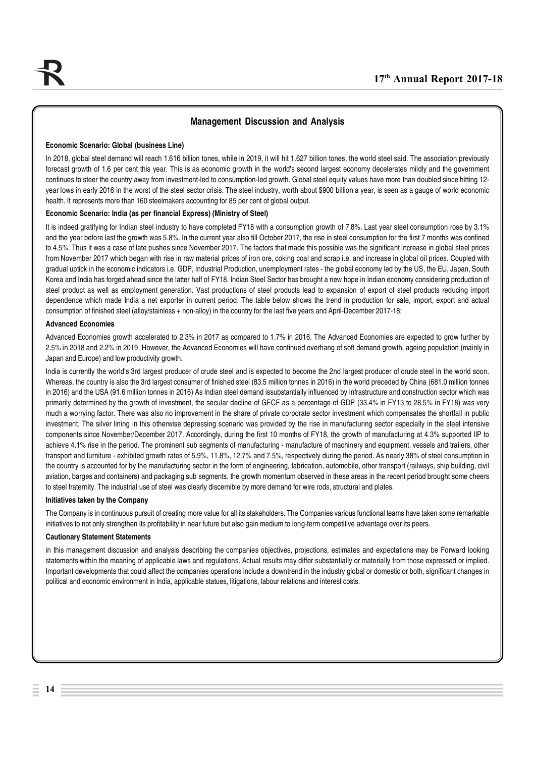## Management Discussion and Analysis

**Economic Scenario: Global (business Line)**

In 2018, global steel demand will reach 1.616 billion tones, while in 2019, it will hit 1.627 billion tones, the world steel said. The association previously forecast growth of 1.6 per cent this year. This is as economic growth in the world's second largest economy decelerates mildly and the government continues to steer the country away from investment-led to consumption-led growth. Global steel equity values have more than doubled since hitting 12-year lows in early 2016 in the worst of the steel sector crisis. The steel industry, worth about $900 billion a year, is seen as a gauge of world economic health. It represents more than 160 steelmakers accounting for 85 per cent of global output.

**Economic Scenario: India (as per financial Express) (Ministry of Steel)**

It is indeed gratifying for Indian steel industry to have completed FY18 with a consumption growth of 7.8%. Last year steel consumption rose by 3.1% and the year before last the growth was 5.8%. In the current year also till October 2017, the rise in steel consumption for the first 7 months was confined to 4.5%. Thus it was a case of late pushes since November 2017. The factors that made this possible was the significant increase in global steel prices from November 2017 which began with rise in raw material prices of iron ore, coking coal and scrap i.e. and increase in global oil prices. Coupled with gradual uptick in the economic indicators i.e. GDP, Industrial Production, unemployment rates - the global economy led by the US, the EU, Japan, South Korea and India has forged ahead since the latter half of FY18. Indian Steel Sector has brought a new hope in Indian economy considering production of steel product as well as employment generation. Vast productions of steel products lead to expansion of export of steel products reducing import dependence which made India a net exporter in current period. The table below shows the trend in production for sale, import, export and actual consumption of finished steel (alloy/stainless + non-alloy) in the country for the last five years and April-December 2017-18:

**Advanced Economies**

Advanced Economies growth accelerated to 2.3% in 2017 as compared to 1.7% in 2016. The Advanced Economies are expected to grow further by 2.5% in 2018 and 2.2% in 2019. However, the Advanced Economies will have continued overhang of soft demand growth, ageing population (mainly in Japan and Europe) and low productivity growth.

India is currently the world's 3rd largest producer of crude steel and is expected to become the 2nd largest producer of crude steel in the world soon. Whereas, the country is also the 3rd largest consumer of finished steel (83.5 million tonnes in 2016) in the world preceded by China (681.0 million tonnes in 2016) and the USA (91.6 million tonnes in 2016) As Indian steel demand issubstantially influenced by infrastructure and construction sector which was primarily determined by the growth of investment, the secular decline of GFCF as a percentage of GDP (33.4% in FY13 to 28.5% in FY18) was very much a worrying factor. There was also no improvement in the share of private corporate sector investment which compensates the shortfall in public investment. The silver lining in this otherwise depressing scenario was provided by the rise in manufacturing sector especially in the steel intensive components since November/December 2017. Accordingly, during the first 10 months of FY18, the growth of manufacturing at 4.3% supported IIP to achieve 4.1% rise in the period. The prominent sub segments of manufacturing - manufacture of machinery and equipment, vessels and trailers, other transport and furniture - exhibited growth rates of 5.9%, 11.8%, 12.7% and 7.5%, respectively during the period. As nearly 38% of steel consumption in the country is accounted for by the manufacturing sector in the form of engineering, fabrication, automobile, other transport (railways, ship building, civil aviation, barges and containers) and packaging sub segments, the growth momentum observed in these areas in the recent period brought some cheers to steel fraternity. The industrial use of steel was clearly discernible by more demand for wire rods, structural and plates.

**Initiatives taken by the Company**

The Company is in continuous pursuit of creating more value for all its stakeholders. The Companies various functional teams have taken some remarkable initiatives to not only strengthen its profitability in near future but also gain medium to long-term competitive advantage over its peers.

**Cautionary Statement Statements**

in this management discussion and analysis describing the companies objectives, projections, estimates and expectations may be Forward looking statements within the meaning of applicable laws and regulations. Actual results may differ substantially or materially from those expressed or implied. Important developments that could affect the companies operations include a downtrend in the industry global or domestic or both, significant changes in political and economic environment in India, applicable statues, litigations, labour relations and interest costs.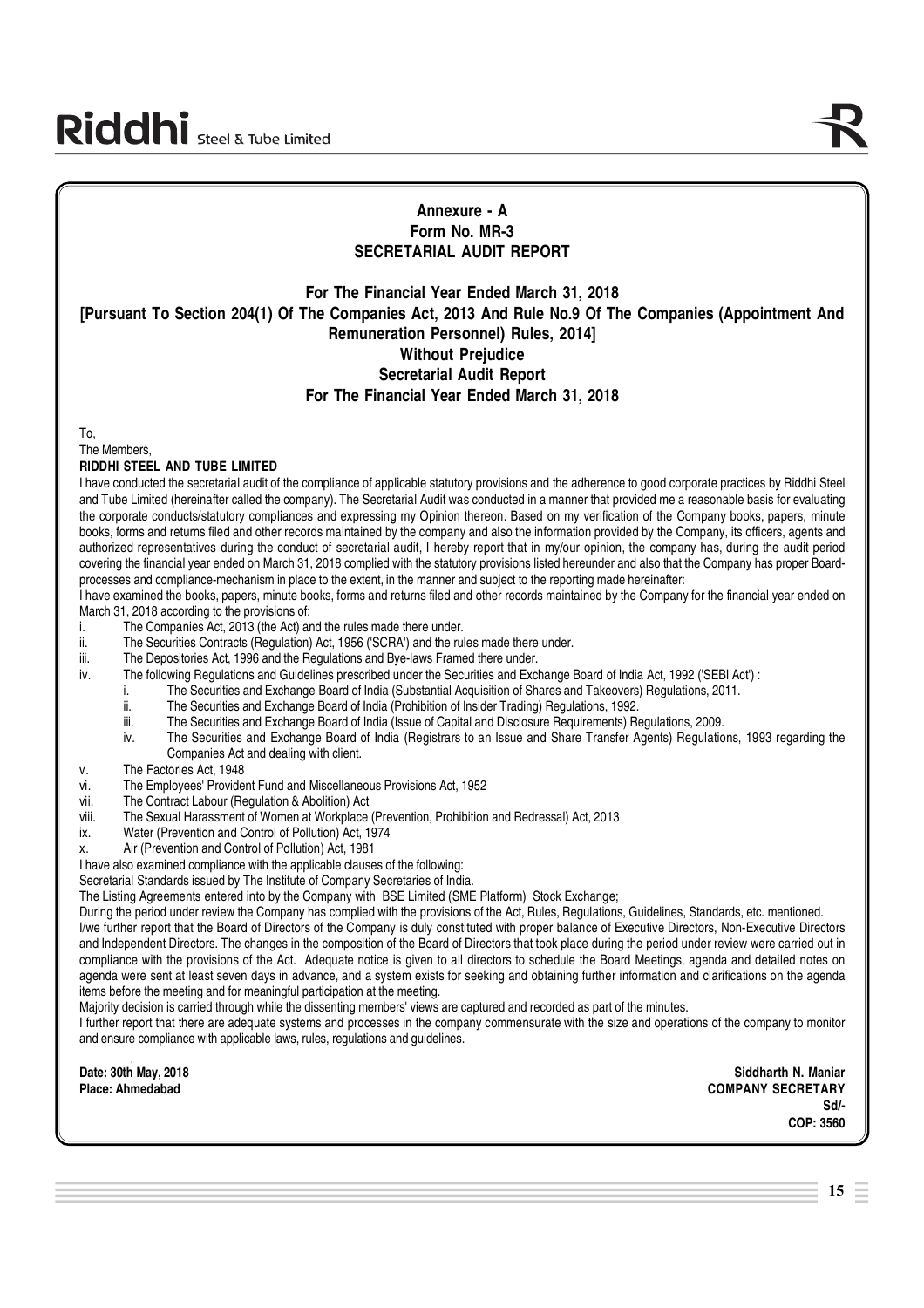# Annexure - A

## Form No. MR-3

## SECRETARIAL AUDIT REPORT

### For The Financial Year Ended March 31, 2018

### [Pursuant To Section 204(1) Of The Companies Act, 2013 And Rule No.9 Of The Companies (Appointment And Remuneration Personnel) Rules, 2014]

### Without Prejudice

### Secretarial Audit Report

### For The Financial Year Ended March 31, 2018

To,

The Members,

**RIDDHI STEEL AND TUBE LIMITED**

I have conducted the secretarial audit of the compliance of applicable statutory provisions and the adherence to good corporate practices by Riddhi Steel and Tube Limited (hereinafter called the company). The Secretarial Audit was conducted in a manner that provided me a reasonable basis for evaluating the corporate conducts/statutory compliances and expressing my Opinion thereon. Based on my verification of the Company books, papers, minute books, forms and returns filed and other records maintained by the company and also the information provided by the Company, its officers, agents and authorized representatives during the conduct of secretarial audit, I hereby report that in my/our opinion, the company has, during the audit period covering the financial year ended on March 31, 2018 complied with the statutory provisions listed hereunder and also that the Company has proper Board-processes and compliance-mechanism in place to the extent, in the manner and subject to the reporting made hereinafter:

I have examined the books, papers, minute books, forms and returns filed and other records maintained by the Company for the financial year ended on March 31, 2018 according to the provisions of:

- i. The Companies Act, 2013 (the Act) and the rules made there under.
- ii. The Securities Contracts (Regulation) Act, 1956 ('SCRA') and the rules made there under.
- iii. The Depositories Act, 1996 and the Regulations and Bye-laws Framed there under.
- iv. The following Regulations and Guidelines prescribed under the Securities and Exchange Board of India Act, 1992 ('SEBI Act') :
  - i. The Securities and Exchange Board of India (Substantial Acquisition of Shares and Takeovers) Regulations, 2011.
  - ii. The Securities and Exchange Board of India (Prohibition of Insider Trading) Regulations, 1992.
  - iii. The Securities and Exchange Board of India (Issue of Capital and Disclosure Requirements) Regulations, 2009.
  - iv. The Securities and Exchange Board of India (Registrars to an Issue and Share Transfer Agents) Regulations, 1993 regarding the Companies Act and dealing with client.
- v. The Factories Act, 1948
- vi. The Employees' Provident Fund and Miscellaneous Provisions Act, 1952
- vii. The Contract Labour (Regulation & Abolition) Act
- viii. The Sexual Harassment of Women at Workplace (Prevention, Prohibition and Redressal) Act, 2013
- ix. Water (Prevention and Control of Pollution) Act, 1974
- x. Air (Prevention and Control of Pollution) Act, 1981

I have also examined compliance with the applicable clauses of the following:

Secretarial Standards issued by The Institute of Company Secretaries of India.

The Listing Agreements entered into by the Company with BSE Limited (SME Platform) Stock Exchange;

During the period under review the Company has complied with the provisions of the Act, Rules, Regulations, Guidelines, Standards, etc. mentioned.

I/we further report that the Board of Directors of the Company is duly constituted with proper balance of Executive Directors, Non-Executive Directors and Independent Directors. The changes in the composition of the Board of Directors that took place during the period under review were carried out in compliance with the provisions of the Act. Adequate notice is given to all directors to schedule the Board Meetings, agenda and detailed notes on agenda were sent at least seven days in advance, and a system exists for seeking and obtaining further information and clarifications on the agenda items before the meeting and for meaningful participation at the meeting.

Majority decision is carried through while the dissenting members' views are captured and recorded as part of the minutes.

I further report that there are adequate systems and processes in the company commensurate with the size and operations of the company to monitor and ensure compliance with applicable laws, rules, regulations and guidelines.

**Date: 30th May, 2018**
**Place: Ahmedabad**

**Siddharth N. Maniar**
**COMPANY SECRETARY**
**Sd/-**
**COP: 3560**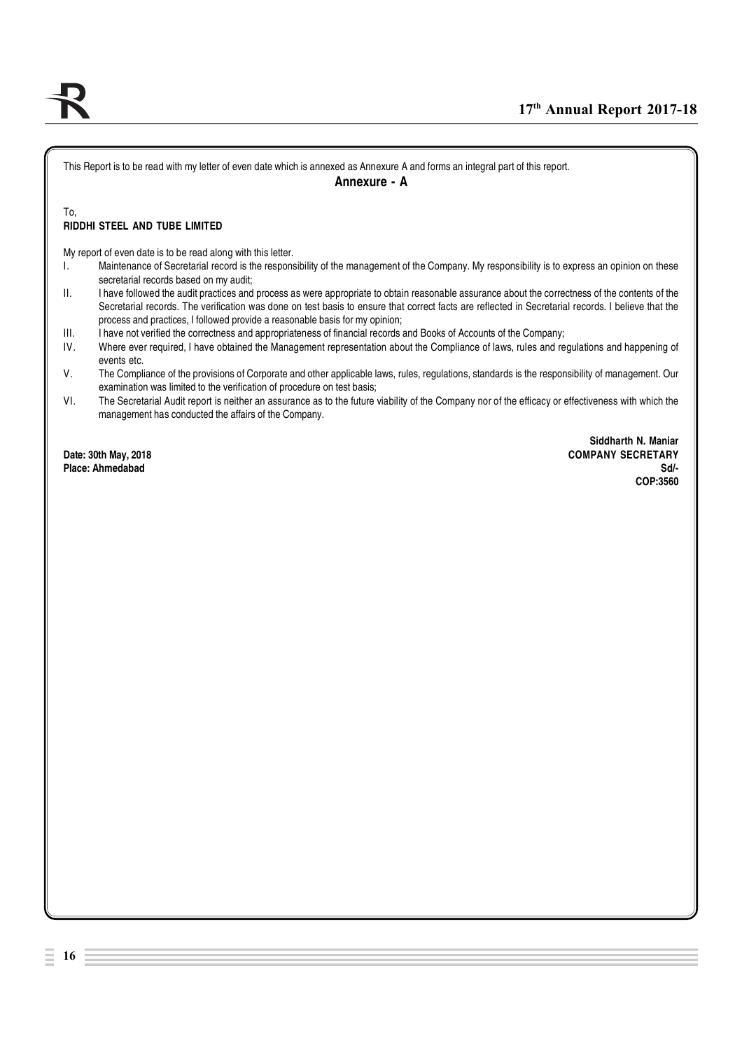This Report is to be read with my letter of even date which is annexed as Annexure A and forms an integral part of this report.

## Annexure - A

To,
**RIDDHI STEEL AND TUBE LIMITED**

My report of even date is to be read along with this letter.

I. Maintenance of Secretarial record is the responsibility of the management of the Company. My responsibility is to express an opinion on these secretarial records based on my audit;

II. I have followed the audit practices and process as were appropriate to obtain reasonable assurance about the correctness of the contents of the Secretarial records. The verification was done on test basis to ensure that correct facts are reflected in Secretarial records. I believe that the process and practices, I followed provide a reasonable basis for my opinion;

III. I have not verified the correctness and appropriateness of financial records and Books of Accounts of the Company;

IV. Where ever required, I have obtained the Management representation about the Compliance of laws, rules and regulations and happening of events etc.

V. The Compliance of the provisions of Corporate and other applicable laws, rules, regulations, standards is the responsibility of management. Our examination was limited to the verification of procedure on test basis;

VI. The Secretarial Audit report is neither an assurance as to the future viability of the Company nor of the efficacy or effectiveness with which the management has conducted the affairs of the Company.

**Date: 30th May, 2018**
**Place: Ahmedabad**

**Siddharth N. Maniar**
**COMPANY SECRETARY**
**Sd/-**
**COP:3560**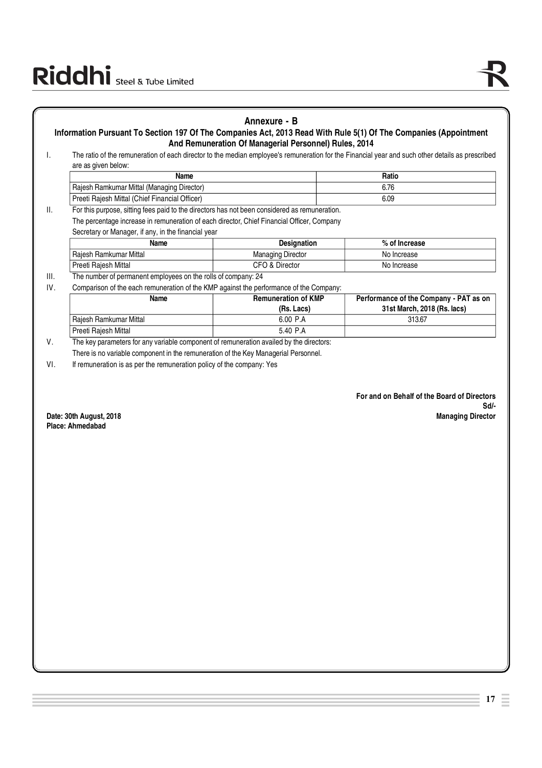## Annexure - B

### Information Pursuant To Section 197 Of The Companies Act, 2013 Read With Rule 5(1) Of The Companies (Appointment And Remuneration Of Managerial Personnel) Rules, 2014

I. The ratio of the remuneration of each director to the median employee's remuneration for the Financial year and such other details as prescribed are as given below:

| Name | Ratio |
|---|---|
| Rajesh Ramkumar Mittal (Managing Director) | 6.76 |
| Preeti Rajesh Mittal (Chief Financial Officer) | 6.09 |

II. For this purpose, sitting fees paid to the directors has not been considered as remuneration.

The percentage increase in remuneration of each director, Chief Financial Officer, Company Secretary or Manager, if any, in the financial year

| Name | Designation | % of Increase |
|---|---|---|
| Rajesh Ramkumar Mittal | Managing Director | No Increase |
| Preeti Rajesh Mittal | CFO & Director | No Increase |

III. The number of permanent employees on the rolls of company: 24

IV. Comparison of the each remuneration of the KMP against the performance of the Company:

| Name | Remuneration of KMP (Rs. Lacs) | Performance of the Company - PAT as on 31st March, 2018 (Rs. lacs) |
|---|---|---|
| Rajesh Ramkumar Mittal | 6.00 P.A | 313.67 |
| Preeti Rajesh Mittal | 5.40 P.A | |

V. The key parameters for any variable component of remuneration availed by the directors:

There is no variable component in the remuneration of the Key Managerial Personnel.

VI. If remuneration is as per the remuneration policy of the company: Yes

**For and on Behalf of the Board of Directors**

**Sd/-**

**Managing Director**

**Date: 30th August, 2018**

**Place: Ahmedabad**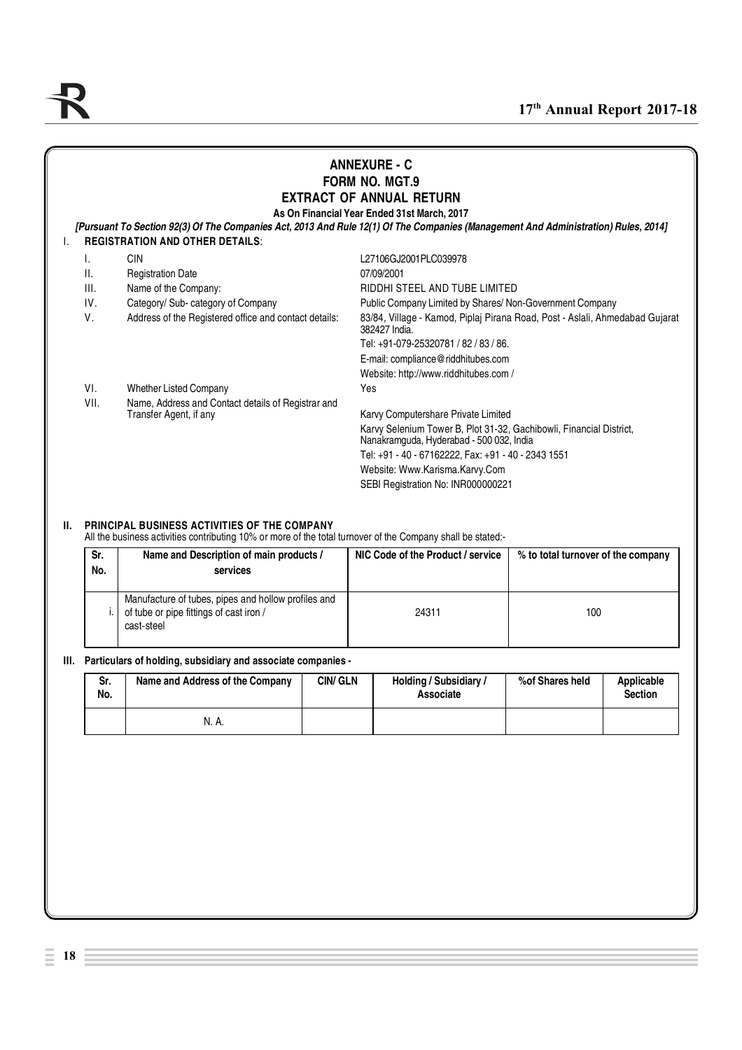# ANNEXURE - C

## FORM NO. MGT.9

## EXTRACT OF ANNUAL RETURN

**As On Financial Year Ended 31st March, 2017**

***[Pursuant To Section 92(3) Of The Companies Act, 2013 And Rule 12(1) Of The Companies (Management And Administration) Rules, 2014]***

### I. REGISTRATION AND OTHER DETAILS:

| | | |
|---|---|---|
| I. | CIN | L27106GJ2001PLC039978 |
| II. | Registration Date | 07/09/2001 |
| III. | Name of the Company: | RIDDHI STEEL AND TUBE LIMITED |
| IV. | Category/ Sub- category of Company | Public Company Limited by Shares/ Non-Government Company |
| V. | Address of the Registered office and contact details: | 83/84, Village - Kamod, Piplaj Pirana Road, Post - Aslali, Ahmedabad Gujarat 382427 India.<br>Tel: +91-079-25320781 / 82 / 83 / 86.<br>E-mail: compliance@riddhitubes.com<br>Website: http://www.riddhitubes.com / |
| VI. | Whether Listed Company | Yes |
| VII. | Name, Address and Contact details of Registrar and Transfer Agent, if any | Karvy Computershare Private Limited<br>Karvy Selenium Tower B, Plot 31-32, Gachibowli, Financial District, Nanakramguda, Hyderabad - 500 032, India<br>Tel: +91 - 40 - 67162222, Fax: +91 - 40 - 2343 1551<br>Website: Www.Karisma.Karvy.Com<br>SEBI Registration No: INR000000221 |

### II. PRINCIPAL BUSINESS ACTIVITIES OF THE COMPANY

All the business activities contributing 10% or more of the total turnover of the Company shall be stated:-

| Sr. No. | Name and Description of main products / services | NIC Code of the Product / service | % to total turnover of the company |
|---|---|---|---|
| i. | Manufacture of tubes, pipes and hollow profiles and of tube or pipe fittings of cast iron / cast-steel | 24311 | 100 |

### III. Particulars of holding, subsidiary and associate companies -

| Sr. No. | Name and Address of the Company | CIN/ GLN | Holding / Subsidiary / Associate | %of Shares held | Applicable Section |
|---|---|---|---|---|---|
| | N. A. | | | | |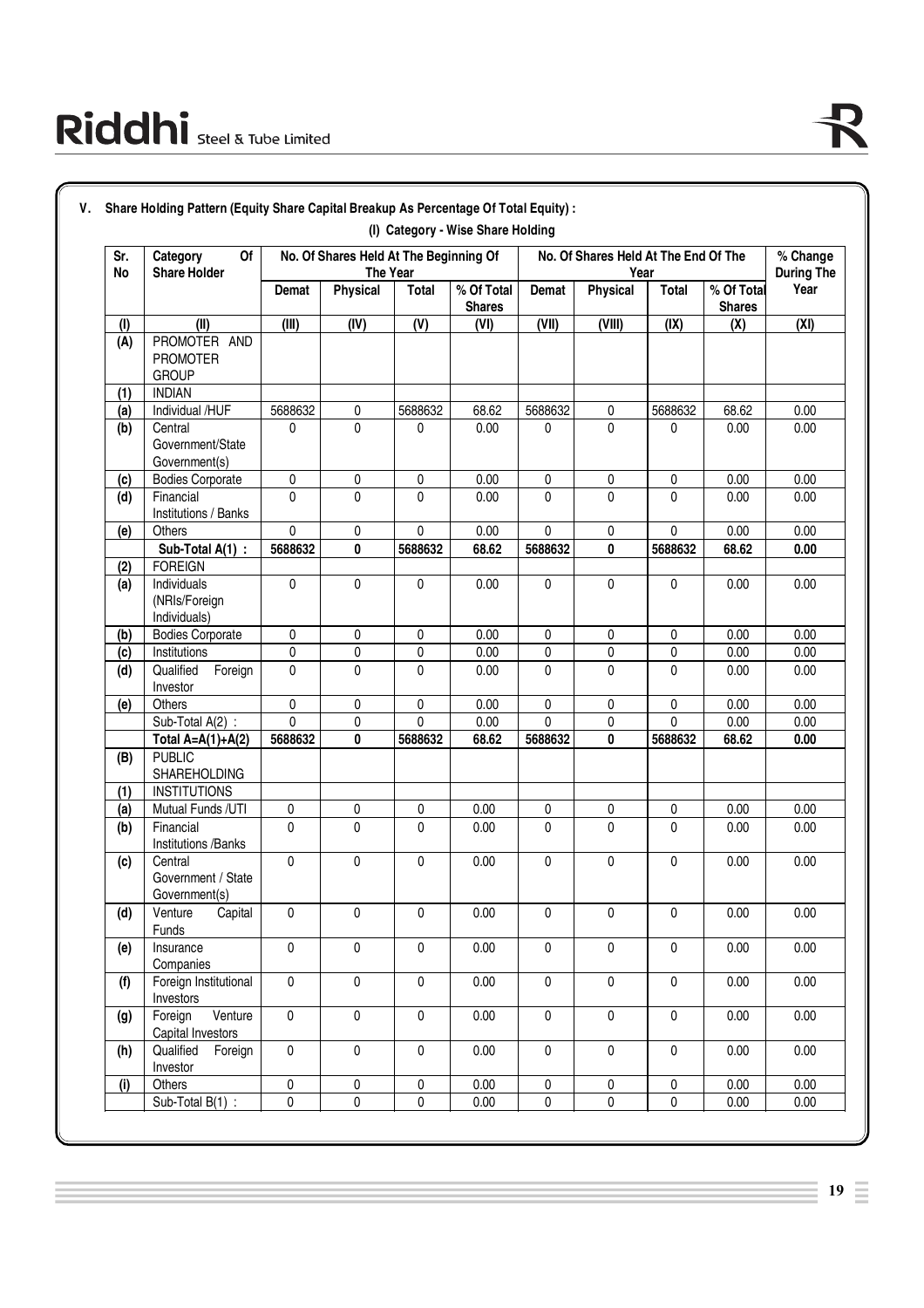## V. Share Holding Pattern (Equity Share Capital Breakup As Percentage Of Total Equity) :

### (I) Category - Wise Share Holding

| Sr. No | Category Of Share Holder | No. Of Shares Held At The Beginning Of The Year | | | | No. Of Shares Held At The End Of The Year | | | | % Change During The Year |
|---|---|---|---|---|---|---|---|---|---|---|
| | | Demat | Physical | Total | % Of Total Shares | Demat | Physical | Total | % Of Total Shares | |
| (I) | (II) | (III) | (IV) | (V) | (VI) | (VII) | (VIII) | (IX) | (X) | (XI) |
| (A) | PROMOTER AND PROMOTER GROUP | | | | | | | | | |
| (1) | INDIAN | | | | | | | | | |
| (a) | Individual /HUF | 5688632 | 0 | 5688632 | 68.62 | 5688632 | 0 | 5688632 | 68.62 | 0.00 |
| (b) | Central Government/State Government(s) | 0 | 0 | 0 | 0.00 | 0 | 0 | 0 | 0.00 | 0.00 |
| (c) | Bodies Corporate | 0 | 0 | 0 | 0.00 | 0 | 0 | 0 | 0.00 | 0.00 |
| (d) | Financial Institutions / Banks | 0 | 0 | 0 | 0.00 | 0 | 0 | 0 | 0.00 | 0.00 |
| (e) | Others | 0 | 0 | 0 | 0.00 | 0 | 0 | 0 | 0.00 | 0.00 |
| | **Sub-Total A(1) :** | **5688632** | **0** | **5688632** | **68.62** | **5688632** | **0** | **5688632** | **68.62** | **0.00** |
| (2) | FOREIGN | | | | | | | | | |
| (a) | Individuals (NRIs/Foreign Individuals) | 0 | 0 | 0 | 0.00 | 0 | 0 | 0 | 0.00 | 0.00 |
| (b) | Bodies Corporate | 0 | 0 | 0 | 0.00 | 0 | 0 | 0 | 0.00 | 0.00 |
| (c) | Institutions | 0 | 0 | 0 | 0.00 | 0 | 0 | 0 | 0.00 | 0.00 |
| (d) | Qualified Foreign Investor | 0 | 0 | 0 | 0.00 | 0 | 0 | 0 | 0.00 | 0.00 |
| (e) | Others | 0 | 0 | 0 | 0.00 | 0 | 0 | 0 | 0.00 | 0.00 |
| | Sub-Total A(2) : | 0 | 0 | 0 | 0.00 | 0 | 0 | 0 | 0.00 | 0.00 |
| | **Total A=A(1)+A(2)** | **5688632** | **0** | **5688632** | **68.62** | **5688632** | **0** | **5688632** | **68.62** | **0.00** |
| (B) | PUBLIC SHAREHOLDING | | | | | | | | | |
| (1) | INSTITUTIONS | | | | | | | | | |
| (a) | Mutual Funds /UTI | 0 | 0 | 0 | 0.00 | 0 | 0 | 0 | 0.00 | 0.00 |
| (b) | Financial Institutions /Banks | 0 | 0 | 0 | 0.00 | 0 | 0 | 0 | 0.00 | 0.00 |
| (c) | Central Government / State Government(s) | 0 | 0 | 0 | 0.00 | 0 | 0 | 0 | 0.00 | 0.00 |
| (d) | Venture Capital Funds | 0 | 0 | 0 | 0.00 | 0 | 0 | 0 | 0.00 | 0.00 |
| (e) | Insurance Companies | 0 | 0 | 0 | 0.00 | 0 | 0 | 0 | 0.00 | 0.00 |
| (f) | Foreign Institutional Investors | 0 | 0 | 0 | 0.00 | 0 | 0 | 0 | 0.00 | 0.00 |
| (g) | Foreign Venture Capital Investors | 0 | 0 | 0 | 0.00 | 0 | 0 | 0 | 0.00 | 0.00 |
| (h) | Qualified Foreign Investor | 0 | 0 | 0 | 0.00 | 0 | 0 | 0 | 0.00 | 0.00 |
| (i) | Others | 0 | 0 | 0 | 0.00 | 0 | 0 | 0 | 0.00 | 0.00 |
| | Sub-Total B(1) : | 0 | 0 | 0 | 0.00 | 0 | 0 | 0 | 0.00 | 0.00 |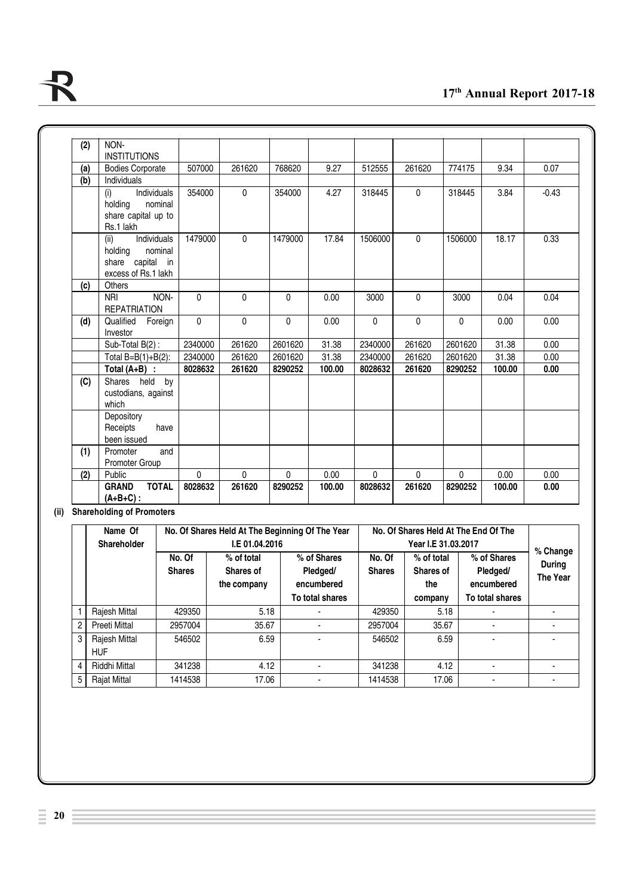| (2) | NON-INSTITUTIONS | | | | | | | | | |
|---|---|---|---|---|---|---|---|---|---|---|
| (a) | Bodies Corporate | 507000 | 261620 | 768620 | 9.27 | 512555 | 261620 | 774175 | 9.34 | 0.07 |
| (b) | Individuals | | | | | | | | | |
| | (i) Individuals holding nominal share capital up to Rs.1 lakh | 354000 | 0 | 354000 | 4.27 | 318445 | 0 | 318445 | 3.84 | -0.43 |
| | (ii) Individuals holding nominal share capital in excess of Rs.1 lakh | 1479000 | 0 | 1479000 | 17.84 | 1506000 | 0 | 1506000 | 18.17 | 0.33 |
| (c) | Others | | | | | | | | | |
| | NRI NON-REPATRIATION | 0 | 0 | 0 | 0.00 | 3000 | 0 | 3000 | 0.04 | 0.04 |
| (d) | Qualified Foreign Investor | 0 | 0 | 0 | 0.00 | 0 | 0 | 0 | 0.00 | 0.00 |
| | Sub-Total B(2) : | 2340000 | 261620 | 2601620 | 31.38 | 2340000 | 261620 | 2601620 | 31.38 | 0.00 |
| | Total B=B(1)+B(2): | 2340000 | 261620 | 2601620 | 31.38 | 2340000 | 261620 | 2601620 | 31.38 | 0.00 |
| | **Total (A+B) :** | **8028632** | **261620** | **8290252** | **100.00** | **8028632** | **261620** | **8290252** | **100.00** | **0.00** |
| (C) | Shares held by custodians, against which | | | | | | | | | |
| | Depository Receipts have been issued | | | | | | | | | |
| (1) | Promoter and Promoter Group | | | | | | | | | |
| (2) | Public | 0 | 0 | 0 | 0.00 | 0 | 0 | 0 | 0.00 | 0.00 |
| | **GRAND TOTAL (A+B+C) :** | **8028632** | **261620** | **8290252** | **100.00** | **8028632** | **261620** | **8290252** | **100.00** | **0.00** |

**(ii) Shareholding of Promoters**

| | Name Of Shareholder | No. Of Shares Held At The Beginning Of The Year I.E 01.04.2016 | | | No. Of Shares Held At The End Of The Year I.E 31.03.2017 | | | % Change During The Year |
|---|---|---|---|---|---|---|---|---|
| | | No. Of Shares | % of total Shares of the company | % of Shares Pledged/ encumbered To total shares | No. Of Shares | % of total Shares of the company | % of Shares Pledged/ encumbered To total shares | |
| 1 | Rajesh Mittal | 429350 | 5.18 | - | 429350 | 5.18 | - | - |
| 2 | Preeti Mittal | 2957004 | 35.67 | - | 2957004 | 35.67 | - | - |
| 3 | Rajesh Mittal HUF | 546502 | 6.59 | - | 546502 | 6.59 | - | - |
| 4 | Riddhi Mittal | 341238 | 4.12 | - | 341238 | 4.12 | - | - |
| 5 | Rajat Mittal | 1414538 | 17.06 | - | 1414538 | 17.06 | - | - |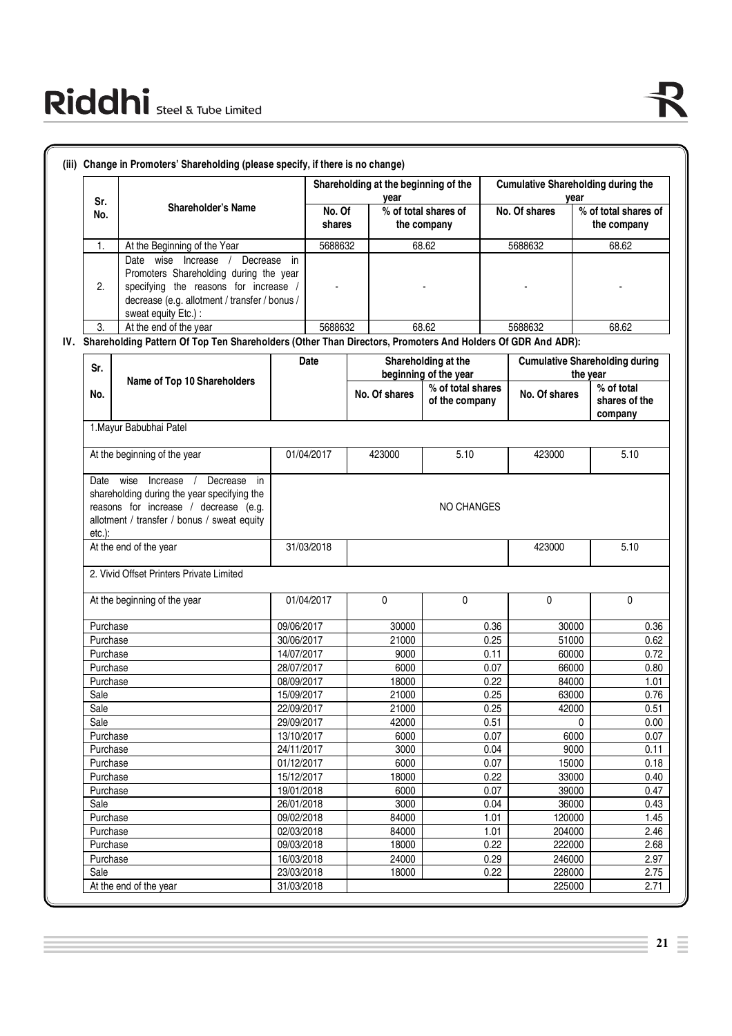### (iii) Change in Promoters' Shareholding (please specify, if there is no change)

| Sr. No. | Shareholder's Name | Shareholding at the beginning of the year | | Cumulative Shareholding during the year | |
|---|---|---|---|---|---|
| | | No. Of shares | % of total shares of the company | No. Of shares | % of total shares of the company |
| 1. | At the Beginning of the Year | 5688632 | 68.62 | 5688632 | 68.62 |
| 2. | Date wise Increase / Decrease in Promoters Shareholding during the year specifying the reasons for increase / decrease (e.g. allotment / transfer / bonus / sweat equity Etc.) : | - | - | - | - |
| 3. | At the end of the year | 5688632 | 68.62 | 5688632 | 68.62 |

### IV. Shareholding Pattern Of Top Ten Shareholders (Other Than Directors, Promoters And Holders Of GDR And ADR):

| Sr. No. Name of Top 10 Shareholders | Date | Shareholding at the beginning of the year | | Cumulative Shareholding during the year | |
|---|---|---|---|---|---|
| | | No. Of shares | % of total shares of the company | No. Of shares | % of total shares of the company |
| 1.Mayur Babubhai Patel | | | | | |
| At the beginning of the year | 01/04/2017 | 423000 | 5.10 | 423000 | 5.10 |
| Date wise Increase / Decrease in shareholding during the year specifying the reasons for increase / decrease (e.g. allotment / transfer / bonus / sweat equity etc.): | NO CHANGES | | | | |
| At the end of the year | 31/03/2018 | | | 423000 | 5.10 |
| 2. Vivid Offset Printers Private Limited | | | | | |
| At the beginning of the year | 01/04/2017 | 0 | 0 | 0 | 0 |
| Purchase | 09/06/2017 | 30000 | 0.36 | 30000 | 0.36 |
| Purchase | 30/06/2017 | 21000 | 0.25 | 51000 | 0.62 |
| Purchase | 14/07/2017 | 9000 | 0.11 | 60000 | 0.72 |
| Purchase | 28/07/2017 | 6000 | 0.07 | 66000 | 0.80 |
| Purchase | 08/09/2017 | 18000 | 0.22 | 84000 | 1.01 |
| Sale | 15/09/2017 | 21000 | 0.25 | 63000 | 0.76 |
| Sale | 22/09/2017 | 21000 | 0.25 | 42000 | 0.51 |
| Sale | 29/09/2017 | 42000 | 0.51 | 0 | 0.00 |
| Purchase | 13/10/2017 | 6000 | 0.07 | 6000 | 0.07 |
| Purchase | 24/11/2017 | 3000 | 0.04 | 9000 | 0.11 |
| Purchase | 01/12/2017 | 6000 | 0.07 | 15000 | 0.18 |
| Purchase | 15/12/2017 | 18000 | 0.22 | 33000 | 0.40 |
| Purchase | 19/01/2018 | 6000 | 0.07 | 39000 | 0.47 |
| Sale | 26/01/2018 | 3000 | 0.04 | 36000 | 0.43 |
| Purchase | 09/02/2018 | 84000 | 1.01 | 120000 | 1.45 |
| Purchase | 02/03/2018 | 84000 | 1.01 | 204000 | 2.46 |
| Purchase | 09/03/2018 | 18000 | 0.22 | 222000 | 2.68 |
| Purchase | 16/03/2018 | 24000 | 0.29 | 246000 | 2.97 |
| Sale | 23/03/2018 | 18000 | 0.22 | 228000 | 2.75 |
| At the end of the year | 31/03/2018 | | | 225000 | 2.71 |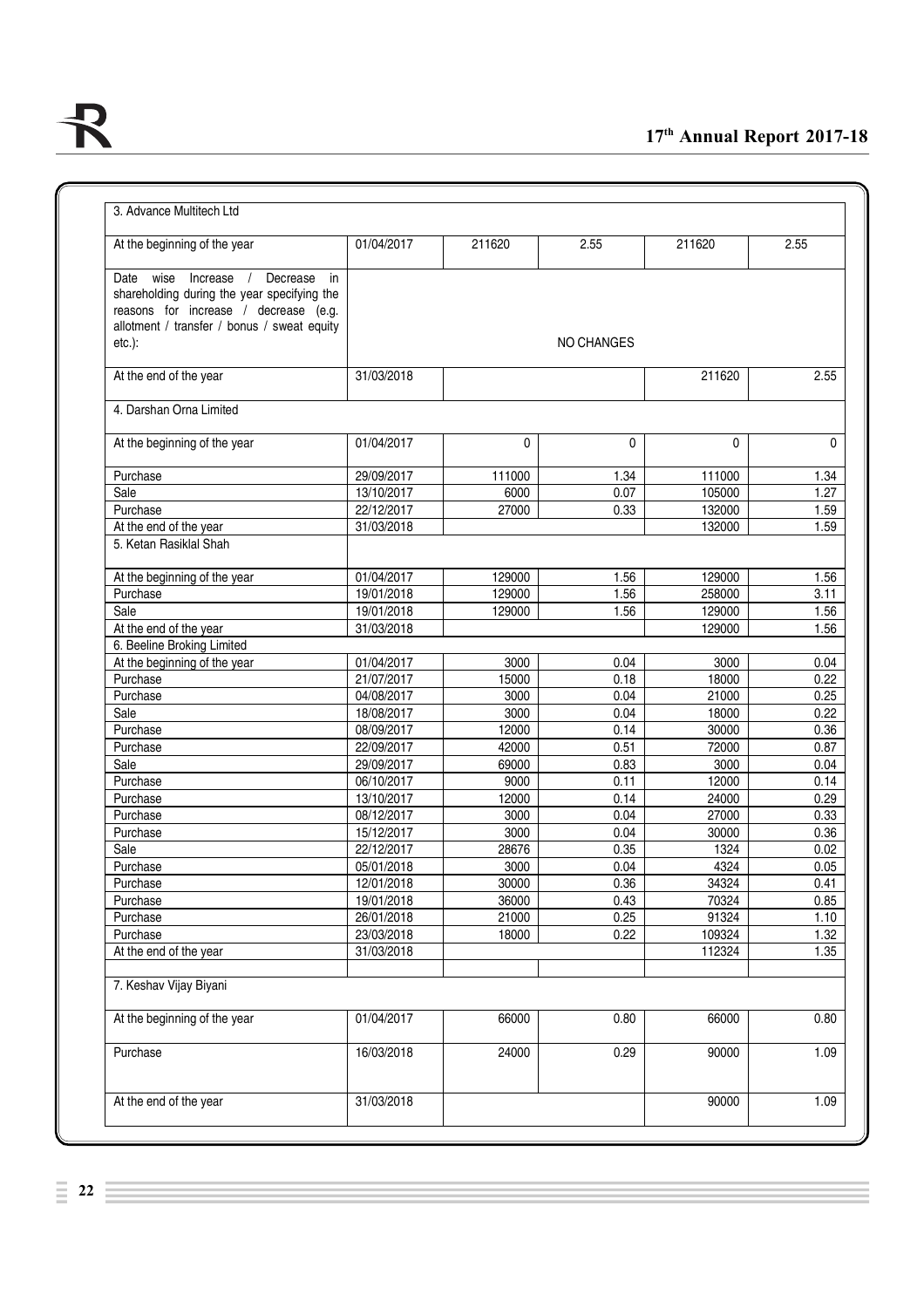| | | | | | |
|---|---|---|---|---|---|
| 3. Advance Multitech Ltd | | | | | |
| At the beginning of the year | 01/04/2017 | 211620 | 2.55 | 211620 | 2.55 |
| Date wise Increase / Decrease in shareholding during the year specifying the reasons for increase / decrease (e.g. allotment / transfer / bonus / sweat equity etc.): | | | NO CHANGES | | |
| At the end of the year | 31/03/2018 | | | 211620 | 2.55 |
| 4. Darshan Orna Limited | | | | | |
| At the beginning of the year | 01/04/2017 | 0 | 0 | 0 | 0 |
| Purchase | 29/09/2017 | 111000 | 1.34 | 111000 | 1.34 |
| Sale | 13/10/2017 | 6000 | 0.07 | 105000 | 1.27 |
| Purchase | 22/12/2017 | 27000 | 0.33 | 132000 | 1.59 |
| At the end of the year | 31/03/2018 | | | 132000 | 1.59 |
| 5. Ketan Rasiklal Shah | | | | | |
| At the beginning of the year | 01/04/2017 | 129000 | 1.56 | 129000 | 1.56 |
| Purchase | 19/01/2018 | 129000 | 1.56 | 258000 | 3.11 |
| Sale | 19/01/2018 | 129000 | 1.56 | 129000 | 1.56 |
| At the end of the year | 31/03/2018 | | | 129000 | 1.56 |
| 6. Beeline Broking Limited | | | | | |
| At the beginning of the year | 01/04/2017 | 3000 | 0.04 | 3000 | 0.04 |
| Purchase | 21/07/2017 | 15000 | 0.18 | 18000 | 0.22 |
| Purchase | 04/08/2017 | 3000 | 0.04 | 21000 | 0.25 |
| Sale | 18/08/2017 | 3000 | 0.04 | 18000 | 0.22 |
| Purchase | 08/09/2017 | 12000 | 0.14 | 30000 | 0.36 |
| Purchase | 22/09/2017 | 42000 | 0.51 | 72000 | 0.87 |
| Sale | 29/09/2017 | 69000 | 0.83 | 3000 | 0.04 |
| Purchase | 06/10/2017 | 9000 | 0.11 | 12000 | 0.14 |
| Purchase | 13/10/2017 | 12000 | 0.14 | 24000 | 0.29 |
| Purchase | 08/12/2017 | 3000 | 0.04 | 27000 | 0.33 |
| Purchase | 15/12/2017 | 3000 | 0.04 | 30000 | 0.36 |
| Sale | 22/12/2017 | 28676 | 0.35 | 1324 | 0.02 |
| Purchase | 05/01/2018 | 3000 | 0.04 | 4324 | 0.05 |
| Purchase | 12/01/2018 | 30000 | 0.36 | 34324 | 0.41 |
| Purchase | 19/01/2018 | 36000 | 0.43 | 70324 | 0.85 |
| Purchase | 26/01/2018 | 21000 | 0.25 | 91324 | 1.10 |
| Purchase | 23/03/2018 | 18000 | 0.22 | 109324 | 1.32 |
| At the end of the year | 31/03/2018 | | | 112324 | 1.35 |
| | | | | | |
| 7. Keshav Vijay Biyani | | | | | |
| At the beginning of the year | 01/04/2017 | 66000 | 0.80 | 66000 | 0.80 |
| Purchase | 16/03/2018 | 24000 | 0.29 | 90000 | 1.09 |
| At the end of the year | 31/03/2018 | | | 90000 | 1.09 |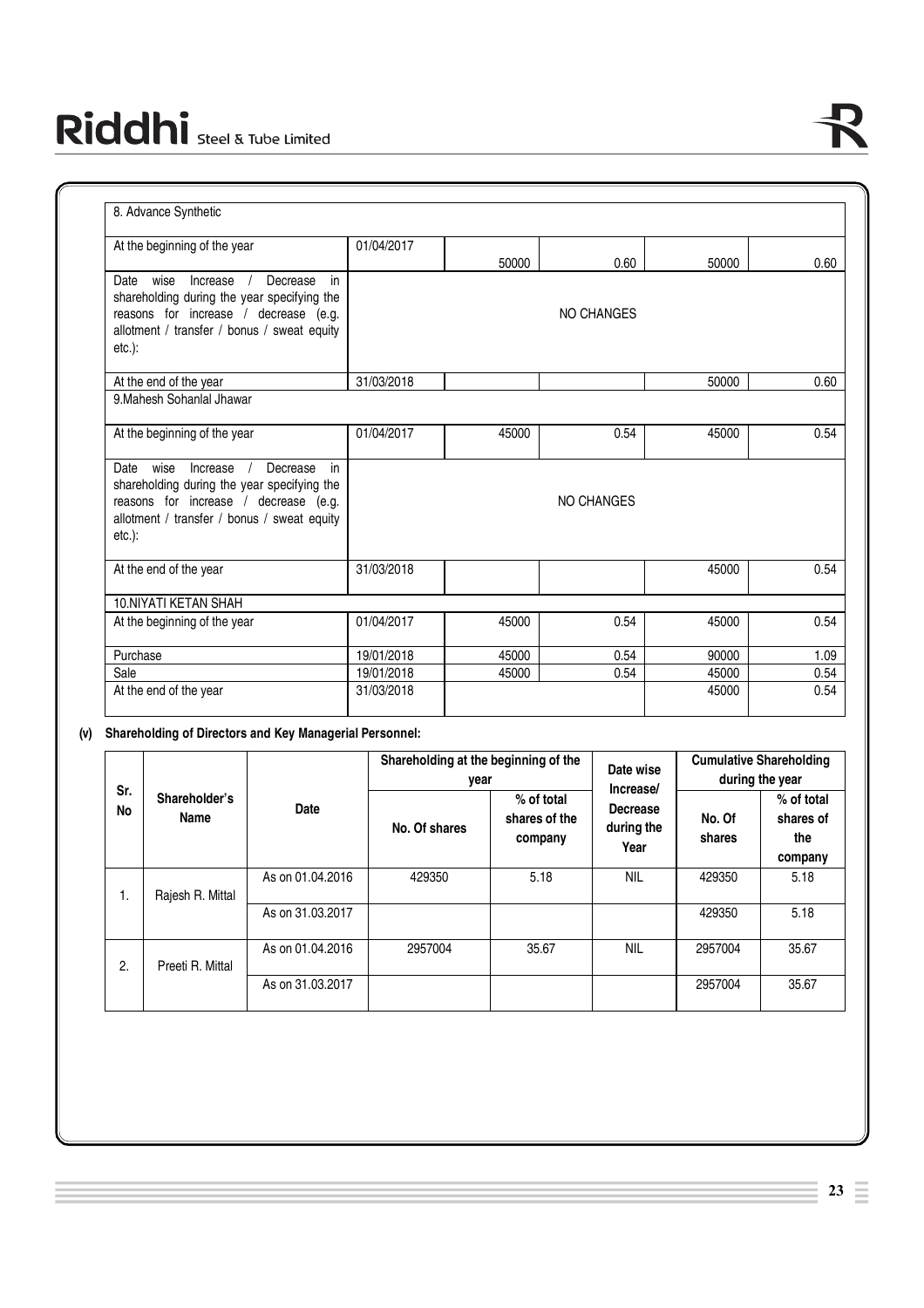| 8. Advance Synthetic | | | | | |
|---|---|---|---|---|---|
| At the beginning of the year | 01/04/2017 | 50000 | 0.60 | 50000 | 0.60 |
| Date wise Increase / Decrease in shareholding during the year specifying the reasons for increase / decrease (e.g. allotment / transfer / bonus / sweat equity etc.): | NO CHANGES | | | | |
| At the end of the year | 31/03/2018 | | | 50000 | 0.60 |
| 9.Mahesh Sohanlal Jhawar | | | | | |
| At the beginning of the year | 01/04/2017 | 45000 | 0.54 | 45000 | 0.54 |
| Date wise Increase / Decrease in shareholding during the year specifying the reasons for increase / decrease (e.g. allotment / transfer / bonus / sweat equity etc.): | NO CHANGES | | | | |
| At the end of the year | 31/03/2018 | | | 45000 | 0.54 |
| 10.NIYATI KETAN SHAH | | | | | |
| At the beginning of the year | 01/04/2017 | 45000 | 0.54 | 45000 | 0.54 |
| Purchase | 19/01/2018 | 45000 | 0.54 | 90000 | 1.09 |
| Sale | 19/01/2018 | 45000 | 0.54 | 45000 | 0.54 |
| At the end of the year | 31/03/2018 | | | 45000 | 0.54 |

**(v) Shareholding of Directors and Key Managerial Personnel:**

| Sr. No | Shareholder's Name | Date | Shareholding at the beginning of the year | | Date wise Increase/ Decrease during the Year | Cumulative Shareholding during the year | |
|---|---|---|---|---|---|---|---|
| | | | No. Of shares | % of total shares of the company | | No. Of shares | % of total shares of the company |
| 1. | Rajesh R. Mittal | As on 01.04.2016 | 429350 | 5.18 | NIL | 429350 | 5.18 |
| | | As on 31.03.2017 | | | | 429350 | 5.18 |
| 2. | Preeti R. Mittal | As on 01.04.2016 | 2957004 | 35.67 | NIL | 2957004 | 35.67 |
| | | As on 31.03.2017 | | | | 2957004 | 35.67 |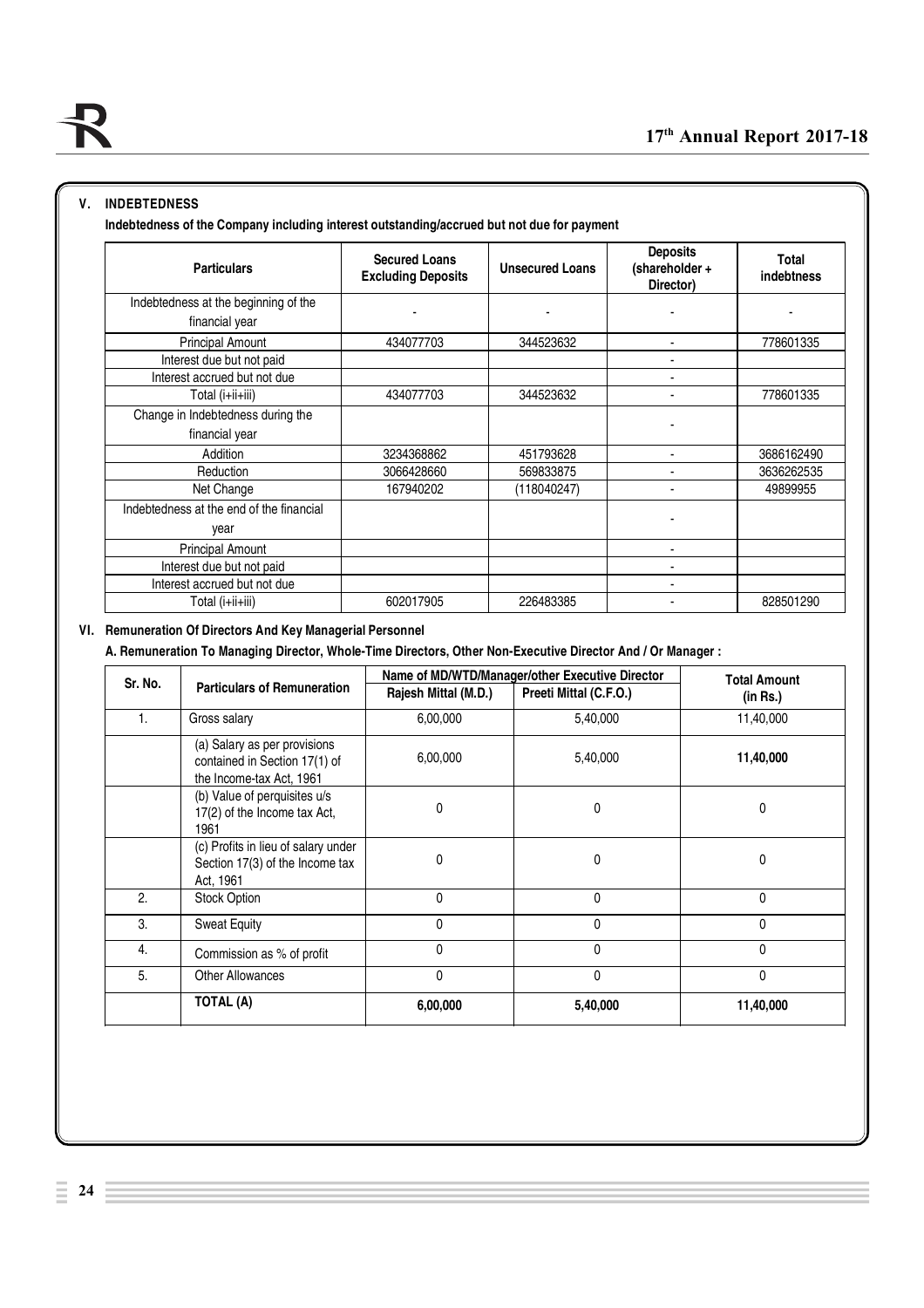## V. INDEBTEDNESS

**Indebtedness of the Company including interest outstanding/accrued but not due for payment**

| Particulars | Secured Loans Excluding Deposits | Unsecured Loans | Deposits (shareholder + Director) | Total indebtness |
|---|---|---|---|---|
| Indebtedness at the beginning of the financial year | - | - | - | - |
| Principal Amount | 434077703 | 344523632 | - | 778601335 |
| Interest due but not paid | | | - | |
| Interest accrued but not due | | | - | |
| Total (i+ii+iii) | 434077703 | 344523632 | - | 778601335 |
| Change in Indebtedness during the financial year | | | - | |
| Addition | 3234368862 | 451793628 | - | 3686162490 |
| Reduction | 3066428660 | 569833875 | - | 3636262535 |
| Net Change | 167940202 | (118040247) | - | 49899955 |
| Indebtedness at the end of the financial year | | | - | |
| Principal Amount | | | - | |
| Interest due but not paid | | | - | |
| Interest accrued but not due | | | - | |
| Total (i+ii+iii) | 602017905 | 226483385 | - | 828501290 |

## VI. Remuneration Of Directors And Key Managerial Personnel

**A. Remuneration To Managing Director, Whole-Time Directors, Other Non-Executive Director And / Or Manager :**

| Sr. No. | Particulars of Remuneration | Name of MD/WTD/Manager/other Executive Director | | Total Amount (in Rs.) |
|---|---|---|---|---|
| | | Rajesh Mittal (M.D.) | Preeti Mittal (C.F.O.) | |
| 1. | Gross salary | 6,00,000 | 5,40,000 | 11,40,000 |
| | (a) Salary as per provisions contained in Section 17(1) of the Income-tax Act, 1961 | 6,00,000 | 5,40,000 | **11,40,000** |
| | (b) Value of perquisites u/s 17(2) of the Income tax Act, 1961 | 0 | 0 | 0 |
| | (c) Profits in lieu of salary under Section 17(3) of the Income tax Act, 1961 | 0 | 0 | 0 |
| 2. | Stock Option | 0 | 0 | 0 |
| 3. | Sweat Equity | 0 | 0 | 0 |
| 4. | Commission as % of profit | 0 | 0 | 0 |
| 5. | Other Allowances | 0 | 0 | 0 |
| | **TOTAL (A)** | **6,00,000** | **5,40,000** | **11,40,000** |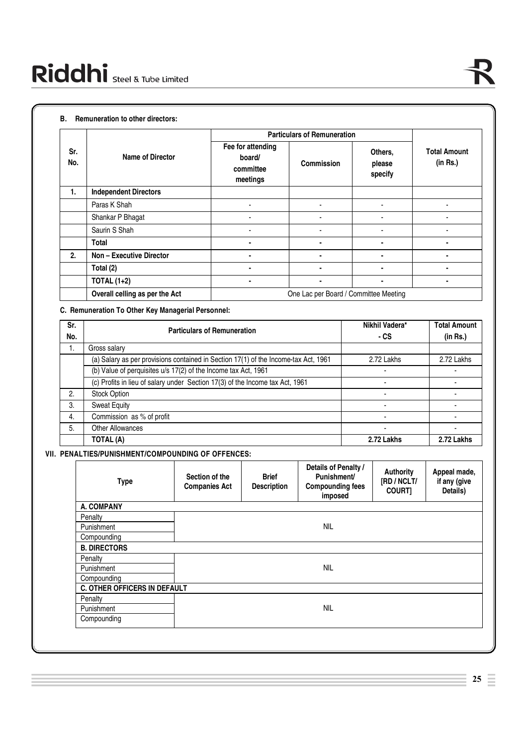### B. Remuneration to other directors:

| Sr. No. | Name of Director | Particulars of Remuneration | | | Total Amount (in Rs.) |
|---|---|---|---|---|---|
| | | Fee for attending board/ committee meetings | Commission | Others, please specify | |
| 1. | **Independent Directors** | | | | |
| | Paras K Shah | - | - | - | - |
| | Shankar P Bhagat | - | - | - | - |
| | Saurin S Shah | - | - | - | - |
| | **Total** | - | - | - | - |
| 2. | **Non – Executive Director** | - | - | - | - |
| | **Total (2)** | - | - | - | - |
| | **TOTAL (1+2)** | - | - | - | - |
| | **Overall celling as per the Act** | One Lac per Board / Committee Meeting | | | |

### C. Remuneration To Other Key Managerial Personnel:

| Sr. No. | Particulars of Remuneration | Nikhil Vadera* - CS | Total Amount (in Rs.) |
|---|---|---|---|
| 1. | Gross salary | | |
| | (a) Salary as per provisions contained in Section 17(1) of the Income-tax Act, 1961 | 2.72 Lakhs | 2.72 Lakhs |
| | (b) Value of perquisites u/s 17(2) of the Income tax Act, 1961 | - | - |
| | (c) Profits in lieu of salary under Section 17(3) of the Income tax Act, 1961 | - | - |
| 2. | Stock Option | - | - |
| 3. | Sweat Equity | - | - |
| 4. | Commission as % of profit | - | - |
| 5. | Other Allowances | - | - |
| | **TOTAL (A)** | **2.72 Lakhs** | **2.72 Lakhs** |

## VII. PENALTIES/PUNISHMENT/COMPOUNDING OF OFFENCES:

| Type | Section of the Companies Act | Brief Description | Details of Penalty / Punishment/ Compounding fees imposed | Authority [RD / NCLT/ COURT] | Appeal made, if any (give Details) |
|---|---|---|---|---|---|
| **A. COMPANY** | | | | | |
| Penalty | NIL | | | | |
| Punishment | | | | | |
| Compounding | | | | | |
| **B. DIRECTORS** | | | | | |
| Penalty | NIL | | | | |
| Punishment | | | | | |
| Compounding | | | | | |
| **C. OTHER OFFICERS IN DEFAULT** | | | | | |
| Penalty | NIL | | | | |
| Punishment | | | | | |
| Compounding | | | | | |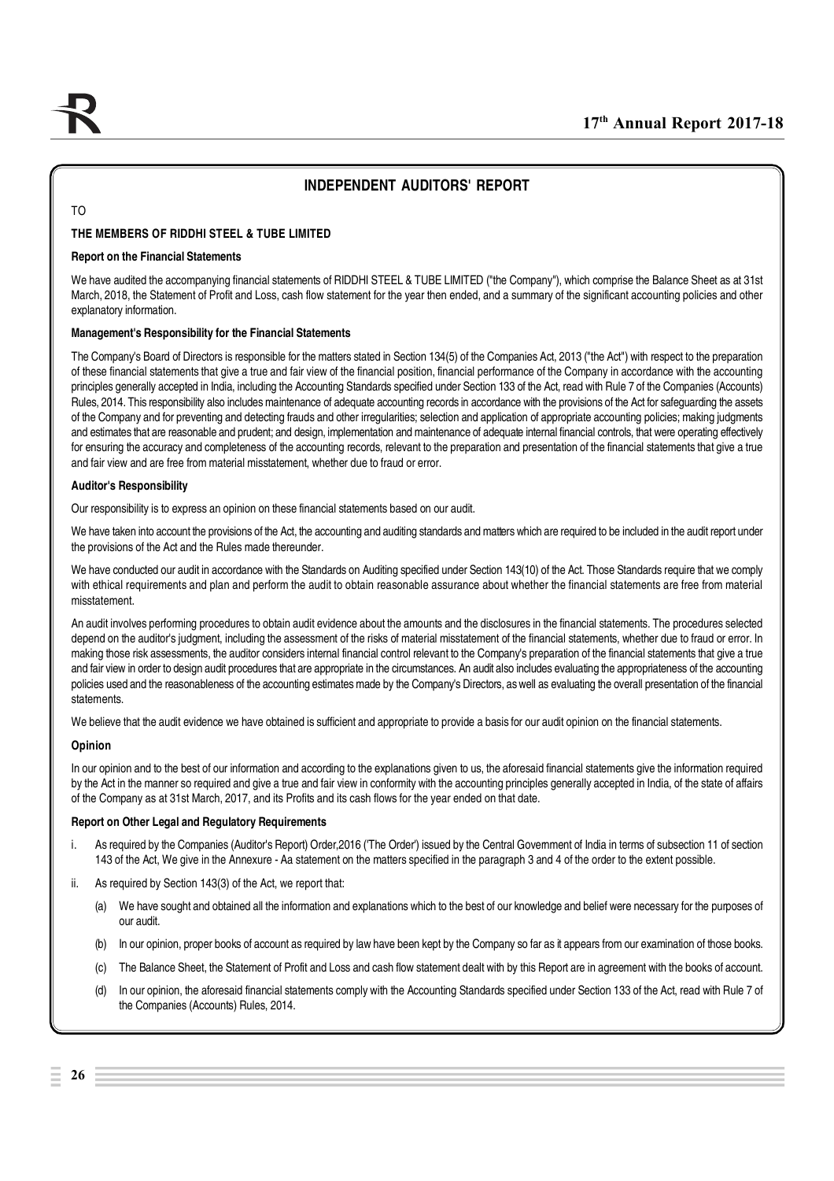## INDEPENDENT AUDITORS' REPORT

TO

**THE MEMBERS OF RIDDHI STEEL & TUBE LIMITED**

**Report on the Financial Statements**

We have audited the accompanying financial statements of RIDDHI STEEL & TUBE LIMITED ("the Company"), which comprise the Balance Sheet as at 31st March, 2018, the Statement of Profit and Loss, cash flow statement for the year then ended, and a summary of the significant accounting policies and other explanatory information.

**Management's Responsibility for the Financial Statements**

The Company's Board of Directors is responsible for the matters stated in Section 134(5) of the Companies Act, 2013 ("the Act") with respect to the preparation of these financial statements that give a true and fair view of the financial position, financial performance of the Company in accordance with the accounting principles generally accepted in India, including the Accounting Standards specified under Section 133 of the Act, read with Rule 7 of the Companies (Accounts) Rules, 2014. This responsibility also includes maintenance of adequate accounting records in accordance with the provisions of the Act for safeguarding the assets of the Company and for preventing and detecting frauds and other irregularities; selection and application of appropriate accounting policies; making judgments and estimates that are reasonable and prudent; and design, implementation and maintenance of adequate internal financial controls, that were operating effectively for ensuring the accuracy and completeness of the accounting records, relevant to the preparation and presentation of the financial statements that give a true and fair view and are free from material misstatement, whether due to fraud or error.

**Auditor's Responsibility**

Our responsibility is to express an opinion on these financial statements based on our audit.

We have taken into account the provisions of the Act, the accounting and auditing standards and matters which are required to be included in the audit report under the provisions of the Act and the Rules made thereunder.

We have conducted our audit in accordance with the Standards on Auditing specified under Section 143(10) of the Act. Those Standards require that we comply with ethical requirements and plan and perform the audit to obtain reasonable assurance about whether the financial statements are free from material misstatement.

An audit involves performing procedures to obtain audit evidence about the amounts and the disclosures in the financial statements. The procedures selected depend on the auditor's judgment, including the assessment of the risks of material misstatement of the financial statements, whether due to fraud or error. In making those risk assessments, the auditor considers internal financial control relevant to the Company's preparation of the financial statements that give a true and fair view in order to design audit procedures that are appropriate in the circumstances. An audit also includes evaluating the appropriateness of the accounting policies used and the reasonableness of the accounting estimates made by the Company's Directors, as well as evaluating the overall presentation of the financial statements.

We believe that the audit evidence we have obtained is sufficient and appropriate to provide a basis for our audit opinion on the financial statements.

**Opinion**

In our opinion and to the best of our information and according to the explanations given to us, the aforesaid financial statements give the information required by the Act in the manner so required and give a true and fair view in conformity with the accounting principles generally accepted in India, of the state of affairs of the Company as at 31st March, 2017, and its Profits and its cash flows for the year ended on that date.

**Report on Other Legal and Regulatory Requirements**

i. As required by the Companies (Auditor's Report) Order,2016 ('The Order') issued by the Central Government of India in terms of subsection 11 of section 143 of the Act, We give in the Annexure - Aa statement on the matters specified in the paragraph 3 and 4 of the order to the extent possible.

ii. As required by Section 143(3) of the Act, we report that:

   (a) We have sought and obtained all the information and explanations which to the best of our knowledge and belief were necessary for the purposes of our audit.

   (b) In our opinion, proper books of account as required by law have been kept by the Company so far as it appears from our examination of those books.

   (c) The Balance Sheet, the Statement of Profit and Loss and cash flow statement dealt with by this Report are in agreement with the books of account.

   (d) In our opinion, the aforesaid financial statements comply with the Accounting Standards specified under Section 133 of the Act, read with Rule 7 of the Companies (Accounts) Rules, 2014.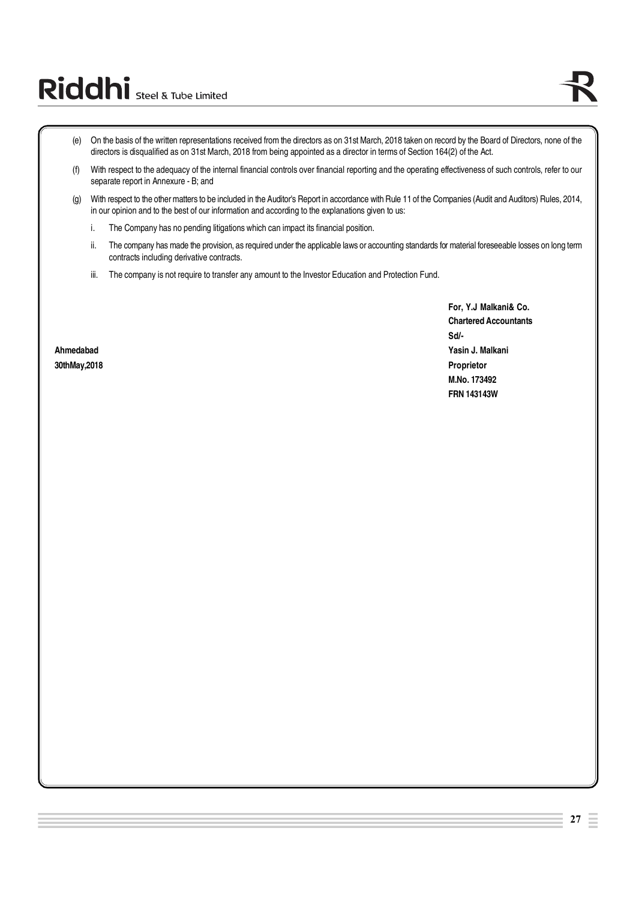(e) On the basis of the written representations received from the directors as on 31st March, 2018 taken on record by the Board of Directors, none of the directors is disqualified as on 31st March, 2018 from being appointed as a director in terms of Section 164(2) of the Act.

(f) With respect to the adequacy of the internal financial controls over financial reporting and the operating effectiveness of such controls, refer to our separate report in Annexure - B; and

(g) With respect to the other matters to be included in the Auditor's Report in accordance with Rule 11 of the Companies (Audit and Auditors) Rules, 2014, in our opinion and to the best of our information and according to the explanations given to us:

   i. The Company has no pending litigations which can impact its financial position.

   ii. The company has made the provision, as required under the applicable laws or accounting standards for material foreseeable losses on long term contracts including derivative contracts.

   iii. The company is not require to transfer any amount to the Investor Education and Protection Fund.

**For, Y.J Malkani& Co.**
**Chartered Accountants**
**Sd/-**
**Yasin J. Malkani**
**Proprietor**
**M.No. 173492**
**FRN 143143W**

**Ahmedabad**
**30thMay,2018**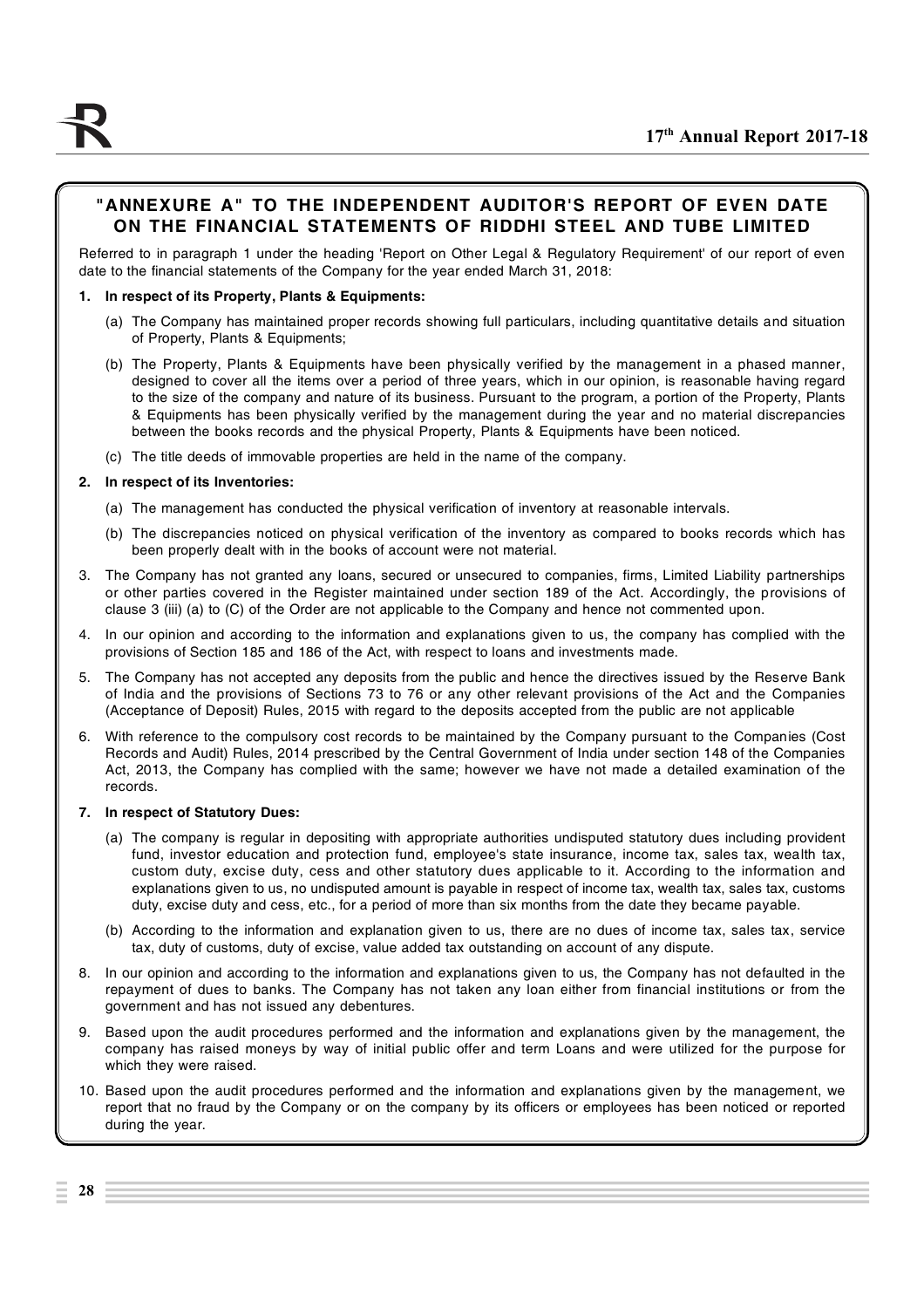## "ANNEXURE A" TO THE INDEPENDENT AUDITOR'S REPORT OF EVEN DATE ON THE FINANCIAL STATEMENTS OF RIDDHI STEEL AND TUBE LIMITED

Referred to in paragraph 1 under the heading 'Report on Other Legal & Regulatory Requirement' of our report of even date to the financial statements of the Company for the year ended March 31, 2018:

**1. In respect of its Property, Plants & Equipments:**

(a) The Company has maintained proper records showing full particulars, including quantitative details and situation of Property, Plants & Equipments;

(b) The Property, Plants & Equipments have been physically verified by the management in a phased manner, designed to cover all the items over a period of three years, which in our opinion, is reasonable having regard to the size of the company and nature of its business. Pursuant to the program, a portion of the Property, Plants & Equipments has been physically verified by the management during the year and no material discrepancies between the books records and the physical Property, Plants & Equipments have been noticed.

(c) The title deeds of immovable properties are held in the name of the company.

**2. In respect of its Inventories:**

(a) The management has conducted the physical verification of inventory at reasonable intervals.

(b) The discrepancies noticed on physical verification of the inventory as compared to books records which has been properly dealt with in the books of account were not material.

3. The Company has not granted any loans, secured or unsecured to companies, firms, Limited Liability partnerships or other parties covered in the Register maintained under section 189 of the Act. Accordingly, the provisions of clause 3 (iii) (a) to (C) of the Order are not applicable to the Company and hence not commented upon.

4. In our opinion and according to the information and explanations given to us, the company has complied with the provisions of Section 185 and 186 of the Act, with respect to loans and investments made.

5. The Company has not accepted any deposits from the public and hence the directives issued by the Reserve Bank of India and the provisions of Sections 73 to 76 or any other relevant provisions of the Act and the Companies (Acceptance of Deposit) Rules, 2015 with regard to the deposits accepted from the public are not applicable

6. With reference to the compulsory cost records to be maintained by the Company pursuant to the Companies (Cost Records and Audit) Rules, 2014 prescribed by the Central Government of India under section 148 of the Companies Act, 2013, the Company has complied with the same; however we have not made a detailed examination of the records.

**7. In respect of Statutory Dues:**

(a) The company is regular in depositing with appropriate authorities undisputed statutory dues including provident fund, investor education and protection fund, employee's state insurance, income tax, sales tax, wealth tax, custom duty, excise duty, cess and other statutory dues applicable to it. According to the information and explanations given to us, no undisputed amount is payable in respect of income tax, wealth tax, sales tax, customs duty, excise duty and cess, etc., for a period of more than six months from the date they became payable.

(b) According to the information and explanation given to us, there are no dues of income tax, sales tax, service tax, duty of customs, duty of excise, value added tax outstanding on account of any dispute.

8. In our opinion and according to the information and explanations given to us, the Company has not defaulted in the repayment of dues to banks. The Company has not taken any loan either from financial institutions or from the government and has not issued any debentures.

9. Based upon the audit procedures performed and the information and explanations given by the management, the company has raised moneys by way of initial public offer and term Loans and were utilized for the purpose for which they were raised.

10. Based upon the audit procedures performed and the information and explanations given by the management, we report that no fraud by the Company or on the company by its officers or employees has been noticed or reported during the year.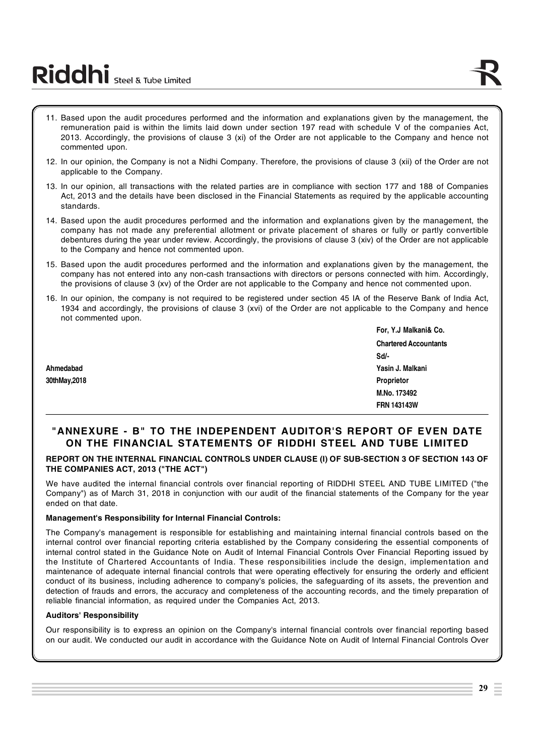11. Based upon the audit procedures performed and the information and explanations given by the management, the remuneration paid is within the limits laid down under section 197 read with schedule V of the companies Act, 2013. Accordingly, the provisions of clause 3 (xi) of the Order are not applicable to the Company and hence not commented upon.

12. In our opinion, the Company is not a Nidhi Company. Therefore, the provisions of clause 3 (xii) of the Order are not applicable to the Company.

13. In our opinion, all transactions with the related parties are in compliance with section 177 and 188 of Companies Act, 2013 and the details have been disclosed in the Financial Statements as required by the applicable accounting standards.

14. Based upon the audit procedures performed and the information and explanations given by the management, the company has not made any preferential allotment or private placement of shares or fully or partly convertible debentures during the year under review. Accordingly, the provisions of clause 3 (xiv) of the Order are not applicable to the Company and hence not commented upon.

15. Based upon the audit procedures performed and the information and explanations given by the management, the company has not entered into any non-cash transactions with directors or persons connected with him. Accordingly, the provisions of clause 3 (xv) of the Order are not applicable to the Company and hence not commented upon.

16. In our opinion, the company is not required to be registered under section 45 IA of the Reserve Bank of India Act, 1934 and accordingly, the provisions of clause 3 (xvi) of the Order are not applicable to the Company and hence not commented upon.

**For, Y.J Malkani& Co.**
**Chartered Accountants**
**Sd/-**
**Yasin J. Malkani**
**Proprietor**
**M.No. 173492**
**FRN 143143W**

**Ahmedabad**
**30thMay,2018**

## "ANNEXURE - B" TO THE INDEPENDENT AUDITOR'S REPORT OF EVEN DATE ON THE FINANCIAL STATEMENTS OF RIDDHI STEEL AND TUBE LIMITED

**REPORT ON THE INTERNAL FINANCIAL CONTROLS UNDER CLAUSE (I) OF SUB-SECTION 3 OF SECTION 143 OF THE COMPANIES ACT, 2013 ("THE ACT")**

We have audited the internal financial controls over financial reporting of RIDDHI STEEL AND TUBE LIMITED ("the Company") as of March 31, 2018 in conjunction with our audit of the financial statements of the Company for the year ended on that date.

**Management's Responsibility for Internal Financial Controls:**

The Company's management is responsible for establishing and maintaining internal financial controls based on the internal control over financial reporting criteria established by the Company considering the essential components of internal control stated in the Guidance Note on Audit of Internal Financial Controls Over Financial Reporting issued by the Institute of Chartered Accountants of India. These responsibilities include the design, implementation and maintenance of adequate internal financial controls that were operating effectively for ensuring the orderly and efficient conduct of its business, including adherence to company's policies, the safeguarding of its assets, the prevention and detection of frauds and errors, the accuracy and completeness of the accounting records, and the timely preparation of reliable financial information, as required under the Companies Act, 2013.

**Auditors' Responsibility**

Our responsibility is to express an opinion on the Company's internal financial controls over financial reporting based on our audit. We conducted our audit in accordance with the Guidance Note on Audit of Internal Financial Controls Over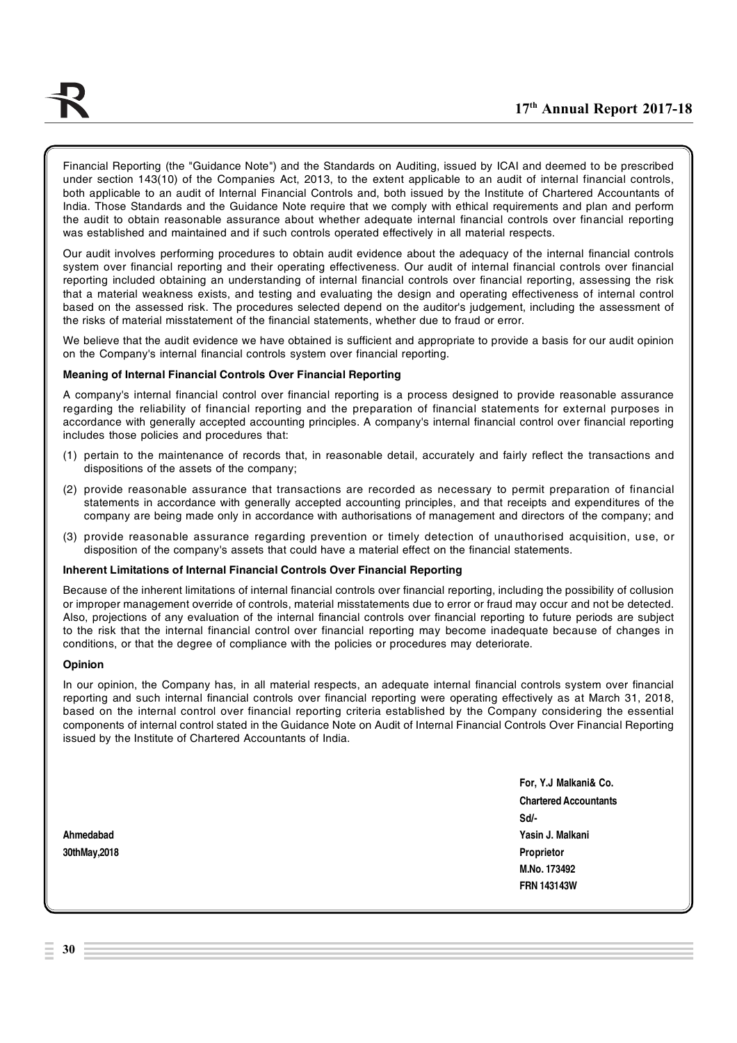Financial Reporting (the "Guidance Note") and the Standards on Auditing, issued by ICAI and deemed to be prescribed under section 143(10) of the Companies Act, 2013, to the extent applicable to an audit of internal financial controls, both applicable to an audit of Internal Financial Controls and, both issued by the Institute of Chartered Accountants of India. Those Standards and the Guidance Note require that we comply with ethical requirements and plan and perform the audit to obtain reasonable assurance about whether adequate internal financial controls over financial reporting was established and maintained and if such controls operated effectively in all material respects.

Our audit involves performing procedures to obtain audit evidence about the adequacy of the internal financial controls system over financial reporting and their operating effectiveness. Our audit of internal financial controls over financial reporting included obtaining an understanding of internal financial controls over financial reporting, assessing the risk that a material weakness exists, and testing and evaluating the design and operating effectiveness of internal control based on the assessed risk. The procedures selected depend on the auditor's judgement, including the assessment of the risks of material misstatement of the financial statements, whether due to fraud or error.

We believe that the audit evidence we have obtained is sufficient and appropriate to provide a basis for our audit opinion on the Company's internal financial controls system over financial reporting.

**Meaning of Internal Financial Controls Over Financial Reporting**

A company's internal financial control over financial reporting is a process designed to provide reasonable assurance regarding the reliability of financial reporting and the preparation of financial statements for external purposes in accordance with generally accepted accounting principles. A company's internal financial control over financial reporting includes those policies and procedures that:

(1) pertain to the maintenance of records that, in reasonable detail, accurately and fairly reflect the transactions and dispositions of the assets of the company;

(2) provide reasonable assurance that transactions are recorded as necessary to permit preparation of financial statements in accordance with generally accepted accounting principles, and that receipts and expenditures of the company are being made only in accordance with authorisations of management and directors of the company; and

(3) provide reasonable assurance regarding prevention or timely detection of unauthorised acquisition, use, or disposition of the company's assets that could have a material effect on the financial statements.

**Inherent Limitations of Internal Financial Controls Over Financial Reporting**

Because of the inherent limitations of internal financial controls over financial reporting, including the possibility of collusion or improper management override of controls, material misstatements due to error or fraud may occur and not be detected. Also, projections of any evaluation of the internal financial controls over financial reporting to future periods are subject to the risk that the internal financial control over financial reporting may become inadequate because of changes in conditions, or that the degree of compliance with the policies or procedures may deteriorate.

**Opinion**

In our opinion, the Company has, in all material respects, an adequate internal financial controls system over financial reporting and such internal financial controls over financial reporting were operating effectively as at March 31, 2018, based on the internal control over financial reporting criteria established by the Company considering the essential components of internal control stated in the Guidance Note on Audit of Internal Financial Controls Over Financial Reporting issued by the Institute of Chartered Accountants of India.

**For, Y.J Malkani& Co.**
**Chartered Accountants**
**Sd/-**
**Yasin J. Malkani**
**Proprietor**
**M.No. 173492**
**FRN 143143W**

**Ahmedabad**
**30thMay,2018**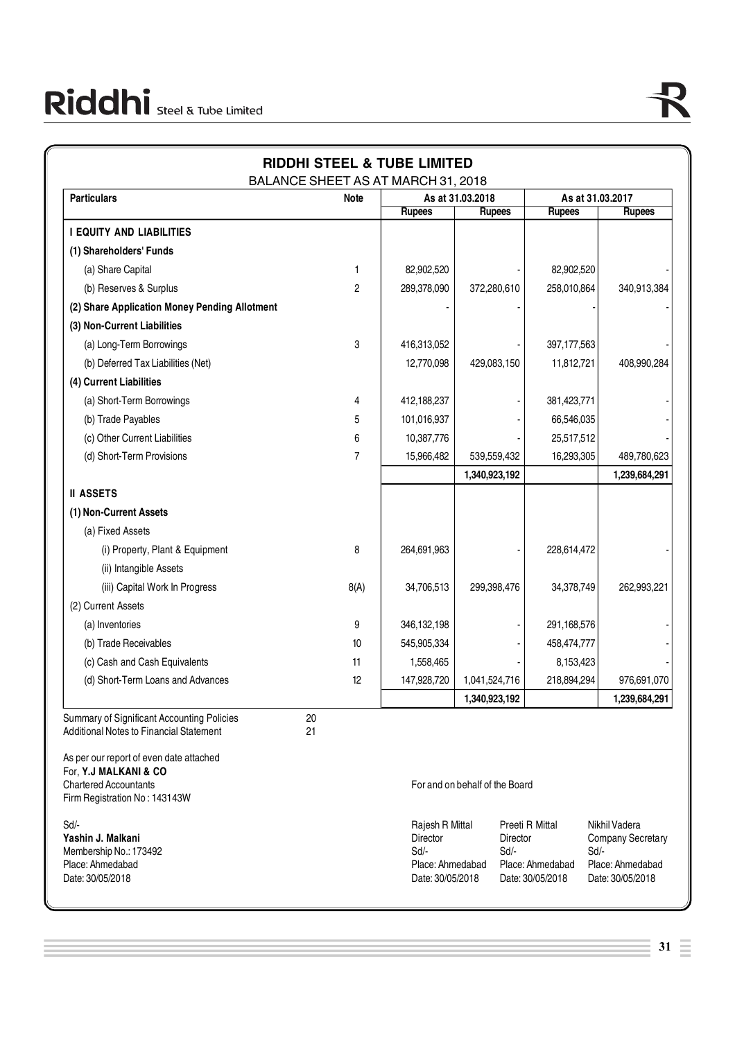# RIDDHI STEEL & TUBE LIMITED

## BALANCE SHEET AS AT MARCH 31, 2018

| Particulars | Note | As at 31.03.2018 | | As at 31.03.2017 | |
|---|---|---|---|---|---|
| | | Rupees | Rupees | Rupees | Rupees |
| **I EQUITY AND LIABILITIES** | | | | | |
| **(1) Shareholders' Funds** | | | | | |
| (a) Share Capital | 1 | 82,902,520 | - | 82,902,520 | - |
| (b) Reserves & Surplus | 2 | 289,378,090 | 372,280,610 | 258,010,864 | 340,913,384 |
| **(2) Share Application Money Pending Allotment** | | - | - | - | - |
| **(3) Non-Current Liabilities** | | | | | |
| (a) Long-Term Borrowings | 3 | 416,313,052 | - | 397,177,563 | - |
| (b) Deferred Tax Liabilities (Net) | | 12,770,098 | 429,083,150 | 11,812,721 | 408,990,284 |
| **(4) Current Liabilities** | | | | | |
| (a) Short-Term Borrowings | 4 | 412,188,237 | - | 381,423,771 | - |
| (b) Trade Payables | 5 | 101,016,937 | - | 66,546,035 | - |
| (c) Other Current Liabilities | 6 | 10,387,776 | - | 25,517,512 | - |
| (d) Short-Term Provisions | 7 | 15,966,482 | 539,559,432 | 16,293,305 | 489,780,623 |
| | | | **1,340,923,192** | | **1,239,684,291** |
| **II ASSETS** | | | | | |
| **(1) Non-Current Assets** | | | | | |
| (a) Fixed Assets | | | | | |
| (i) Property, Plant & Equipment | 8 | 264,691,963 | - | 228,614,472 | - |
| (ii) Intangible Assets | | | | | |
| (iii) Capital Work In Progress | 8(A) | 34,706,513 | 299,398,476 | 34,378,749 | 262,993,221 |
| (2) Current Assets | | | | | |
| (a) Inventories | 9 | 346,132,198 | - | 291,168,576 | - |
| (b) Trade Receivables | 10 | 545,905,334 | - | 458,474,777 | - |
| (c) Cash and Cash Equivalents | 11 | 1,558,465 | - | 8,153,423 | - |
| (d) Short-Term Loans and Advances | 12 | 147,928,720 | 1,041,524,716 | 218,894,294 | 976,691,070 |
| | | | **1,340,923,192** | | **1,239,684,291** |

Summary of Significant Accounting Policies — 20
Additional Notes to Financial Statement — 21

As per our report of even date attached
For, **Y.J MALKANI & CO**
Chartered Accountants
Firm Registration No : 143143W

Sd/-
**Yashin J. Malkani**
Membership No.: 173492
Place: Ahmedabad
Date: 30/05/2018

For and on behalf of the Board

| Rajesh R Mittal | Preeti R Mittal | Nikhil Vadera |
|---|---|---|
| Director | Director | Company Secretary |
| Sd/- | Sd/- | Sd/- |
| Place: Ahmedabad | Place: Ahmedabad | Place: Ahmedabad |
| Date: 30/05/2018 | Date: 30/05/2018 | Date: 30/05/2018 |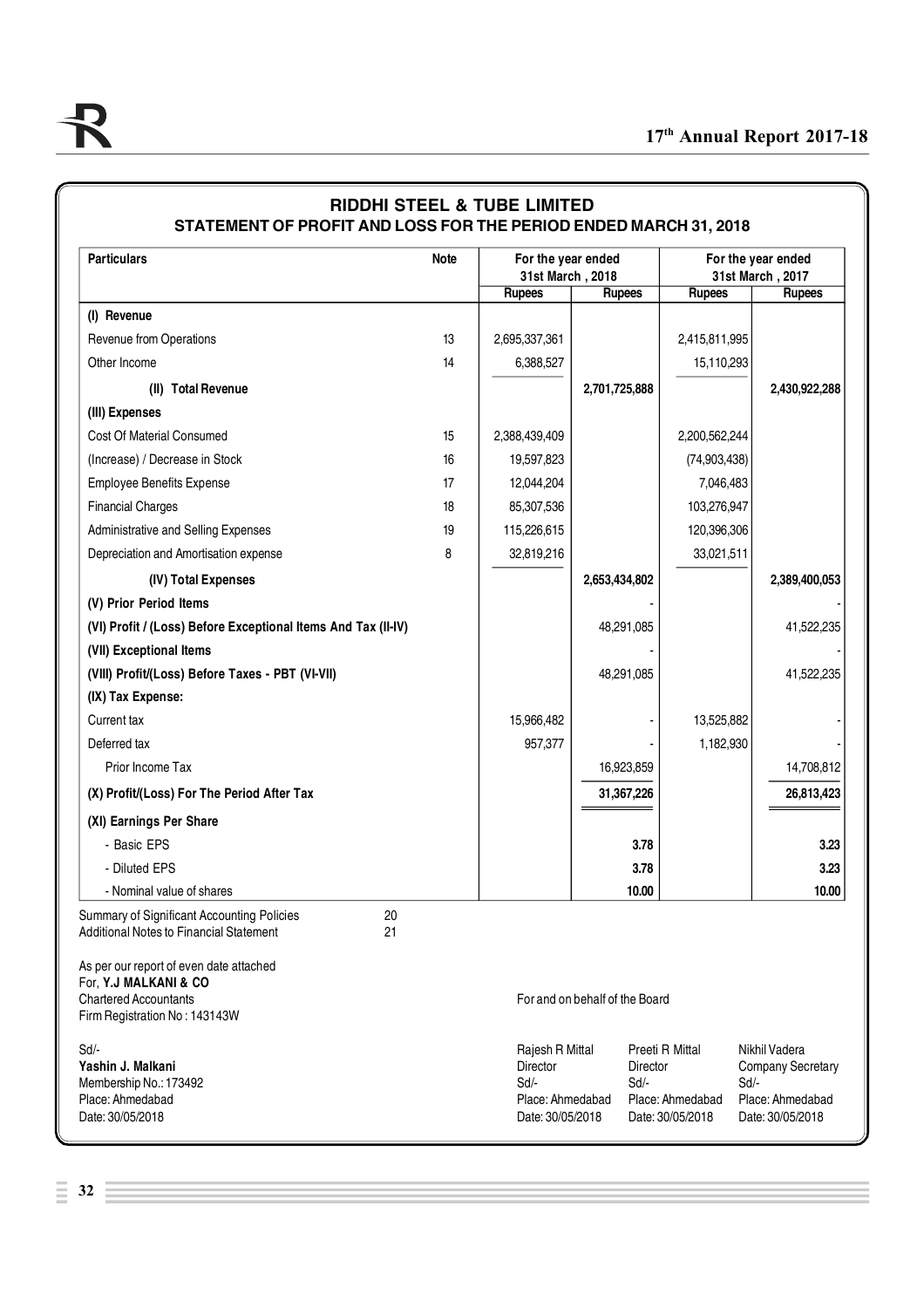# RIDDHI STEEL & TUBE LIMITED

## STATEMENT OF PROFIT AND LOSS FOR THE PERIOD ENDED MARCH 31, 2018

| Particulars | Note | For the year ended 31st March , 2018 | | For the year ended 31st March , 2017 | |
|---|---|---|---|---|---|
| | | Rupees | Rupees | Rupees | Rupees |
| **(I) Revenue** | | | | | |
| Revenue from Operations | 13 | 2,695,337,361 | | 2,415,811,995 | |
| Other Income | 14 | 6,388,527 | | 15,110,293 | |
| **(II) Total Revenue** | | | **2,701,725,888** | | **2,430,922,288** |
| **(III) Expenses** | | | | | |
| Cost Of Material Consumed | 15 | 2,388,439,409 | | 2,200,562,244 | |
| (Increase) / Decrease in Stock | 16 | 19,597,823 | | (74,903,438) | |
| Employee Benefits Expense | 17 | 12,044,204 | | 7,046,483 | |
| Financial Charges | 18 | 85,307,536 | | 103,276,947 | |
| Administrative and Selling Expenses | 19 | 115,226,615 | | 120,396,306 | |
| Depreciation and Amortisation expense | 8 | 32,819,216 | | 33,021,511 | |
| **(IV) Total Expenses** | | | **2,653,434,802** | | **2,389,400,053** |
| **(V) Prior Period Items** | | | - | | - |
| **(VI) Profit / (Loss) Before Exceptional Items And Tax (II-IV)** | | | 48,291,085 | | 41,522,235 |
| **(VII) Exceptional Items** | | | - | | - |
| **(VIII) Profit/(Loss) Before Taxes - PBT (VI-VII)** | | | 48,291,085 | | 41,522,235 |
| **(IX) Tax Expense:** | | | | | |
| Current tax | | 15,966,482 | - | 13,525,882 | - |
| Deferred tax | | 957,377 | - | 1,182,930 | - |
| Prior Income Tax | | | 16,923,859 | | 14,708,812 |
| **(X) Profit/(Loss) For The Period After Tax** | | | **31,367,226** | | **26,813,423** |
| **(XI) Earnings Per Share** | | | | | |
| - Basic EPS | | | **3.78** | | **3.23** |
| - Diluted EPS | | | **3.78** | | **3.23** |
| - Nominal value of shares | | | **10.00** | | **10.00** |

Summary of Significant Accounting Policies 20
Additional Notes to Financial Statement 21

As per our report of even date attached
For, **Y.J MALKANI & CO**
Chartered Accountants
Firm Registration No : 143143W

For and on behalf of the Board

Sd/-
**Yashin J. Malkani**
Membership No.: 173492
Place: Ahmedabad
Date: 30/05/2018

| Rajesh R Mittal | Preeti R Mittal | Nikhil Vadera |
|---|---|---|
| Director | Director | Company Secretary |
| Sd/- | Sd/- | Sd/- |
| Place: Ahmedabad | Place: Ahmedabad | Place: Ahmedabad |
| Date: 30/05/2018 | Date: 30/05/2018 | Date: 30/05/2018 |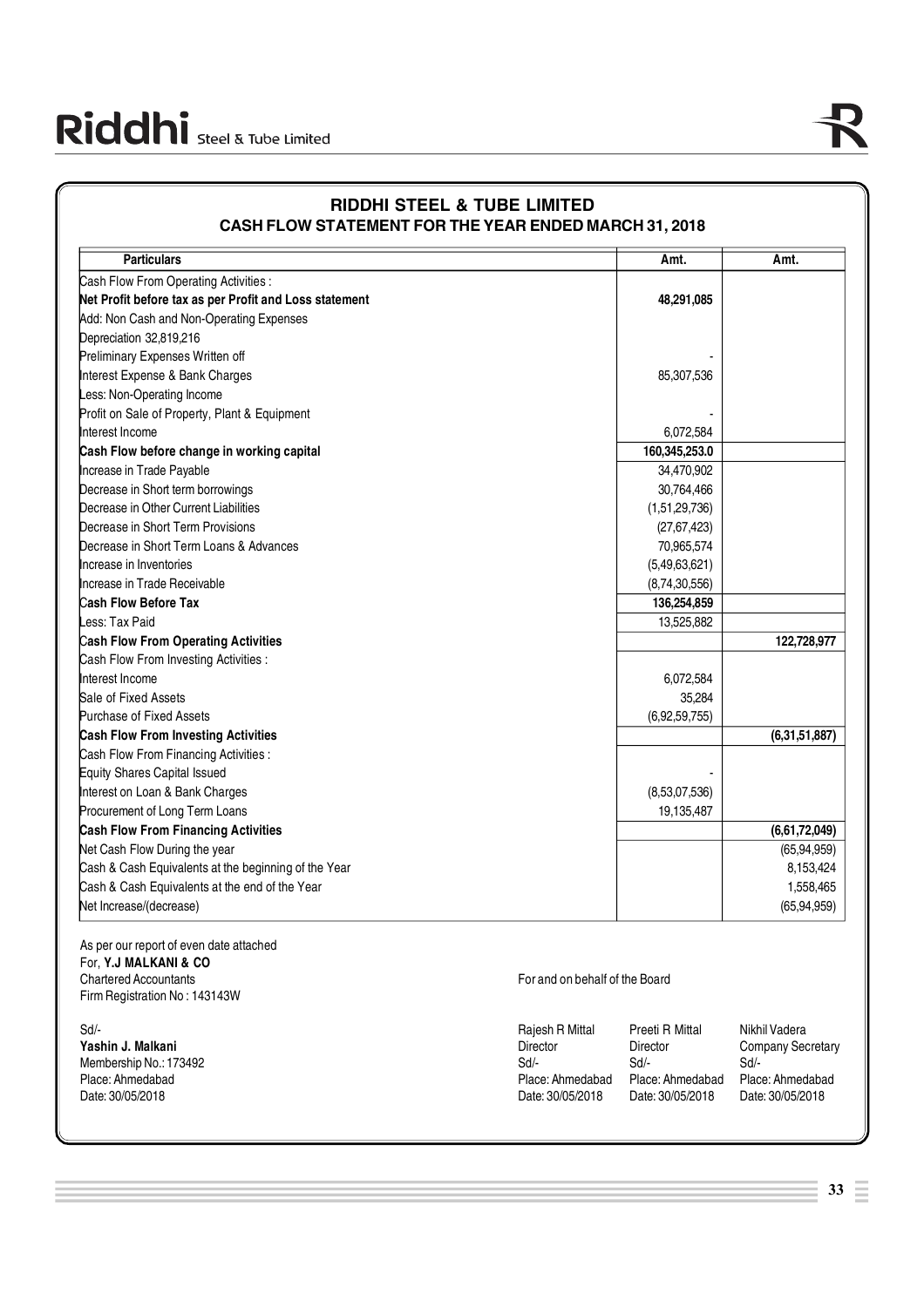# RIDDHI STEEL & TUBE LIMITED

## CASH FLOW STATEMENT FOR THE YEAR ENDED MARCH 31, 2018

| Particulars | Amt. | Amt. |
|---|---|---|
| Cash Flow From Operating Activities : | | |
| **Net Profit before tax as per Profit and Loss statement** | **48,291,085** | |
| Add: Non Cash and Non-Operating Expenses | | |
| Depreciation 32,819,216 | | |
| Preliminary Expenses Written off | - | |
| Interest Expense & Bank Charges | 85,307,536 | |
| Less: Non-Operating Income | | |
| Profit on Sale of Property, Plant & Equipment | - | |
| Interest Income | 6,072,584 | |
| **Cash Flow before change in working capital** | **160,345,253.0** | |
| Increase in Trade Payable | 34,470,902 | |
| Decrease in Short term borrowings | 30,764,466 | |
| Decrease in Other Current Liabilities | (1,51,29,736) | |
| Decrease in Short Term Provisions | (27,67,423) | |
| Decrease in Short Term Loans & Advances | 70,965,574 | |
| Increase in Inventories | (5,49,63,621) | |
| Increase in Trade Receivable | (8,74,30,556) | |
| **Cash Flow Before Tax** | **136,254,859** | |
| Less: Tax Paid | 13,525,882 | |
| **Cash Flow From Operating Activities** | | **122,728,977** |
| Cash Flow From Investing Activities : | | |
| Interest Income | 6,072,584 | |
| Sale of Fixed Assets | 35,284 | |
| Purchase of Fixed Assets | (6,92,59,755) | |
| **Cash Flow From Investing Activities** | | **(6,31,51,887)** |
| Cash Flow From Financing Activities : | | |
| Equity Shares Capital Issued | - | |
| Interest on Loan & Bank Charges | (8,53,07,536) | |
| Procurement of Long Term Loans | 19,135,487 | |
| **Cash Flow From Financing Activities** | | **(6,61,72,049)** |
| Net Cash Flow During the year | | (65,94,959) |
| Cash & Cash Equivalents at the beginning of the Year | | 8,153,424 |
| Cash & Cash Equivalents at the end of the Year | | 1,558,465 |
| Net Increase/(decrease) | | (65,94,959) |

As per our report of even date attached
For, **Y.J MALKANI & CO**
Chartered Accountants
Firm Registration No : 143143W

Sd/-
**Yashin J. Malkani**
Membership No.: 173492
Place: Ahmedabad
Date: 30/05/2018

For and on behalf of the Board

| Rajesh R Mittal | Preeti R Mittal | Nikhil Vadera |
|---|---|---|
| Director | Director | Company Secretary |
| Sd/- | Sd/- | Sd/- |
| Place: Ahmedabad | Place: Ahmedabad | Place: Ahmedabad |
| Date: 30/05/2018 | Date: 30/05/2018 | Date: 30/05/2018 |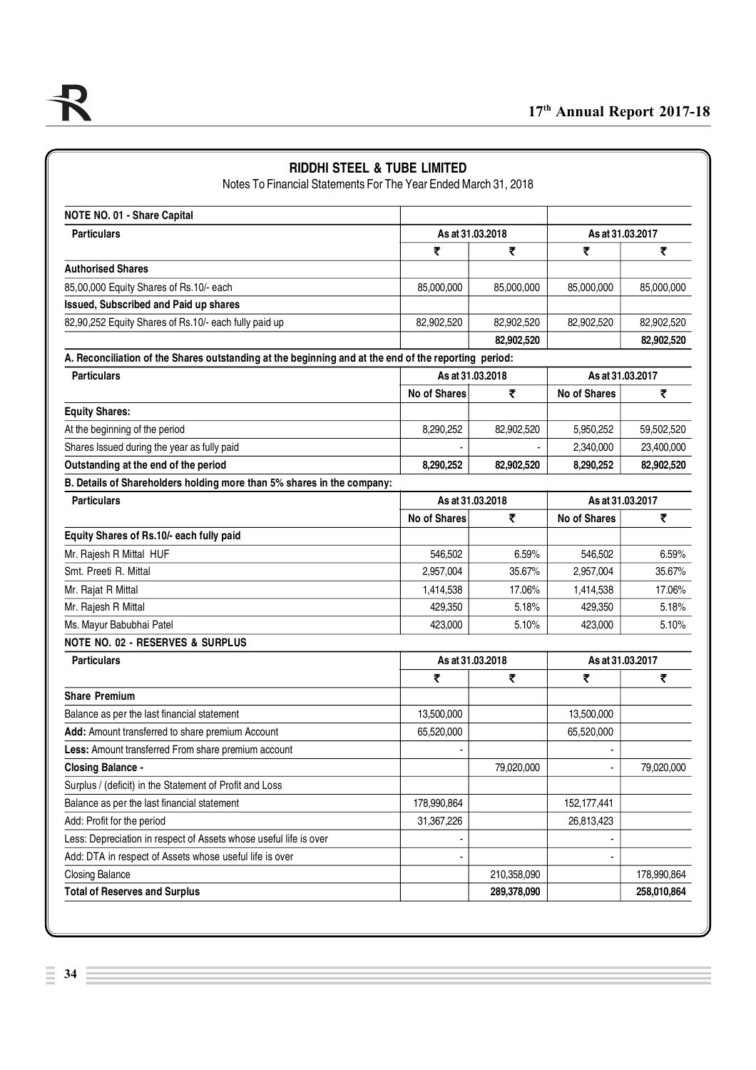## RIDDHI STEEL & TUBE LIMITED

Notes To Financial Statements For The Year Ended March 31, 2018

### NOTE NO. 01 - Share Capital

| Particulars | As at 31.03.2018 | | As at 31.03.2017 | |
|---|---|---|---|---|
| | ₹ | ₹ | ₹ | ₹ |
| **Authorised Shares** | | | | |
| 85,00,000 Equity Shares of Rs.10/- each | 85,000,000 | 85,000,000 | 85,000,000 | 85,000,000 |
| **Issued, Subscribed and Paid up shares** | | | | |
| 82,90,252 Equity Shares of Rs.10/- each fully paid up | 82,902,520 | 82,902,520 | 82,902,520 | 82,902,520 |
| | | **82,902,520** | | **82,902,520** |

**A. Reconciliation of the Shares outstanding at the beginning and at the end of the reporting period:**

| Particulars | As at 31.03.2018 | | As at 31.03.2017 | |
|---|---|---|---|---|
| | No of Shares | ₹ | No of Shares | ₹ |
| **Equity Shares:** | | | | |
| At the beginning of the period | 8,290,252 | 82,902,520 | 5,950,252 | 59,502,520 |
| Shares Issued during the year as fully paid | - | - | 2,340,000 | 23,400,000 |
| **Outstanding at the end of the period** | **8,290,252** | **82,902,520** | **8,290,252** | **82,902,520** |

**B. Details of Shareholders holding more than 5% shares in the company:**

| Particulars | As at 31.03.2018 | | As at 31.03.2017 | |
|---|---|---|---|---|
| | No of Shares | ₹ | No of Shares | ₹ |
| **Equity Shares of Rs.10/- each fully paid** | | | | |
| Mr. Rajesh R Mittal HUF | 546,502 | 6.59% | 546,502 | 6.59% |
| Smt. Preeti R. Mittal | 2,957,004 | 35.67% | 2,957,004 | 35.67% |
| Mr. Rajat R Mittal | 1,414,538 | 17.06% | 1,414,538 | 17.06% |
| Mr. Rajesh R Mittal | 429,350 | 5.18% | 429,350 | 5.18% |
| Ms. Mayur Babubhai Patel | 423,000 | 5.10% | 423,000 | 5.10% |

### NOTE NO. 02 - RESERVES & SURPLUS

| Particulars | As at 31.03.2018 | | As at 31.03.2017 | |
|---|---|---|---|---|
| | ₹ | ₹ | ₹ | ₹ |
| **Share Premium** | | | | |
| Balance as per the last financial statement | 13,500,000 | | 13,500,000 | |
| **Add:** Amount transferred to share premium Account | 65,520,000 | | 65,520,000 | |
| **Less:** Amount transferred From share premium account | - | | - | |
| **Closing Balance -** | | 79,020,000 | - | 79,020,000 |
| Surplus / (deficit) in the Statement of Profit and Loss | | | | |
| Balance as per the last financial statement | 178,990,864 | | 152,177,441 | |
| Add: Profit for the period | 31,367,226 | | 26,813,423 | |
| Less: Depreciation in respect of Assets whose useful life is over | - | | - | |
| Add: DTA in respect of Assets whose useful life is over | - | | - | |
| Closing Balance | | 210,358,090 | | 178,990,864 |
| **Total of Reserves and Surplus** | | **289,378,090** | | **258,010,864** |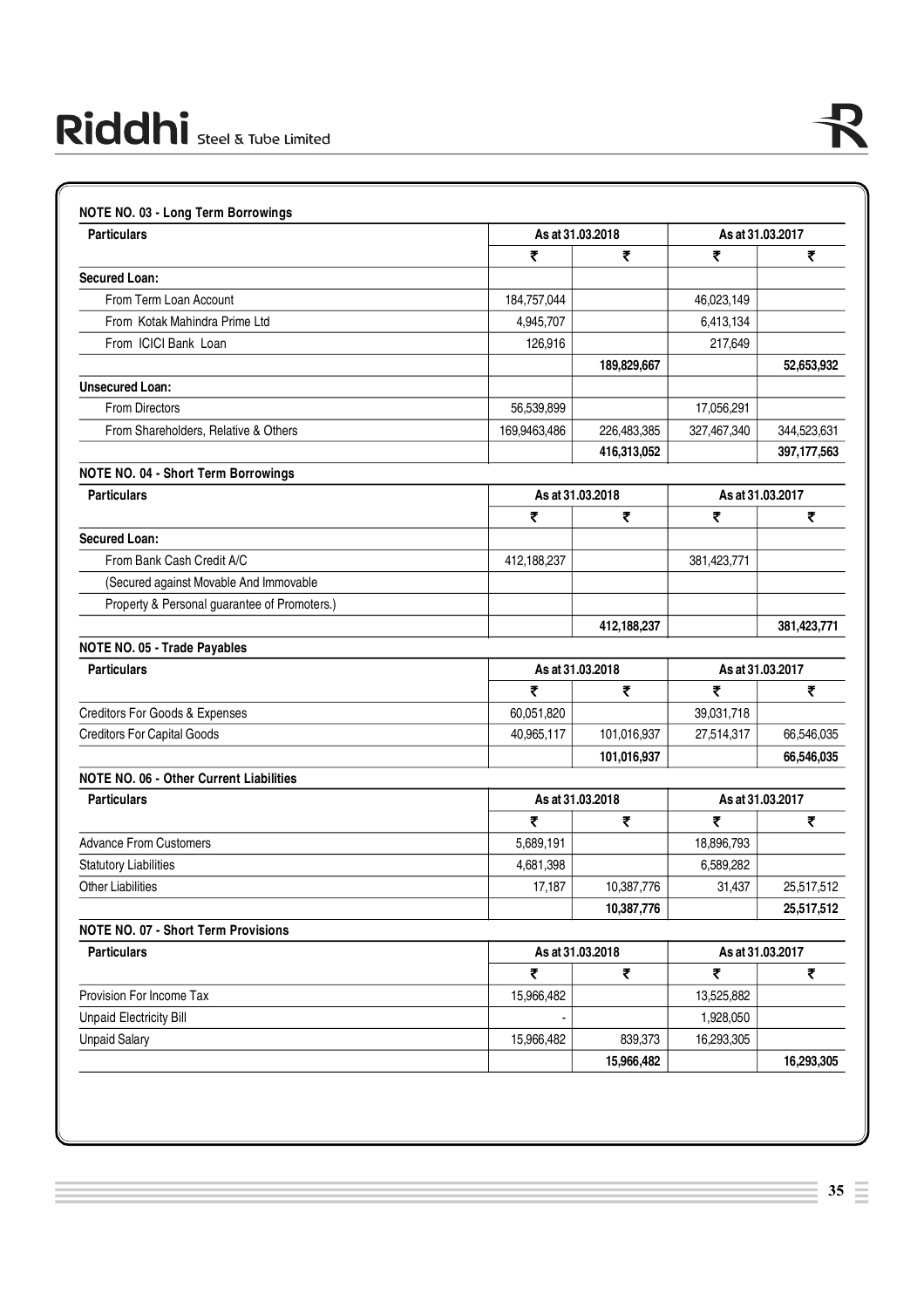### NOTE NO. 03 - Long Term Borrowings

| Particulars | As at 31.03.2018 | | As at 31.03.2017 | |
|---|---|---|---|---|
| | ₹ | ₹ | ₹ | ₹ |
| **Secured Loan:** | | | | |
| From Term Loan Account | 184,757,044 | | 46,023,149 | |
| From Kotak Mahindra Prime Ltd | 4,945,707 | | 6,413,134 | |
| From ICICI Bank Loan | 126,916 | | 217,649 | |
| | | **189,829,667** | | **52,653,932** |
| **Unsecured Loan:** | | | | |
| From Directors | 56,539,899 | | 17,056,291 | |
| From Shareholders, Relative & Others | 169,9463,486 | 226,483,385 | 327,467,340 | 344,523,631 |
| | | **416,313,052** | | **397,177,563** |

### NOTE NO. 04 - Short Term Borrowings

| Particulars | As at 31.03.2018 | | As at 31.03.2017 | |
|---|---|---|---|---|
| | ₹ | ₹ | ₹ | ₹ |
| **Secured Loan:** | | | | |
| From Bank Cash Credit A/C | 412,188,237 | | 381,423,771 | |
| (Secured against Movable And Immovable | | | | |
| Property & Personal guarantee of Promoters.) | | | | |
| | | **412,188,237** | | **381,423,771** |

### NOTE NO. 05 - Trade Payables

| Particulars | As at 31.03.2018 | | As at 31.03.2017 | |
|---|---|---|---|---|
| | ₹ | ₹ | ₹ | ₹ |
| Creditors For Goods & Expenses | 60,051,820 | | 39,031,718 | |
| Creditors For Capital Goods | 40,965,117 | 101,016,937 | 27,514,317 | 66,546,035 |
| | | **101,016,937** | | **66,546,035** |

### NOTE NO. 06 - Other Current Liabilities

| Particulars | As at 31.03.2018 | | As at 31.03.2017 | |
|---|---|---|---|---|
| | ₹ | ₹ | ₹ | ₹ |
| Advance From Customers | 5,689,191 | | 18,896,793 | |
| Statutory Liabilities | 4,681,398 | | 6,589,282 | |
| Other Liabilities | 17,187 | 10,387,776 | 31,437 | 25,517,512 |
| | | **10,387,776** | | **25,517,512** |

### NOTE NO. 07 - Short Term Provisions

| Particulars | As at 31.03.2018 | | As at 31.03.2017 | |
|---|---|---|---|---|
| | ₹ | ₹ | ₹ | ₹ |
| Provision For Income Tax | 15,966,482 | | 13,525,882 | |
| Unpaid Electricity Bill | - | | 1,928,050 | |
| Unpaid Salary | 15,966,482 | 839,373 | 16,293,305 | |
| | | **15,966,482** | | **16,293,305** |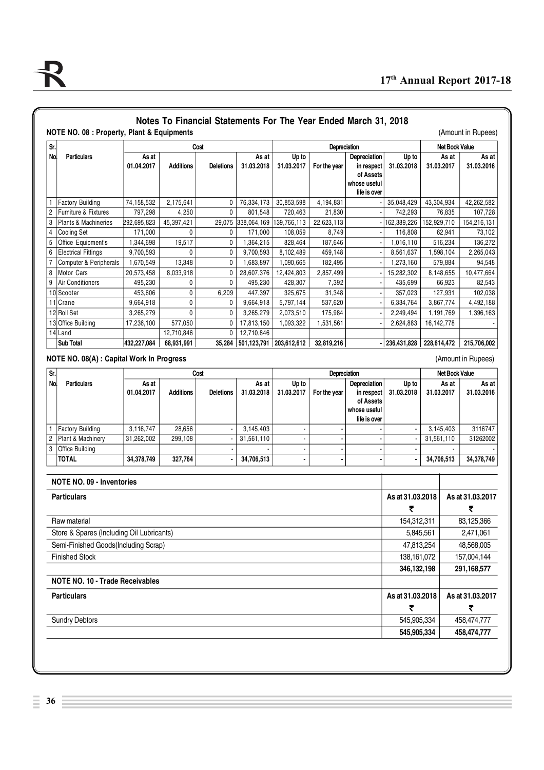## Notes To Financial Statements For The Year Ended March 31, 2018

**NOTE NO. 08 : Property, Plant & Equipments**

(Amount in Rupees)

| Sr. No. | Particulars | Cost | | | | Depreciation | | | | Net Book Value | |
|---|---|---|---|---|---|---|---|---|---|---|---|
| | | As at 01.04.2017 | Additions | Deletions | As at 31.03.2018 | Up to 31.03.2017 | For the year | Depreciation in respect of Assets whose useful life is over | Up to 31.03.2018 | As at 31.03.2017 | As at 31.03.2016 |
| 1 | Factory Building | 74,158,532 | 2,175,641 | 0 | 76,334,173 | 30,853,598 | 4,194,831 | - | 35,048,429 | 43,304,934 | 42,262,582 |
| 2 | Furniture & Fixtures | 797,298 | 4,250 | 0 | 801,548 | 720,463 | 21,830 | - | 742,293 | 76,835 | 107,728 |
| 3 | Plants & Machineries | 292,695,823 | 45,397,421 | 29,075 | 338,064,169 | 139,766,113 | 22,623,113 | - | 162,389,226 | 152,929,710 | 154,216,131 |
| 4 | Cooling Set | 171,000 | 0 | 0 | 171,000 | 108,059 | 8,749 | - | 116,808 | 62,941 | 73,102 |
| 5 | Office Equipment's | 1,344,698 | 19,517 | 0 | 1,364,215 | 828,464 | 187,646 | - | 1,016,110 | 516,234 | 136,272 |
| 6 | Electrical Fittings | 9,700,593 | 0 | 0 | 9,700,593 | 8,102,489 | 459,148 | - | 8,561,637 | 1,598,104 | 2,265,043 |
| 7 | Computer & Peripherals | 1,670,549 | 13,348 | 0 | 1,683,897 | 1,090,665 | 182,495 | - | 1,273,160 | 579,884 | 94,548 |
| 8 | Motor Cars | 20,573,458 | 8,033,918 | 0 | 28,607,376 | 12,424,803 | 2,857,499 | - | 15,282,302 | 8,148,655 | 10,477,664 |
| 9 | Air Conditioners | 495,230 | 0 | 0 | 495,230 | 428,307 | 7,392 | - | 435,699 | 66,923 | 82,543 |
| 10 | Scooter | 453,606 | 0 | 6,209 | 447,397 | 325,675 | 31,348 | - | 357,023 | 127,931 | 102,038 |
| 11 | Crane | 9,664,918 | 0 | 0 | 9,664,918 | 5,797,144 | 537,620 | - | 6,334,764 | 3,867,774 | 4,492,188 |
| 12 | Roll Set | 3,265,279 | 0 | 0 | 3,265,279 | 2,073,510 | 175,984 | - | 2,249,494 | 1,191,769 | 1,396,163 |
| 13 | Office Building | 17,236,100 | 577,050 | 0 | 17,813,150 | 1,093,322 | 1,531,561 | - | 2,624,883 | 16,142,778 | - |
| 14 | Land | | 12,710,846 | 0 | 12,710,846 | | | | | | |
| | **Sub Total** | **432,227,084** | **68,931,991** | **35,284** | **501,123,791** | **203,612,612** | **32,819,216** | **-** | **236,431,828** | **228,614,472** | **215,706,002** |

**NOTE NO. 08(A) : Capital Work In Progress**

(Amount in Rupees)

| Sr. No. | Particulars | Cost | | | | Depreciation | | | | Net Book Value | |
|---|---|---|---|---|---|---|---|---|---|---|---|
| | | As at 01.04.2017 | Additions | Deletions | As at 31.03.2018 | Up to 31.03.2017 | For the year | Depreciation in respect of Assets whose useful life is over | Up to 31.03.2018 | As at 31.03.2017 | As at 31.03.2016 |
| 1 | Factory Building | 3,116,747 | 28,656 | - | 3,145,403 | - | - | - | - | 3,145,403 | 3116747 |
| 2 | Plant & Machinery | 31,262,002 | 299,108 | - | 31,561,110 | - | - | - | - | 31,561,110 | 31262002 |
| 3 | Office Building | | | - | - | - | - | - | - | - | - |
| | **TOTAL** | **34,378,749** | **327,764** | **-** | **34,706,513** | **-** | **-** | **-** | **-** | **34,706,513** | **34,378,749** |

**NOTE NO. 09 - Inventories**

| Particulars | As at 31.03.2018 | As at 31.03.2017 |
|---|---|---|
| | ₹ | ₹ |
| Raw material | 154,312,311 | 83,125,366 |
| Store & Spares (Including Oil Lubricants) | 5,845,561 | 2,471,061 |
| Semi-Finished Goods(Including Scrap) | 47,813,254 | 48,568,005 |
| Finished Stock | 138,161,072 | 157,004,144 |
| | **346,132,198** | **291,168,577** |

**NOTE NO. 10 - Trade Receivables**

| Particulars | As at 31.03.2018 | As at 31.03.2017 |
|---|---|---|
| | ₹ | ₹ |
| Sundry Debtors | 545,905,334 | 458,474,777 |
| | **545,905,334** | **458,474,777** |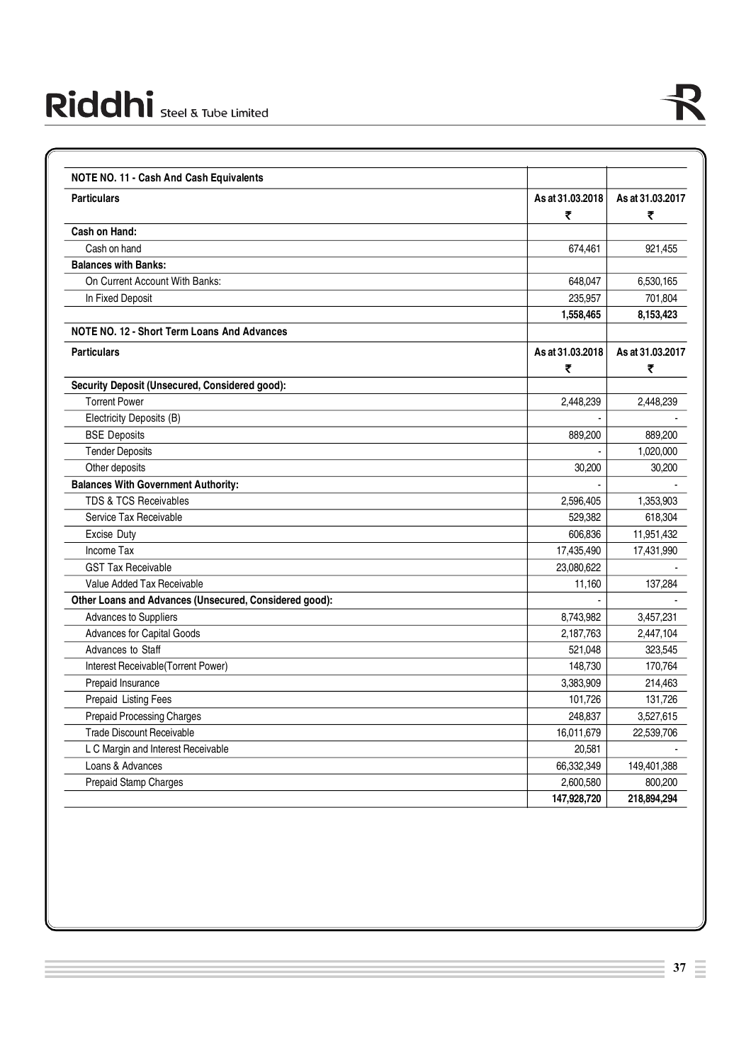| NOTE NO. 11 - Cash And Cash Equivalents | | |
|---|---|---|
| **Particulars** | **As at 31.03.2018 ₹** | **As at 31.03.2017 ₹** |
| **Cash on Hand:** | | |
| Cash on hand | 674,461 | 921,455 |
| **Balances with Banks:** | | |
| On Current Account With Banks: | 648,047 | 6,530,165 |
| In Fixed Deposit | 235,957 | 701,804 |
| | **1,558,465** | **8,153,423** |

| NOTE NO. 12 - Short Term Loans And Advances | | |
|---|---|---|
| **Particulars** | **As at 31.03.2018 ₹** | **As at 31.03.2017 ₹** |
| **Security Deposit (Unsecured, Considered good):** | | |
| Torrent Power | 2,448,239 | 2,448,239 |
| Electricity Deposits (B) | - | - |
| BSE Deposits | 889,200 | 889,200 |
| Tender Deposits | - | 1,020,000 |
| Other deposits | 30,200 | 30,200 |
| **Balances With Government Authority:** | - | - |
| TDS & TCS Receivables | 2,596,405 | 1,353,903 |
| Service Tax Receivable | 529,382 | 618,304 |
| Excise Duty | 606,836 | 11,951,432 |
| Income Tax | 17,435,490 | 17,431,990 |
| GST Tax Receivable | 23,080,622 | - |
| Value Added Tax Receivable | 11,160 | 137,284 |
| **Other Loans and Advances (Unsecured, Considered good):** | - | - |
| Advances to Suppliers | 8,743,982 | 3,457,231 |
| Advances for Capital Goods | 2,187,763 | 2,447,104 |
| Advances to Staff | 521,048 | 323,545 |
| Interest Receivable(Torrent Power) | 148,730 | 170,764 |
| Prepaid Insurance | 3,383,909 | 214,463 |
| Prepaid Listing Fees | 101,726 | 131,726 |
| Prepaid Processing Charges | 248,837 | 3,527,615 |
| Trade Discount Receivable | 16,011,679 | 22,539,706 |
| L C Margin and Interest Receivable | 20,581 | - |
| Loans & Advances | 66,332,349 | 149,401,388 |
| Prepaid Stamp Charges | 2,600,580 | 800,200 |
| | **147,928,720** | **218,894,294** |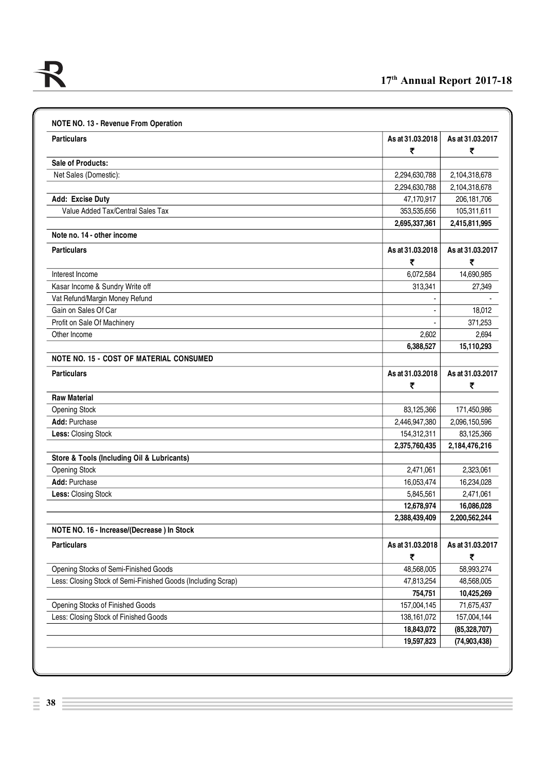### NOTE NO. 13 - Revenue From Operation

| Particulars | As at 31.03.2018 ₹ | As at 31.03.2017 ₹ |
|---|---|---|
| **Sale of Products:** | | |
| Net Sales (Domestic): | 2,294,630,788 | 2,104,318,678 |
| | 2,294,630,788 | 2,104,318,678 |
| **Add: Excise Duty** | 47,170,917 | 206,181,706 |
| Value Added Tax/Central Sales Tax | 353,535,656 | 105,311,611 |
| | **2,695,337,361** | **2,415,811,995** |

### Note no. 14 - other income

| Particulars | As at 31.03.2018 ₹ | As at 31.03.2017 ₹ |
|---|---|---|
| Interest Income | 6,072,584 | 14,690,985 |
| Kasar Income & Sundry Write off | 313,341 | 27,349 |
| Vat Refund/Margin Money Refund | - | - |
| Gain on Sales Of Car | - | 18,012 |
| Profit on Sale Of Machinery | - | 371,253 |
| Other Income | 2,602 | 2,694 |
| | **6,388,527** | **15,110,293** |

### NOTE NO. 15 - COST OF MATERIAL CONSUMED

| Particulars | As at 31.03.2018 ₹ | As at 31.03.2017 ₹ |
|---|---|---|
| **Raw Material** | | |
| Opening Stock | 83,125,366 | 171,450,986 |
| **Add:** Purchase | 2,446,947,380 | 2,096,150,596 |
| **Less:** Closing Stock | 154,312,311 | 83,125,366 |
| | **2,375,760,435** | **2,184,476,216** |
| **Store & Tools (Including Oil & Lubricants)** | | |
| Opening Stock | 2,471,061 | 2,323,061 |
| **Add:** Purchase | 16,053,474 | 16,234,028 |
| **Less:** Closing Stock | 5,845,561 | 2,471,061 |
| | **12,678,974** | **16,086,028** |
| | **2,388,439,409** | **2,200,562,244** |

### NOTE NO. 16 - Increase/(Decrease ) In Stock

| Particulars | As at 31.03.2018 ₹ | As at 31.03.2017 ₹ |
|---|---|---|
| Opening Stocks of Semi-Finished Goods | 48,568,005 | 58,993,274 |
| Less: Closing Stock of Semi-Finished Goods (Including Scrap) | 47,813,254 | 48,568,005 |
| | **754,751** | **10,425,269** |
| Opening Stocks of Finished Goods | 157,004,145 | 71,675,437 |
| Less: Closing Stock of Finished Goods | 138,161,072 | 157,004,144 |
| | **18,843,072** | **(85,328,707)** |
| | **19,597,823** | **(74,903,438)** |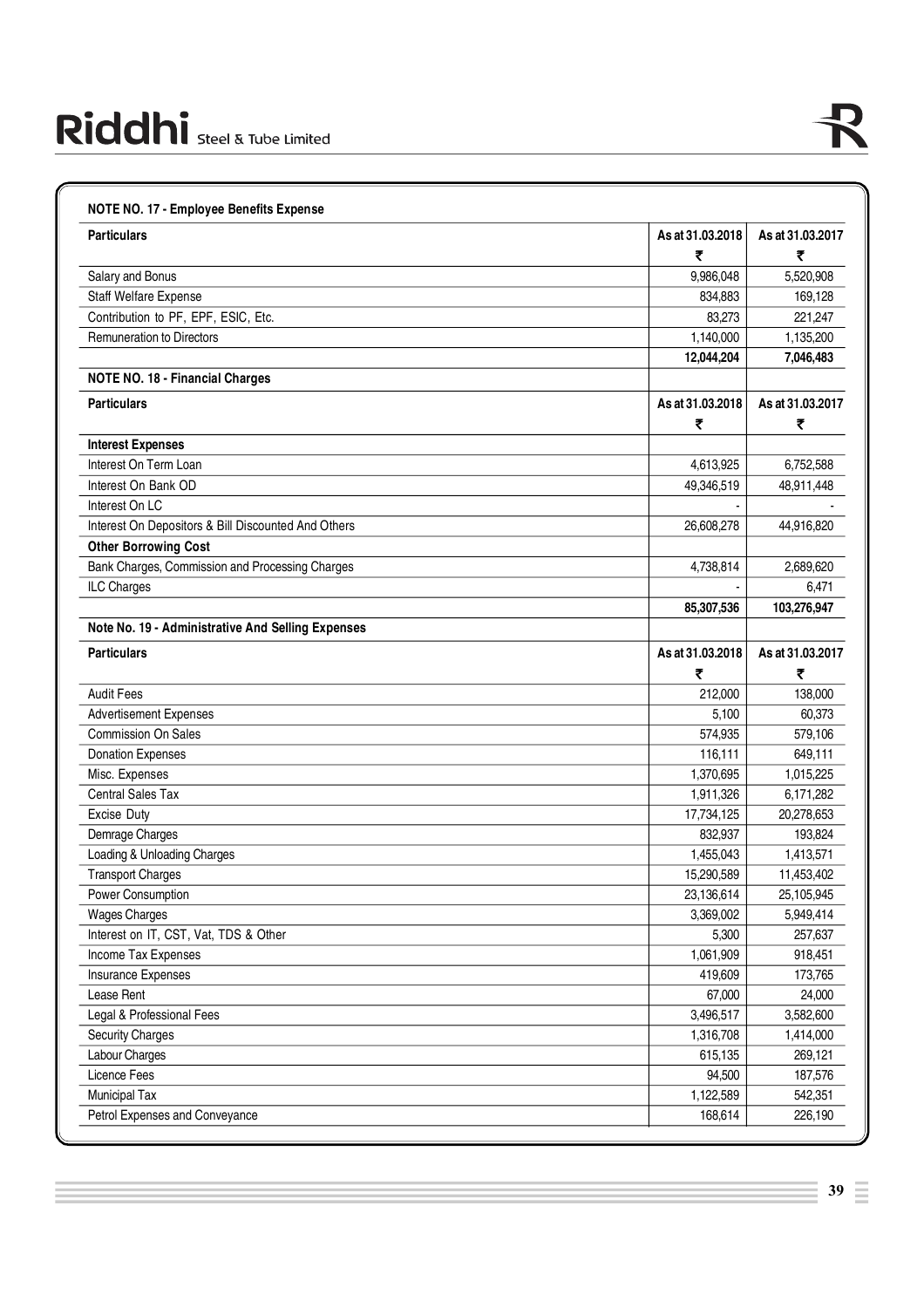**NOTE NO. 17 - Employee Benefits Expense**

| Particulars | As at 31.03.2018 ₹ | As at 31.03.2017 ₹ |
|---|---|---|
| Salary and Bonus | 9,986,048 | 5,520,908 |
| Staff Welfare Expense | 834,883 | 169,128 |
| Contribution to PF, EPF, ESIC, Etc. | 83,273 | 221,247 |
| Remuneration to Directors | 1,140,000 | 1,135,200 |
| | **12,044,204** | **7,046,483** |

**NOTE NO. 18 - Financial Charges**

| Particulars | As at 31.03.2018 ₹ | As at 31.03.2017 ₹ |
|---|---|---|
| **Interest Expenses** | | |
| Interest On Term Loan | 4,613,925 | 6,752,588 |
| Interest On Bank OD | 49,346,519 | 48,911,448 |
| Interest On LC | - | - |
| Interest On Depositors & Bill Discounted And Others | 26,608,278 | 44,916,820 |
| **Other Borrowing Cost** | | |
| Bank Charges, Commission and Processing Charges | 4,738,814 | 2,689,620 |
| ILC Charges | - | 6,471 |
| | **85,307,536** | **103,276,947** |

**Note No. 19 - Administrative And Selling Expenses**

| Particulars | As at 31.03.2018 ₹ | As at 31.03.2017 ₹ |
|---|---|---|
| Audit Fees | 212,000 | 138,000 |
| Advertisement Expenses | 5,100 | 60,373 |
| Commission On Sales | 574,935 | 579,106 |
| Donation Expenses | 116,111 | 649,111 |
| Misc. Expenses | 1,370,695 | 1,015,225 |
| Central Sales Tax | 1,911,326 | 6,171,282 |
| Excise Duty | 17,734,125 | 20,278,653 |
| Demrage Charges | 832,937 | 193,824 |
| Loading & Unloading Charges | 1,455,043 | 1,413,571 |
| Transport Charges | 15,290,589 | 11,453,402 |
| Power Consumption | 23,136,614 | 25,105,945 |
| Wages Charges | 3,369,002 | 5,949,414 |
| Interest on IT, CST, Vat, TDS & Other | 5,300 | 257,637 |
| Income Tax Expenses | 1,061,909 | 918,451 |
| Insurance Expenses | 419,609 | 173,765 |
| Lease Rent | 67,000 | 24,000 |
| Legal & Professional Fees | 3,496,517 | 3,582,600 |
| Security Charges | 1,316,708 | 1,414,000 |
| Labour Charges | 615,135 | 269,121 |
| Licence Fees | 94,500 | 187,576 |
| Municipal Tax | 1,122,589 | 542,351 |
| Petrol Expenses and Conveyance | 168,614 | 226,190 |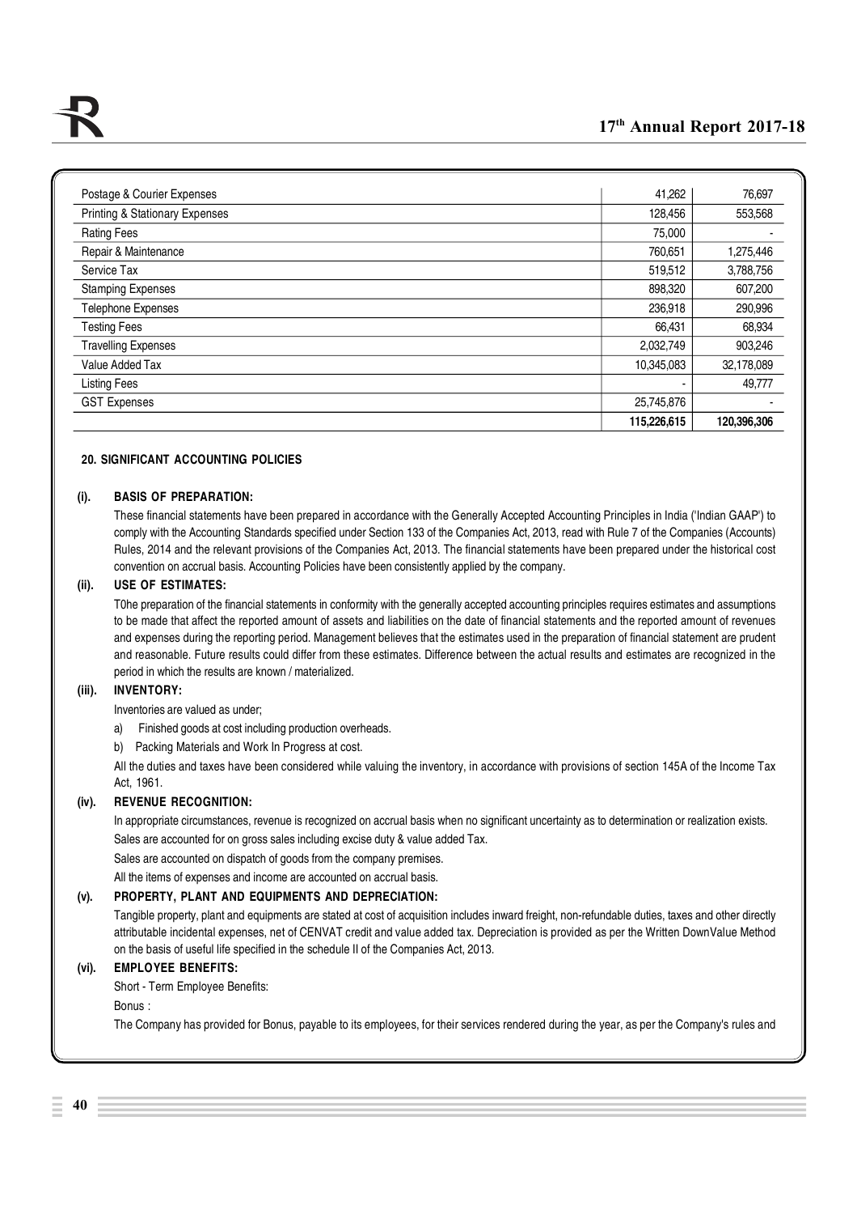| | | |
|---|---|---|
| Postage & Courier Expenses | 41,262 | 76,697 |
| Printing & Stationary Expenses | 128,456 | 553,568 |
| Rating Fees | 75,000 | - |
| Repair & Maintenance | 760,651 | 1,275,446 |
| Service Tax | 519,512 | 3,788,756 |
| Stamping Expenses | 898,320 | 607,200 |
| Telephone Expenses | 236,918 | 290,996 |
| Testing Fees | 66,431 | 68,934 |
| Travelling Expenses | 2,032,749 | 903,246 |
| Value Added Tax | 10,345,083 | 32,178,089 |
| Listing Fees | - | 49,777 |
| GST Expenses | 25,745,876 | - |
| | **115,226,615** | **120,396,306** |

## 20. SIGNIFICANT ACCOUNTING POLICIES

### (i). BASIS OF PREPARATION:

These financial statements have been prepared in accordance with the Generally Accepted Accounting Principles in India ('Indian GAAP') to comply with the Accounting Standards specified under Section 133 of the Companies Act, 2013, read with Rule 7 of the Companies (Accounts) Rules, 2014 and the relevant provisions of the Companies Act, 2013. The financial statements have been prepared under the historical cost convention on accrual basis. Accounting Policies have been consistently applied by the company.

### (ii). USE OF ESTIMATES:

T0he preparation of the financial statements in conformity with the generally accepted accounting principles requires estimates and assumptions to be made that affect the reported amount of assets and liabilities on the date of financial statements and the reported amount of revenues and expenses during the reporting period. Management believes that the estimates used in the preparation of financial statement are prudent and reasonable. Future results could differ from these estimates. Difference between the actual results and estimates are recognized in the period in which the results are known / materialized.

### (iii). INVENTORY:

Inventories are valued as under;

a) Finished goods at cost including production overheads.

b) Packing Materials and Work In Progress at cost.

All the duties and taxes have been considered while valuing the inventory, in accordance with provisions of section 145A of the Income Tax Act, 1961.

### (iv). REVENUE RECOGNITION:

In appropriate circumstances, revenue is recognized on accrual basis when no significant uncertainty as to determination or realization exists.

Sales are accounted for on gross sales including excise duty & value added Tax.

Sales are accounted on dispatch of goods from the company premises.

All the items of expenses and income are accounted on accrual basis.

### (v). PROPERTY, PLANT AND EQUIPMENTS AND DEPRECIATION:

Tangible property, plant and equipments are stated at cost of acquisition includes inward freight, non-refundable duties, taxes and other directly attributable incidental expenses, net of CENVAT credit and value added tax. Depreciation is provided as per the Written DownValue Method on the basis of useful life specified in the schedule II of the Companies Act, 2013.

### (vi). EMPLOYEE BENEFITS:

Short - Term Employee Benefits:

Bonus :

The Company has provided for Bonus, payable to its employees, for their services rendered during the year, as per the Company's rules and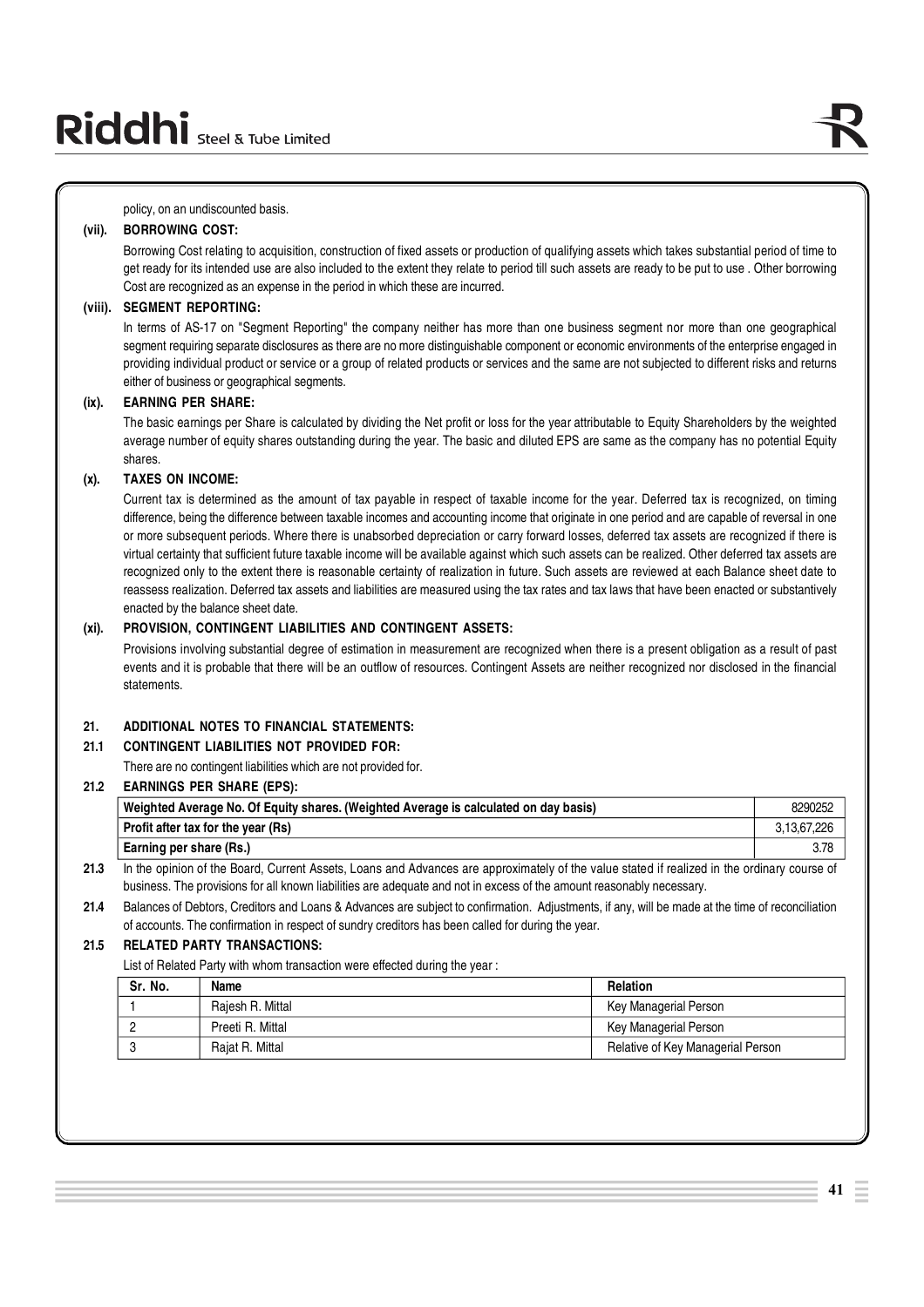policy, on an undiscounted basis.

**(vii). BORROWING COST:**

Borrowing Cost relating to acquisition, construction of fixed assets or production of qualifying assets which takes substantial period of time to get ready for its intended use are also included to the extent they relate to period till such assets are ready to be put to use . Other borrowing Cost are recognized as an expense in the period in which these are incurred.

**(viii). SEGMENT REPORTING:**

In terms of AS-17 on "Segment Reporting" the company neither has more than one business segment nor more than one geographical segment requiring separate disclosures as there are no more distinguishable component or economic environments of the enterprise engaged in providing individual product or service or a group of related products or services and the same are not subjected to different risks and returns either of business or geographical segments.

**(ix). EARNING PER SHARE:**

The basic earnings per Share is calculated by dividing the Net profit or loss for the year attributable to Equity Shareholders by the weighted average number of equity shares outstanding during the year. The basic and diluted EPS are same as the company has no potential Equity shares.

**(x). TAXES ON INCOME:**

Current tax is determined as the amount of tax payable in respect of taxable income for the year. Deferred tax is recognized, on timing difference, being the difference between taxable incomes and accounting income that originate in one period and are capable of reversal in one or more subsequent periods. Where there is unabsorbed depreciation or carry forward losses, deferred tax assets are recognized if there is virtual certainty that sufficient future taxable income will be available against which such assets can be realized. Other deferred tax assets are recognized only to the extent there is reasonable certainty of realization in future. Such assets are reviewed at each Balance sheet date to reassess realization. Deferred tax assets and liabilities are measured using the tax rates and tax laws that have been enacted or substantively enacted by the balance sheet date.

**(xi). PROVISION, CONTINGENT LIABILITIES AND CONTINGENT ASSETS:**

Provisions involving substantial degree of estimation in measurement are recognized when there is a present obligation as a result of past events and it is probable that there will be an outflow of resources. Contingent Assets are neither recognized nor disclosed in the financial statements.

**21. ADDITIONAL NOTES TO FINANCIAL STATEMENTS:**

**21.1 CONTINGENT LIABILITIES NOT PROVIDED FOR:**

There are no contingent liabilities which are not provided for.

**21.2 EARNINGS PER SHARE (EPS):**

| | |
|---|---|
| **Weighted Average No. Of Equity shares. (Weighted Average is calculated on day basis)** | 8290252 |
| **Profit after tax for the year (Rs)** | 3,13,67,226 |
| **Earning per share (Rs.)** | 3.78 |

**21.3** In the opinion of the Board, Current Assets, Loans and Advances are approximately of the value stated if realized in the ordinary course of business. The provisions for all known liabilities are adequate and not in excess of the amount reasonably necessary.

**21.4** Balances of Debtors, Creditors and Loans & Advances are subject to confirmation. Adjustments, if any, will be made at the time of reconciliation of accounts. The confirmation in respect of sundry creditors has been called for during the year.

**21.5 RELATED PARTY TRANSACTIONS:**

List of Related Party with whom transaction were effected during the year :

| Sr. No. | Name | Relation |
|---|---|---|
| 1 | Rajesh R. Mittal | Key Managerial Person |
| 2 | Preeti R. Mittal | Key Managerial Person |
| 3 | Rajat R. Mittal | Relative of Key Managerial Person |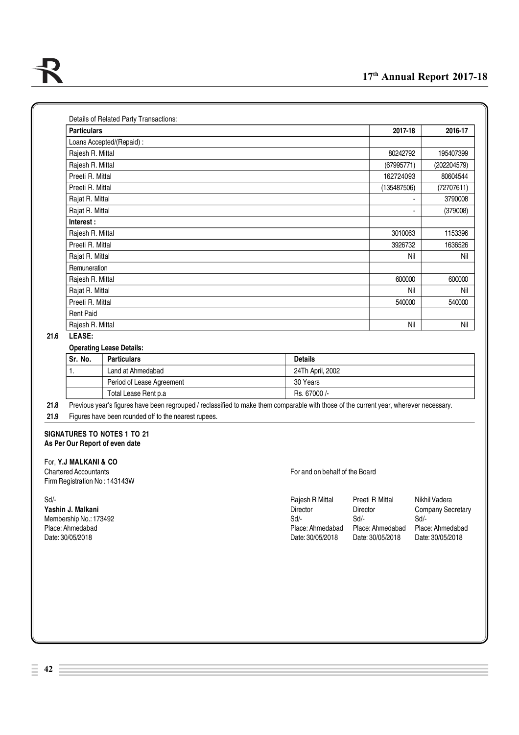Details of Related Party Transactions:

| Particulars | 2017-18 | 2016-17 |
|---|---|---|
| Loans Accepted/(Repaid) : | | |
| Rajesh R. Mittal | 80242792 | 195407399 |
| Rajesh R. Mittal | (67995771) | (202204579) |
| Preeti R. Mittal | 162724093 | 80604544 |
| Preeti R. Mittal | (135487506) | (72707611) |
| Rajat R. Mittal | - | 3790008 |
| Rajat R. Mittal | - | (379008) |
| **Interest :** | | |
| Rajesh R. Mittal | 3010063 | 1153396 |
| Preeti R. Mittal | 3926732 | 1636526 |
| Rajat R. Mittal | Nil | Nil |
| Remuneration | | |
| Rajesh R. Mittal | 600000 | 600000 |
| Rajat R. Mittal | Nil | Nil |
| Preeti R. Mittal | 540000 | 540000 |
| Rent Paid | | |
| Rajesh R. Mittal | Nil | Nil |

**21.6 LEASE:**

**Operating Lease Details:**

| Sr. No. | Particulars | Details |
|---|---|---|
| 1. | Land at Ahmedabad | 24Th April, 2002 |
| | Period of Lease Agreement | 30 Years |
| | Total Lease Rent p.a | Rs. 67000 /- |

**21.8** Previous year's figures have been regrouped / reclassified to make them comparable with those of the current year, wherever necessary.

**21.9** Figures have been rounded off to the nearest rupees.

**SIGNATURES TO NOTES 1 TO 21**
**As Per Our Report of even date**

For, **Y.J MALKANI & CO**
Chartered Accountants
Firm Registration No : 143143W

Sd/-
**Yashin J. Malkani**
Membership No.: 173492
Place: Ahmedabad
Date: 30/05/2018

For and on behalf of the Board

| Rajesh R Mittal | Preeti R Mittal | Nikhil Vadera |
|---|---|---|
| Director | Director | Company Secretary |
| Sd/- | Sd/- | Sd/- |
| Place: Ahmedabad | Place: Ahmedabad | Place: Ahmedabad |
| Date: 30/05/2018 | Date: 30/05/2018 | Date: 30/05/2018 |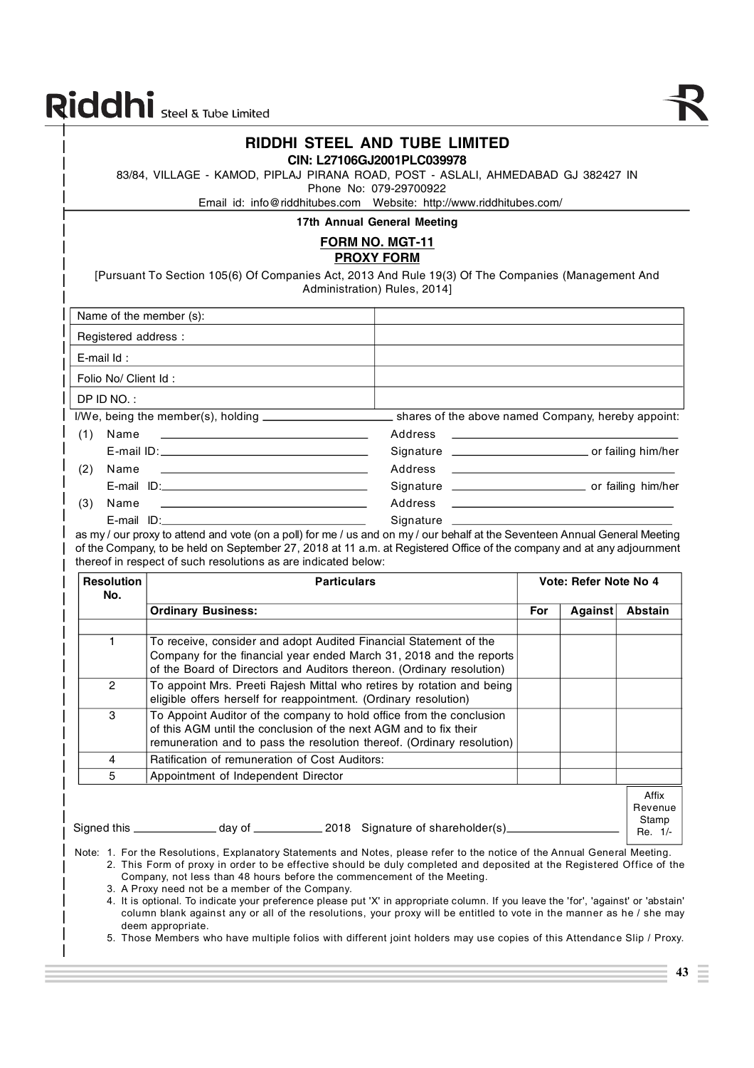# RIDDHI STEEL AND TUBE LIMITED

**CIN: L27106GJ2001PLC039978**

83/84, VILLAGE - KAMOD, PIPLAJ PIRANA ROAD, POST - ASLALI, AHMEDABAD GJ 382427 IN

Phone No: 079-29700922

Email id: info@riddhitubes.com Website: http://www.riddhitubes.com/

**17th Annual General Meeting**

## FORM NO. MGT-11
## PROXY FORM

[Pursuant To Section 105(6) Of Companies Act, 2013 And Rule 19(3) Of The Companies (Management And Administration) Rules, 2014]

| | |
|---|---|
| Name of the member (s): | |
| Registered address : | |
| E-mail Id : | |
| Folio No/ Client Id : | |
| DP ID NO. : | |

I/We, being the member(s), holding ____________ shares of the above named Company, hereby appoint:

(1) Name ____________ Address ____________
E-mail ID: ____________ Signature ____________ or failing him/her

(2) Name ____________ Address ____________
E-mail ID: ____________ Signature ____________ or failing him/her

(3) Name ____________ Address ____________
E-mail ID: ____________ Signature ____________

as my / our proxy to attend and vote (on a poll) for me / us and on my / our behalf at the Seventeen Annual General Meeting of the Company, to be held on September 27, 2018 at 11 a.m. at Registered Office of the company and at any adjournment thereof in respect of such resolutions as are indicated below:

| Resolution No. | Particulars | Vote: Refer Note No 4 | | |
|---|---|---|---|---|
| | **Ordinary Business:** | **For** | **Against** | **Abstain** |
| | | | | |
| 1 | To receive, consider and adopt Audited Financial Statement of the Company for the financial year ended March 31, 2018 and the reports of the Board of Directors and Auditors thereon. (Ordinary resolution) | | | |
| 2 | To appoint Mrs. Preeti Rajesh Mittal who retires by rotation and being eligible offers herself for reappointment. (Ordinary resolution) | | | |
| 3 | To Appoint Auditor of the company to hold office from the conclusion of this AGM until the conclusion of the next AGM and to fix their remuneration and to pass the resolution thereof. (Ordinary resolution) | | | |
| 4 | Ratification of remuneration of Cost Auditors: | | | |
| 5 | Appointment of Independent Director | | | |

Signed this ____________ day of ____________ 2018 Signature of shareholder(s) ____________

Affix Revenue Stamp Re. 1/-

Note:
1. For the Resolutions, Explanatory Statements and Notes, please refer to the notice of the Annual General Meeting.
2. This Form of proxy in order to be effective should be duly completed and deposited at the Registered Office of the Company, not less than 48 hours before the commencement of the Meeting.
3. A Proxy need not be a member of the Company.
4. It is optional. To indicate your preference please put 'X' in appropriate column. If you leave the 'for', 'against' or 'abstain' column blank against any or all of the resolutions, your proxy will be entitled to vote in the manner as he / she may deem appropriate.
5. Those Members who have multiple folios with different joint holders may use copies of this Attendance Slip / Proxy.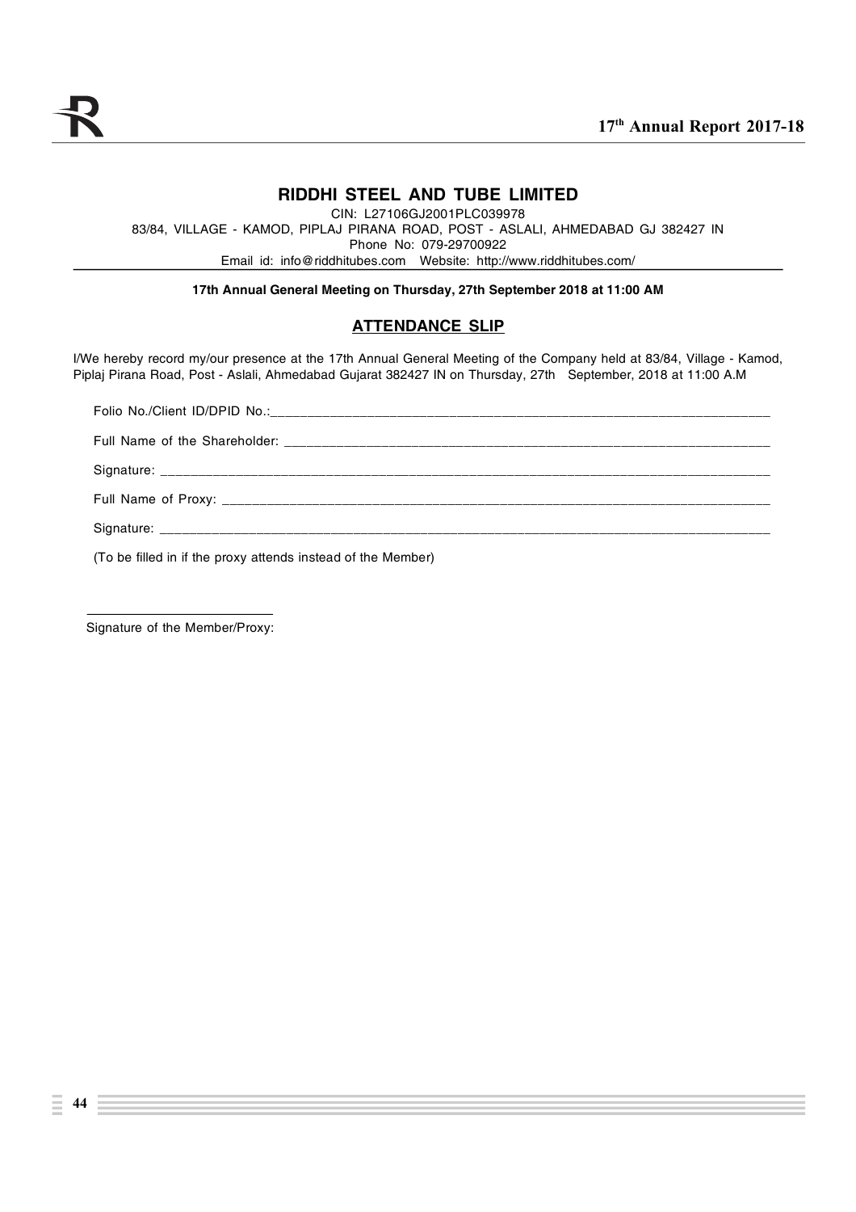# RIDDHI STEEL AND TUBE LIMITED

CIN: L27106GJ2001PLC039978

83/84, VILLAGE - KAMOD, PIPLAJ PIRANA ROAD, POST - ASLALI, AHMEDABAD GJ 382427 IN

Phone No: 079-29700922

Email id: info@riddhitubes.com Website: http://www.riddhitubes.com/

**17th Annual General Meeting on Thursday, 27th September 2018 at 11:00 AM**

## ATTENDANCE SLIP

I/We hereby record my/our presence at the 17th Annual General Meeting of the Company held at 83/84, Village - Kamod, Piplaj Pirana Road, Post - Aslali, Ahmedabad Gujarat 382427 IN on Thursday, 27th September, 2018 at 11:00 A.M

Folio No./Client ID/DPID No.:______________________________________________________________________

Full Name of the Shareholder: ______________________________________________________________________

Signature: ______________________________________________________________________

Full Name of Proxy: ______________________________________________________________________

Signature: ______________________________________________________________________

(To be filled in if the proxy attends instead of the Member)

_________________________

Signature of the Member/Proxy: